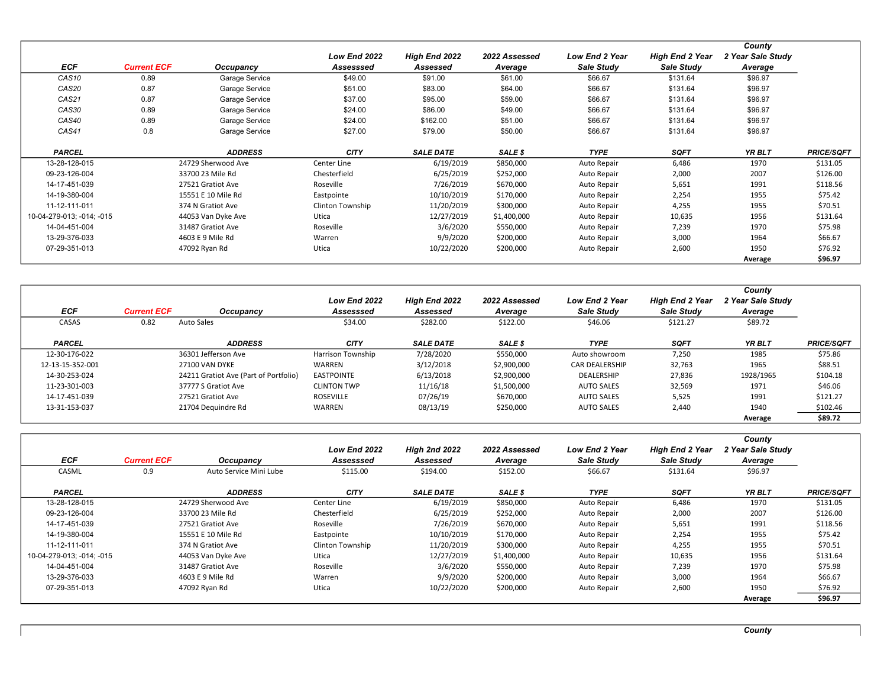| ECF | Current ECF | Occupancy | Low End 2022 Assesssed | High End 2022 Assessed | 2022 Assessed Average | Low End 2 Year Sale Study | High End 2 Year Sale Study | County 2 Year Sale Study Average |
|---|---|---|---|---|---|---|---|---|
| CAS10 | 0.89 | Garage Service | $49.00 | $91.00 | $61.00 | $66.67 | $131.64 | $96.97 |
| CAS20 | 0.87 | Garage Service | $51.00 | $83.00 | $64.00 | $66.67 | $131.64 | $96.97 |
| CAS21 | 0.87 | Garage Service | $37.00 | $95.00 | $59.00 | $66.67 | $131.64 | $96.97 |
| CAS30 | 0.89 | Garage Service | $24.00 | $86.00 | $49.00 | $66.67 | $131.64 | $96.97 |
| CAS40 | 0.89 | Garage Service | $24.00 | $162.00 | $51.00 | $66.67 | $131.64 | $96.97 |
| CAS41 | 0.8 | Garage Service | $27.00 | $79.00 | $50.00 | $66.67 | $131.64 | $96.97 |

| PARCEL | ADDRESS | CITY | SALE DATE | SALE $ | TYPE | SQFT | YR BLT | PRICE/SQFT |
|---|---|---|---|---|---|---|---|---|
| 13-28-128-015 | 24729 Sherwood Ave | Center Line | 6/19/2019 | $850,000 | Auto Repair | 6,486 | 1970 | $131.05 |
| 09-23-126-004 | 33700 23 Mile Rd | Chesterfield | 6/25/2019 | $252,000 | Auto Repair | 2,000 | 2007 | $126.00 |
| 14-17-451-039 | 27521 Gratiot Ave | Roseville | 7/26/2019 | $670,000 | Auto Repair | 5,651 | 1991 | $118.56 |
| 14-19-380-004 | 15551 E 10 Mile Rd | Eastpointe | 10/10/2019 | $170,000 | Auto Repair | 2,254 | 1955 | $75.42 |
| 11-12-111-011 | 374 N Gratiot Ave | Clinton Township | 11/20/2019 | $300,000 | Auto Repair | 4,255 | 1955 | $70.51 |
| 10-04-279-013; -014; -015 | 44053 Van Dyke Ave | Utica | 12/27/2019 | $1,400,000 | Auto Repair | 10,635 | 1956 | $131.64 |
| 14-04-451-004 | 31487 Gratiot Ave | Roseville | 3/6/2020 | $550,000 | Auto Repair | 7,239 | 1970 | $75.98 |
| 13-29-376-033 | 4603 E 9 Mile Rd | Warren | 9/9/2020 | $200,000 | Auto Repair | 3,000 | 1964 | $66.67 |
| 07-29-351-013 | 47092 Ryan Rd | Utica | 10/22/2020 | $200,000 | Auto Repair | 2,600 | 1950 | $76.92 |
| | | | | | | | Average | $96.97 |

| ECF | Current ECF | Occupancy | Low End 2022 Assesssed | High End 2022 Assessed | 2022 Assessed Average | Low End 2 Year Sale Study | High End 2 Year Sale Study | County 2 Year Sale Study Average |
|---|---|---|---|---|---|---|---|---|
| CASAS | 0.82 | Auto Sales | $34.00 | $282.00 | $122.00 | $46.06 | $121.27 | $89.72 |

| PARCEL | ADDRESS | CITY | SALE DATE | SALE $ | TYPE | SQFT | YR BLT | PRICE/SQFT |
|---|---|---|---|---|---|---|---|---|
| 12-30-176-022 | 36301 Jefferson Ave | Harrison Township | 7/28/2020 | $550,000 | Auto showroom | 7,250 | 1985 | $75.86 |
| 12-13-15-352-001 | 27100 VAN DYKE | WARREN | 3/12/2018 | $2,900,000 | CAR DEALERSHIP | 32,763 | 1965 | $88.51 |
| 14-30-253-024 | 24211 Gratiot Ave (Part of Portfolio) | EASTPOINTE | 6/13/2018 | $2,900,000 | DEALERSHIP | 27,836 | 1928/1965 | $104.18 |
| 11-23-301-003 | 37777 S Gratiot Ave | CLINTON TWP | 11/16/18 | $1,500,000 | AUTO SALES | 32,569 | 1971 | $46.06 |
| 14-17-451-039 | 27521 Gratiot Ave | ROSEVILLE | 07/26/19 | $670,000 | AUTO SALES | 5,525 | 1991 | $121.27 |
| 13-31-153-037 | 21704 Dequindre Rd | WARREN | 08/13/19 | $250,000 | AUTO SALES | 2,440 | 1940 | $102.46 |
| | | | | | | | Average | $89.72 |

| ECF | Current ECF | Occupancy | Low End 2022 Assesssed | High 2nd 2022 Assessed | 2022 Assessed Average | Low End 2 Year Sale Study | High End 2 Year Sale Study | County 2 Year Sale Study Average |
|---|---|---|---|---|---|---|---|---|
| CASML | 0.9 | Auto Service Mini Lube | $115.00 | $194.00 | $152.00 | $66.67 | $131.64 | $96.97 |

| PARCEL | ADDRESS | CITY | SALE DATE | SALE $ | TYPE | SQFT | YR BLT | PRICE/SQFT |
|---|---|---|---|---|---|---|---|---|
| 13-28-128-015 | 24729 Sherwood Ave | Center Line | 6/19/2019 | $850,000 | Auto Repair | 6,486 | 1970 | $131.05 |
| 09-23-126-004 | 33700 23 Mile Rd | Chesterfield | 6/25/2019 | $252,000 | Auto Repair | 2,000 | 2007 | $126.00 |
| 14-17-451-039 | 27521 Gratiot Ave | Roseville | 7/26/2019 | $670,000 | Auto Repair | 5,651 | 1991 | $118.56 |
| 14-19-380-004 | 15551 E 10 Mile Rd | Eastpointe | 10/10/2019 | $170,000 | Auto Repair | 2,254 | 1955 | $75.42 |
| 11-12-111-011 | 374 N Gratiot Ave | Clinton Township | 11/20/2019 | $300,000 | Auto Repair | 4,255 | 1955 | $70.51 |
| 10-04-279-013; -014; -015 | 44053 Van Dyke Ave | Utica | 12/27/2019 | $1,400,000 | Auto Repair | 10,635 | 1956 | $131.64 |
| 14-04-451-004 | 31487 Gratiot Ave | Roseville | 3/6/2020 | $550,000 | Auto Repair | 7,239 | 1970 | $75.98 |
| 13-29-376-033 | 4603 E 9 Mile Rd | Warren | 9/9/2020 | $200,000 | Auto Repair | 3,000 | 1964 | $66.67 |
| 07-29-351-013 | 47092 Ryan Rd | Utica | 10/22/2020 | $200,000 | Auto Repair | 2,600 | 1950 | $76.92 |
| | | | | | | | Average | $96.97 |

County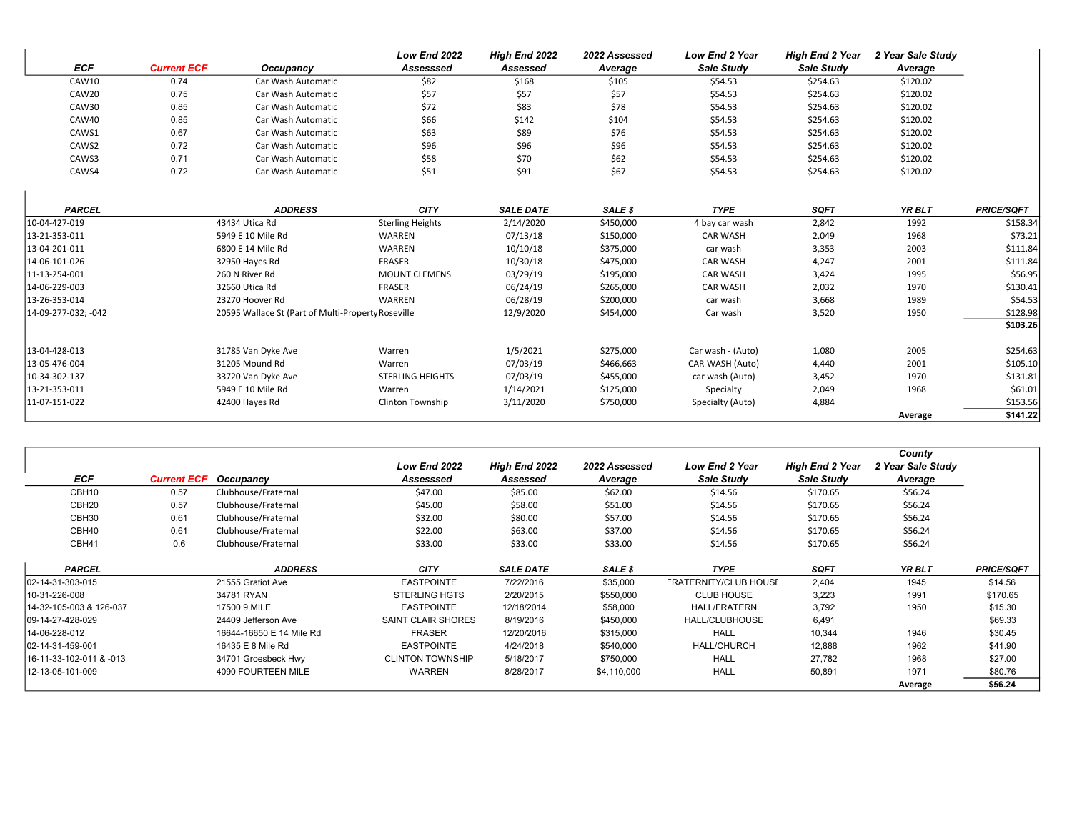| ECF | Current ECF | Occupancy | Low End 2022 Assessed | High End 2022 Assessed | 2022 Assessed Average | Low End 2 Year Sale Study | High End 2 Year Sale Study | 2 Year Sale Study Average |
|---|---|---|---|---|---|---|---|---|
| CAW10 | 0.74 | Car Wash Automatic | $82 | $168 | $105 | $54.53 | $254.63 | $120.02 |
| CAW20 | 0.75 | Car Wash Automatic | $57 | $57 | $57 | $54.53 | $254.63 | $120.02 |
| CAW30 | 0.85 | Car Wash Automatic | $72 | $83 | $78 | $54.53 | $254.63 | $120.02 |
| CAW40 | 0.85 | Car Wash Automatic | $66 | $142 | $104 | $54.53 | $254.63 | $120.02 |
| CAWS1 | 0.67 | Car Wash Automatic | $63 | $89 | $76 | $54.53 | $254.63 | $120.02 |
| CAWS2 | 0.72 | Car Wash Automatic | $96 | $96 | $96 | $54.53 | $254.63 | $120.02 |
| CAWS3 | 0.71 | Car Wash Automatic | $58 | $70 | $62 | $54.53 | $254.63 | $120.02 |
| CAWS4 | 0.72 | Car Wash Automatic | $51 | $91 | $67 | $54.53 | $254.63 | $120.02 |

| PARCEL | ADDRESS | CITY | SALE DATE | SALE $ | TYPE | SQFT | YR BLT | PRICE/SQFT |
|---|---|---|---|---|---|---|---|---|
| 10-04-427-019 | 43434 Utica Rd | Sterling Heights | 2/14/2020 | $450,000 | 4 bay car wash | 2,842 | 1992 | $158.34 |
| 13-21-353-011 | 5949 E 10 Mile Rd | WARREN | 07/13/18 | $150,000 | CAR WASH | 2,049 | 1968 | $73.21 |
| 13-04-201-011 | 6800 E 14 Mile Rd | WARREN | 10/10/18 | $375,000 | car wash | 3,353 | 2003 | $111.84 |
| 14-06-101-026 | 32950 Hayes Rd | FRASER | 10/30/18 | $475,000 | CAR WASH | 4,247 | 2001 | $111.84 |
| 11-13-254-001 | 260 N River Rd | MOUNT CLEMENS | 03/29/19 | $195,000 | CAR WASH | 3,424 | 1995 | $56.95 |
| 14-06-229-003 | 32660 Utica Rd | FRASER | 06/24/19 | $265,000 | CAR WASH | 2,032 | 1970 | $130.41 |
| 13-26-353-014 | 23270 Hoover Rd | WARREN | 06/28/19 | $200,000 | car wash | 3,668 | 1989 | $54.53 |
| 14-09-277-032; -042 | 20595 Wallace St (Part of Multi-Property | Roseville | 12/9/2020 | $454,000 | Car wash | 3,520 | 1950 | $128.98 |
| | | | | | | | | $103.26 |
| 13-04-428-013 | 31785 Van Dyke Ave | Warren | 1/5/2021 | $275,000 | Car wash - (Auto) | 1,080 | 2005 | $254.63 |
| 13-05-476-004 | 31205 Mound Rd | Warren | 07/03/19 | $466,663 | CAR WASH (Auto) | 4,440 | 2001 | $105.10 |
| 10-34-302-137 | 33720 Van Dyke Ave | STERLING HEIGHTS | 07/03/19 | $455,000 | car wash (Auto) | 3,452 | 1970 | $131.81 |
| 13-21-353-011 | 5949 E 10 Mile Rd | Warren | 1/14/2021 | $125,000 | Specialty | 2,049 | 1968 | $61.01 |
| 11-07-151-022 | 42400 Hayes Rd | Clinton Township | 3/11/2020 | $750,000 | Specialty (Auto) | 4,884 | | $153.56 |
| | | | | | | | Average | $141.22 |

| ECF | Current ECF | Occupancy | Low End 2022 Assessed | High End 2022 Assessed | 2022 Assessed Average | Low End 2 Year Sale Study | High End 2 Year Sale Study | County 2 Year Sale Study Average |
|---|---|---|---|---|---|---|---|---|
| CBH10 | 0.57 | Clubhouse/Fraternal | $47.00 | $85.00 | $62.00 | $14.56 | $170.65 | $56.24 |
| CBH20 | 0.57 | Clubhouse/Fraternal | $45.00 | $58.00 | $51.00 | $14.56 | $170.65 | $56.24 |
| CBH30 | 0.61 | Clubhouse/Fraternal | $32.00 | $80.00 | $57.00 | $14.56 | $170.65 | $56.24 |
| CBH40 | 0.61 | Clubhouse/Fraternal | $22.00 | $63.00 | $37.00 | $14.56 | $170.65 | $56.24 |
| CBH41 | 0.6 | Clubhouse/Fraternal | $33.00 | $33.00 | $33.00 | $14.56 | $170.65 | $56.24 |

| PARCEL | ADDRESS | CITY | SALE DATE | SALE $ | TYPE | SQFT | YR BLT | PRICE/SQFT |
|---|---|---|---|---|---|---|---|---|
| 02-14-31-303-015 | 21555 Gratiot Ave | EASTPOINTE | 7/22/2016 | $35,000 | FRATERNITY/CLUB HOUSE | 2,404 | 1945 | $14.56 |
| 10-31-226-008 | 34781 RYAN | STERLING HGTS | 2/20/2015 | $550,000 | CLUB HOUSE | 3,223 | 1991 | $170.65 |
| 14-32-105-003 & 126-037 | 17500 9 MILE | EASTPOINTE | 12/18/2014 | $58,000 | HALL/FRATERN | 3,792 | 1950 | $15.30 |
| 09-14-27-428-029 | 24409 Jefferson Ave | SAINT CLAIR SHORES | 8/19/2016 | $450,000 | HALL/CLUBHOUSE | 6,491 | | $69.33 |
| 14-06-228-012 | 16644-16650 E 14 Mile Rd | FRASER | 12/20/2016 | $315,000 | HALL | 10,344 | 1946 | $30.45 |
| 02-14-31-459-001 | 16435 E 8 Mile Rd | EASTPOINTE | 4/24/2018 | $540,000 | HALL/CHURCH | 12,888 | 1962 | $41.90 |
| 16-11-33-102-011 & -013 | 34701 Groesbeck Hwy | CLINTON TOWNSHIP | 5/18/2017 | $750,000 | HALL | 27,782 | 1968 | $27.00 |
| 12-13-05-101-009 | 4090 FOURTEEN MILE | WARREN | 8/28/2017 | $4,110,000 | HALL | 50,891 | 1971 | $80.76 |
| | | | | | | | Average | $56.24 |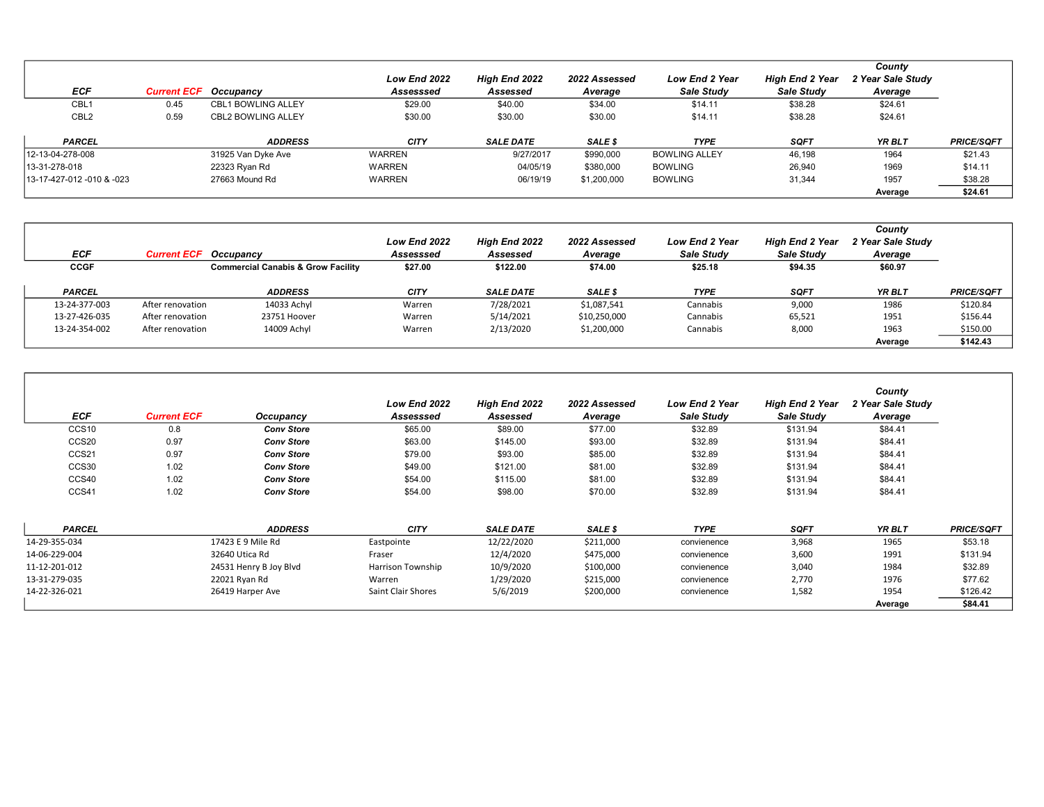| ECF | Current ECF | Occupancy | Low End 2022 Asesssed | High End 2022 Assesed | 2022 Assessed Average | Low End 2 Year Sale Study | High End 2 Year Sale Study | County 2 Year Sale Study Average | |
|---|---|---|---|---|---|---|---|---|---|
| CBL1 | 0.45 | CBL1 BOWLING ALLEY | $29.00 | $40.00 | $34.00 | $14.11 | $38.28 | $24.61 | |
| CBL2 | 0.59 | CBL2 BOWLING ALLEY | $30.00 | $30.00 | $30.00 | $14.11 | $38.28 | $24.61 | |
| **PARCEL** | | **ADDRESS** | **CITY** | **SALE DATE** | **SALE $** | **TYPE** | **SQFT** | **YR BLT** | **PRICE/SQFT** |
| 12-13-04-278-008 | | 31925 Van Dyke Ave | WARREN | 9/27/2017 | $990,000 | BOWLING ALLEY | 46,198 | 1964 | $21.43 |
| 13-31-278-018 | | 22323 Ryan Rd | WARREN | 04/05/19 | $380,000 | BOWLING | 26,940 | 1969 | $14.11 |
| 13-17-427-012 -010 & -023 | | 27663 Mound Rd | WARREN | 06/19/19 | $1,200,000 | BOWLING | 31,344 | 1957 | $38.28 |
| | | | | | | | | Average | $24.61 |

| ECF | Current ECF | Occupancy | Low End 2022 Asesssed | High End 2022 Assesed | 2022 Assessed Average | Low End 2 Year Sale Study | High End 2 Year Sale Study | County 2 Year Sale Study Average | |
|---|---|---|---|---|---|---|---|---|---|
| **CCGF** | | **Commercial Canabis & Grow Facility** | **$27.00** | **$122.00** | **$74.00** | **$25.18** | **$94.35** | **$60.97** | |
| **PARCEL** | | **ADDRESS** | **CITY** | **SALE DATE** | **SALE $** | **TYPE** | **SQFT** | **YR BLT** | **PRICE/SQFT** |
| 13-24-377-003 | After renovation | 14033 Achyl | Warren | 7/28/2021 | $1,087,541 | Cannabis | 9,000 | 1986 | $120.84 |
| 13-27-426-035 | After renovation | 23751 Hoover | Warren | 5/14/2021 | $10,250,000 | Cannabis | 65,521 | 1951 | $156.44 |
| 13-24-354-002 | After renovation | 14009 Achyl | Warren | 2/13/2020 | $1,200,000 | Cannabis | 8,000 | 1963 | $150.00 |
| | | | | | | | | Average | $142.43 |

| ECF | Current ECF | Occupancy | Low End 2022 Asesssed | High End 2022 Assesed | 2022 Assessed Average | Low End 2 Year Sale Study | High End 2 Year Sale Study | County 2 Year Sale Study Average | |
|---|---|---|---|---|---|---|---|---|---|
| CCS10 | 0.8 | Conv Store | $65.00 | $89.00 | $77.00 | $32.89 | $131.94 | $84.41 | |
| CCS20 | 0.97 | Conv Store | $63.00 | $145.00 | $93.00 | $32.89 | $131.94 | $84.41 | |
| CCS21 | 0.97 | Conv Store | $79.00 | $93.00 | $85.00 | $32.89 | $131.94 | $84.41 | |
| CCS30 | 1.02 | Conv Store | $49.00 | $121.00 | $81.00 | $32.89 | $131.94 | $84.41 | |
| CCS40 | 1.02 | Conv Store | $54.00 | $115.00 | $81.00 | $32.89 | $131.94 | $84.41 | |
| CCS41 | 1.02 | Conv Store | $54.00 | $98.00 | $70.00 | $32.89 | $131.94 | $84.41 | |
| **PARCEL** | | **ADDRESS** | **CITY** | **SALE DATE** | **SALE $** | **TYPE** | **SQFT** | **YR BLT** | **PRICE/SQFT** |
| 14-29-355-034 | | 17423 E 9 Mile Rd | Eastpointe | 12/22/2020 | $211,000 | convienience | 3,968 | 1965 | $53.18 |
| 14-06-229-004 | | 32640 Utica Rd | Fraser | 12/4/2020 | $475,000 | convienience | 3,600 | 1991 | $131.94 |
| 11-12-201-012 | | 24531 Henry B Joy Blvd | Harrison Township | 10/9/2020 | $100,000 | convienience | 3,040 | 1984 | $32.89 |
| 13-31-279-035 | | 22021 Ryan Rd | Warren | 1/29/2020 | $215,000 | convienience | 2,770 | 1976 | $77.62 |
| 14-22-326-021 | | 26419 Harper Ave | Saint Clair Shores | 5/6/2019 | $200,000 | convienience | 1,582 | 1954 | $126.42 |
| | | | | | | | | Average | $84.41 |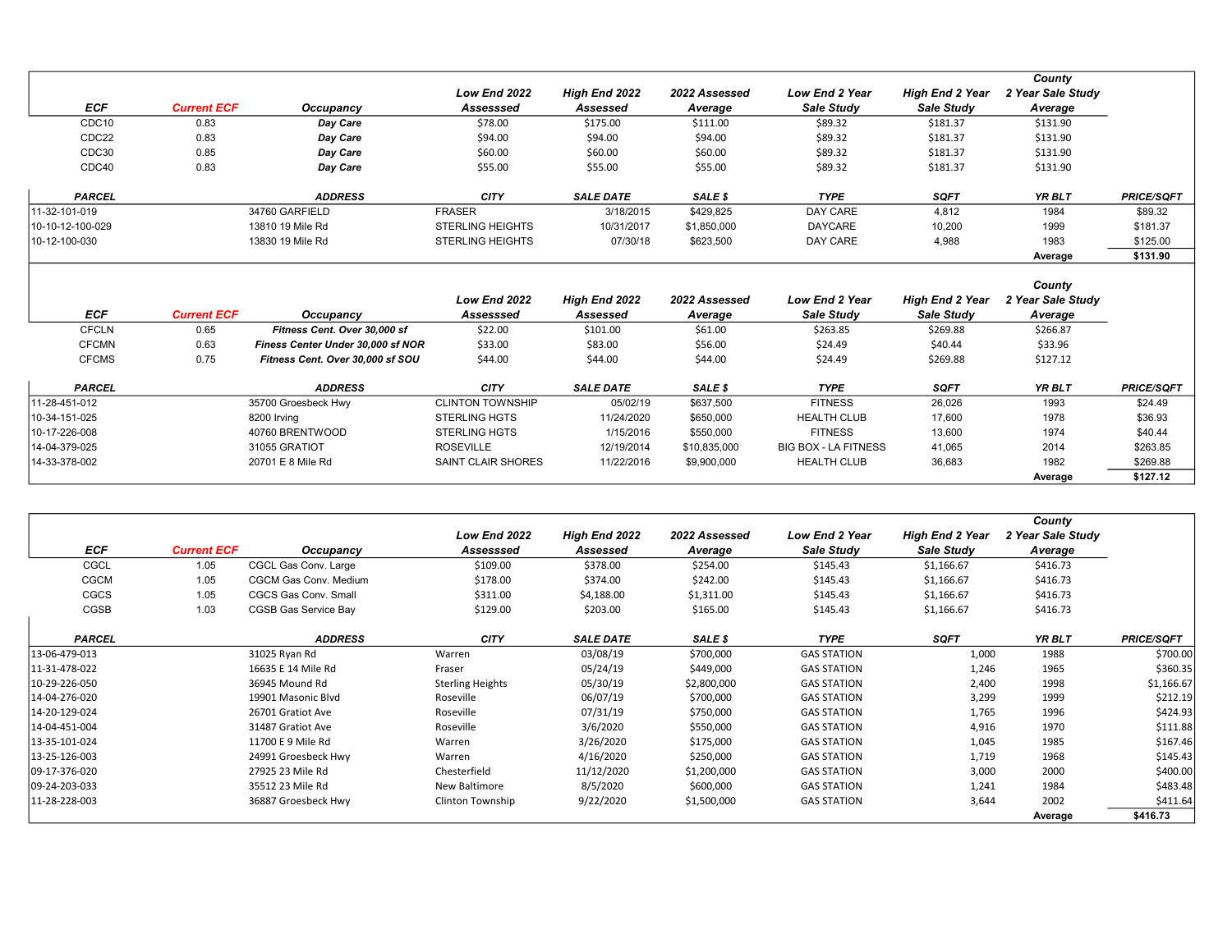| ECF | Current ECF | Occupancy | Low End 2022 Asssessed | High End 2022 Assessed | 2022 Assessed Average | Low End 2 Year Sale Study | High End 2 Year Sale Study | County 2 Year Sale Study Average |
|---|---|---|---|---|---|---|---|---|
| CDC10 | 0.83 | Day Care | $78.00 | $175.00 | $111.00 | $89.32 | $181.37 | $131.90 |
| CDC22 | 0.83 | Day Care | $94.00 | $94.00 | $94.00 | $89.32 | $181.37 | $131.90 |
| CDC30 | 0.85 | Day Care | $60.00 | $60.00 | $60.00 | $89.32 | $181.37 | $131.90 |
| CDC40 | 0.83 | Day Care | $55.00 | $55.00 | $55.00 | $89.32 | $181.37 | $131.90 |

| PARCEL | ADDRESS | CITY | SALE DATE | SALE $ | TYPE | SQFT | YR BLT | PRICE/SQFT |
|---|---|---|---|---|---|---|---|---|
| 11-32-101-019 | 34760 GARFIELD | FRASER | 3/18/2015 | $429,825 | DAY CARE | 4,812 | 1984 | $89.32 |
| 10-10-12-100-029 | 13810 19 Mile Rd | STERLING HEIGHTS | 10/31/2017 | $1,850,000 | DAYCARE | 10,200 | 1999 | $181.37 |
| 10-12-100-030 | 13830 19 Mile Rd | STERLING HEIGHTS | 07/30/18 | $623,500 | DAY CARE | 4,988 | 1983 | $125.00 |
| | | | | | | | Average | $131.90 |

| ECF | Current ECF | Occupancy | Low End 2022 Asssessed | High End 2022 Assessed | 2022 Assessed Average | Low End 2 Year Sale Study | High End 2 Year Sale Study | County 2 Year Sale Study Average |
|---|---|---|---|---|---|---|---|---|
| CFCLN | 0.65 | Fitness Cent. Over 30,000 sf | $22.00 | $101.00 | $61.00 | $263.85 | $269.88 | $266.87 |
| CFCMN | 0.63 | Finess Center Under 30,000 sf NOR | $33.00 | $83.00 | $56.00 | $24.49 | $40.44 | $33.96 |
| CFCMS | 0.75 | Fitness Cent. Over 30,000 sf SOU | $44.00 | $44.00 | $44.00 | $24.49 | $269.88 | $127.12 |

| PARCEL | ADDRESS | CITY | SALE DATE | SALE $ | TYPE | SQFT | YR BLT | PRICE/SQFT |
|---|---|---|---|---|---|---|---|---|
| 11-28-451-012 | 35700 Groesbeck Hwy | CLINTON TOWNSHIP | 05/02/19 | $637,500 | FITNESS | 26,026 | 1993 | $24.49 |
| 10-34-151-025 | 8200 Irving | STERLING HGTS | 11/24/2020 | $650,000 | HEALTH CLUB | 17,600 | 1978 | $36.93 |
| 10-17-226-008 | 40760 BRENTWOOD | STERLING HGTS | 1/15/2016 | $550,000 | FITNESS | 13,600 | 1974 | $40.44 |
| 14-04-379-025 | 31055 GRATIOT | ROSEVILLE | 12/19/2014 | $10,835,000 | BIG BOX - LA FITNESS | 41,065 | 2014 | $263.85 |
| 14-33-378-002 | 20701 E 8 Mile Rd | SAINT CLAIR SHORES | 11/22/2016 | $9,900,000 | HEALTH CLUB | 36,683 | 1982 | $269.88 |
| | | | | | | | Average | $127.12 |

| ECF | Current ECF | Occupancy | Low End 2022 Asssessed | High End 2022 Assessed | 2022 Assessed Average | Low End 2 Year Sale Study | High End 2 Year Sale Study | County 2 Year Sale Study Average |
|---|---|---|---|---|---|---|---|---|
| CGCL | 1.05 | CGCL Gas Conv. Large | $109.00 | $378.00 | $254.00 | $145.43 | $1,166.67 | $416.73 |
| CGCM | 1.05 | CGCM Gas Conv. Medium | $178.00 | $374.00 | $242.00 | $145.43 | $1,166.67 | $416.73 |
| CGCS | 1.05 | CGCS Gas Conv. Small | $311.00 | $4,188.00 | $1,311.00 | $145.43 | $1,166.67 | $416.73 |
| CGSB | 1.03 | CGSB Gas Service Bay | $129.00 | $203.00 | $165.00 | $145.43 | $1,166.67 | $416.73 |

| PARCEL | ADDRESS | CITY | SALE DATE | SALE $ | TYPE | SQFT | YR BLT | PRICE/SQFT |
|---|---|---|---|---|---|---|---|---|
| 13-06-479-013 | 31025 Ryan Rd | Warren | 03/08/19 | $700,000 | GAS STATION | 1,000 | 1988 | $700.00 |
| 11-31-478-022 | 16635 E 14 Mile Rd | Fraser | 05/24/19 | $449,000 | GAS STATION | 1,246 | 1965 | $360.35 |
| 10-29-226-050 | 36945 Mound Rd | Sterling Heights | 05/30/19 | $2,800,000 | GAS STATION | 2,400 | 1998 | $1,166.67 |
| 14-04-276-020 | 19901 Masonic Blvd | Roseville | 06/07/19 | $700,000 | GAS STATION | 3,299 | 1999 | $212.19 |
| 14-20-129-024 | 26701 Gratiot Ave | Roseville | 07/31/19 | $750,000 | GAS STATION | 1,765 | 1996 | $424.93 |
| 14-04-451-004 | 31487 Gratiot Ave | Roseville | 3/6/2020 | $550,000 | GAS STATION | 4,916 | 1970 | $111.88 |
| 13-35-101-024 | 11700 E 9 Mile Rd | Warren | 3/26/2020 | $175,000 | GAS STATION | 1,045 | 1985 | $167.46 |
| 13-25-126-003 | 24991 Groesbeck Hwy | Warren | 4/16/2020 | $250,000 | GAS STATION | 1,719 | 1968 | $145.43 |
| 09-17-376-020 | 27925 23 Mile Rd | Chesterfield | 11/12/2020 | $1,200,000 | GAS STATION | 3,000 | 2000 | $400.00 |
| 09-24-203-033 | 35512 23 Mile Rd | New Baltimore | 8/5/2020 | $600,000 | GAS STATION | 1,241 | 1984 | $483.48 |
| 11-28-228-003 | 36887 Groesbeck Hwy | Clinton Township | 9/22/2020 | $1,500,000 | GAS STATION | 3,644 | 2002 | $411.64 |
| | | | | | | | Average | $416.73 |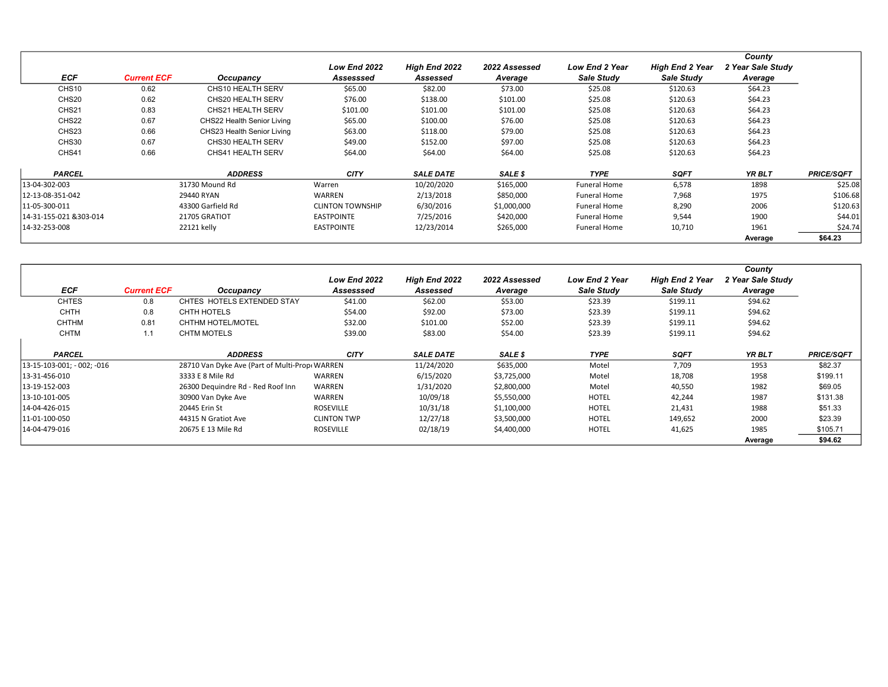| ECF | Current ECF | Occupancy | Low End 2022 Assesssed | High End 2022 Assessed | 2022 Assessed Average | Low End 2 Year Sale Study | High End 2 Year Sale Study | County 2 Year Sale Study Average | |
|---|---|---|---|---|---|---|---|---|---|
| CHS10 | 0.62 | CHS10 HEALTH SERV | $65.00 | $82.00 | $73.00 | $25.08 | $120.63 | $64.23 | |
| CHS20 | 0.62 | CHS20 HEALTH SERV | $76.00 | $138.00 | $101.00 | $25.08 | $120.63 | $64.23 | |
| CHS21 | 0.83 | CHS21 HEALTH SERV | $101.00 | $101.00 | $101.00 | $25.08 | $120.63 | $64.23 | |
| CHS22 | 0.67 | CHS22 Health Senior Living | $65.00 | $100.00 | $76.00 | $25.08 | $120.63 | $64.23 | |
| CHS23 | 0.66 | CHS23 Health Senior Living | $63.00 | $118.00 | $79.00 | $25.08 | $120.63 | $64.23 | |
| CHS30 | 0.67 | CHS30 HEALTH SERV | $49.00 | $152.00 | $97.00 | $25.08 | $120.63 | $64.23 | |
| CHS41 | 0.66 | CHS41 HEALTH SERV | $64.00 | $64.00 | $64.00 | $25.08 | $120.63 | $64.23 | |
| **PARCEL** | | **ADDRESS** | **CITY** | **SALE DATE** | **SALE $** | **TYPE** | **SQFT** | **YR BLT** | **PRICE/SQFT** |
| 13-04-302-003 | | 31730 Mound Rd | Warren | 10/20/2020 | $165,000 | Funeral Home | 6,578 | 1898 | $25.08 |
| 12-13-08-351-042 | | 29440 RYAN | WARREN | 2/13/2018 | $850,000 | Funeral Home | 7,968 | 1975 | $106.68 |
| 11-05-300-011 | | 43300 Garfield Rd | CLINTON TOWNSHIP | 6/30/2016 | $1,000,000 | Funeral Home | 8,290 | 2006 | $120.63 |
| 14-31-155-021 &303-014 | | 21705 GRATIOT | EASTPOINTE | 7/25/2016 | $420,000 | Funeral Home | 9,544 | 1900 | $44.01 |
| 14-32-253-008 | | 22121 kelly | EASTPOINTE | 12/23/2014 | $265,000 | Funeral Home | 10,710 | 1961 | $24.74 |
| | | | | | | | | Average | $64.23 |

| ECF | Current ECF | Occupancy | Low End 2022 Assesssed | High End 2022 Assessed | 2022 Assessed Average | Low End 2 Year Sale Study | High End 2 Year Sale Study | County 2 Year Sale Study Average | |
|---|---|---|---|---|---|---|---|---|---|
| CHTES | 0.8 | CHTES HOTELS EXTENDED STAY | $41.00 | $62.00 | $53.00 | $23.39 | $199.11 | $94.62 | |
| CHTH | 0.8 | CHTH HOTELS | $54.00 | $92.00 | $73.00 | $23.39 | $199.11 | $94.62 | |
| CHTHM | 0.81 | CHTHM HOTEL/MOTEL | $32.00 | $101.00 | $52.00 | $23.39 | $199.11 | $94.62 | |
| CHTM | 1.1 | CHTM MOTELS | $39.00 | $83.00 | $54.00 | $23.39 | $199.11 | $94.62 | |
| **PARCEL** | | **ADDRESS** | **CITY** | **SALE DATE** | **SALE $** | **TYPE** | **SQFT** | **YR BLT** | **PRICE/SQFT** |
| 13-15-103-001; - 002; -016 | | 28710 Van Dyke Ave (Part of Multi-Prop | WARREN | 11/24/2020 | $635,000 | Motel | 7,709 | 1953 | $82.37 |
| 13-31-456-010 | | 3333 E 8 Mile Rd | WARREN | 6/15/2020 | $3,725,000 | Motel | 18,708 | 1958 | $199.11 |
| 13-19-152-003 | | 26300 Dequindre Rd - Red Roof Inn | WARREN | 1/31/2020 | $2,800,000 | Motel | 40,550 | 1982 | $69.05 |
| 13-10-101-005 | | 30900 Van Dyke Ave | WARREN | 10/09/18 | $5,550,000 | HOTEL | 42,244 | 1987 | $131.38 |
| 14-04-426-015 | | 20445 Erin St | ROSEVILLE | 10/31/18 | $1,100,000 | HOTEL | 21,431 | 1988 | $51.33 |
| 11-01-100-050 | | 44315 N Gratiot Ave | CLINTON TWP | 12/27/18 | $3,500,000 | HOTEL | 149,652 | 2000 | $23.39 |
| 14-04-479-016 | | 20675 E 13 Mile Rd | ROSEVILLE | 02/18/19 | $4,400,000 | HOTEL | 41,625 | 1985 | $105.71 |
| | | | | | | | | Average | $94.62 |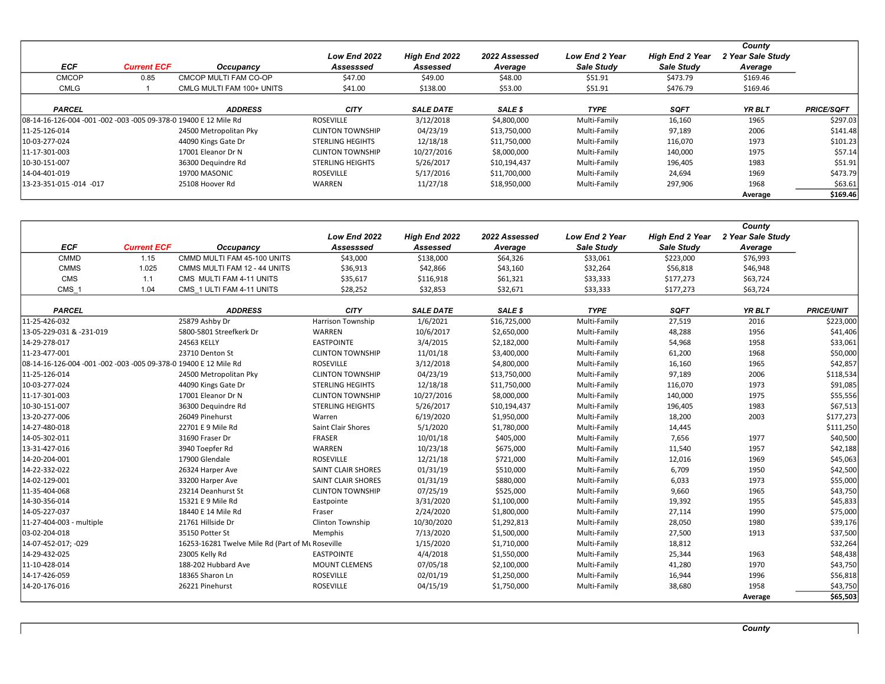| ECF | Current ECF | Occupancy | Low End 2022 Assesssed | High End 2022 Assessed | 2022 Assessed Average | Low End 2 Year Sale Study | High End 2 Year Sale Study | County 2 Year Sale Study Average |
|---|---|---|---|---|---|---|---|---|
| CMCOP | 0.85 | CMCOP MULTI FAM CO-OP | $47.00 | $49.00 | $48.00 | $51.91 | $473.79 | $169.46 |
| CMLG | 1 | CMLG MULTI FAM 100+ UNITS | $41.00 | $138.00 | $53.00 | $51.91 | $476.79 | $169.46 |

| PARCEL | ADDRESS | CITY | SALE DATE | SALE $ | TYPE | SQFT | YR BLT | PRICE/SQFT |
|---|---|---|---|---|---|---|---|---|
| 08-14-16-126-004 -001 -002 -003 -005 09-378-0 | 19400 E 12 Mile Rd | ROSEVILLE | 3/12/2018 | $4,800,000 | Multi-Family | 16,160 | 1965 | $297.03 |
| 11-25-126-014 | 24500 Metropolitan Pky | CLINTON TOWNSHIP | 04/23/19 | $13,750,000 | Multi-Family | 97,189 | 2006 | $141.48 |
| 10-03-277-024 | 44090 Kings Gate Dr | STERLING HEIGHTS | 12/18/18 | $11,750,000 | Multi-Family | 116,070 | 1973 | $101.23 |
| 11-17-301-003 | 17001 Eleanor Dr N | CLINTON TOWNSHIP | 10/27/2016 | $8,000,000 | Multi-Family | 140,000 | 1975 | $57.14 |
| 10-30-151-007 | 36300 Dequindre Rd | STERLING HEIGHTS | 5/26/2017 | $10,194,437 | Multi-Family | 196,405 | 1983 | $51.91 |
| 14-04-401-019 | 19700 MASONIC | ROSEVILLE | 5/17/2016 | $11,700,000 | Multi-Family | 24,694 | 1969 | $473.79 |
| 13-23-351-015 -014 -017 | 25108 Hoover Rd | WARREN | 11/27/18 | $18,950,000 | Multi-Family | 297,906 | 1968 | $63.61 |
| | | | | | | | Average | $169.46 |

| ECF | Current ECF | Occupancy | Low End 2022 Assesssed | High End 2022 Assessed | 2022 Assessed Average | Low End 2 Year Sale Study | High End 2 Year Sale Study | County 2 Year Sale Study Average |
|---|---|---|---|---|---|---|---|---|
| CMMD | 1.15 | CMMD MULTI FAM 45-100 UNITS | $43,000 | $138,000 | $64,326 | $33,061 | $223,000 | $76,993 |
| CMMS | 1.025 | CMMS MULTI FAM 12 - 44 UNITS | $36,913 | $42,866 | $43,160 | $32,264 | $56,818 | $46,948 |
| CMS | 1.1 | CMS MULTI FAM 4-11 UNITS | $35,617 | $116,918 | $61,321 | $33,333 | $177,273 | $63,724 |
| CMS_1 | 1.04 | CMS_1 ULTI FAM 4-11 UNITS | $28,252 | $32,853 | $32,671 | $33,333 | $177,273 | $63,724 |

| PARCEL | ADDRESS | CITY | SALE DATE | SALE $ | TYPE | SQFT | YR BLT | PRICE/UNIT |
|---|---|---|---|---|---|---|---|---|
| 11-25-426-032 | 25879 Ashby Dr | Harrison Township | 1/6/2021 | $16,725,000 | Multi-Family | 27,519 | 2016 | $223,000 |
| 13-05-229-031 & -231-019 | 5800-5801 Streefkerk Dr | WARREN | 10/6/2017 | $2,650,000 | Multi-Family | 48,288 | 1956 | $41,406 |
| 14-29-278-017 | 24563 KELLY | EASTPOINTE | 3/4/2015 | $2,182,000 | Multi-Family | 54,968 | 1958 | $33,061 |
| 11-23-477-001 | 23710 Denton St | CLINTON TOWNSHIP | 11/01/18 | $3,400,000 | Multi-Family | 61,200 | 1968 | $50,000 |
| 08-14-16-126-004 -001 -002 -003 -005 09-378-0 | 19400 E 12 Mile Rd | ROSEVILLE | 3/12/2018 | $4,800,000 | Multi-Family | 16,160 | 1965 | $42,857 |
| 11-25-126-014 | 24500 Metropolitan Pky | CLINTON TOWNSHIP | 04/23/19 | $13,750,000 | Multi-Family | 97,189 | 2006 | $118,534 |
| 10-03-277-024 | 44090 Kings Gate Dr | STERLING HEGHITS | 12/18/18 | $11,750,000 | Multi-Family | 116,070 | 1973 | $91,085 |
| 11-17-301-003 | 17001 Eleanor Dr N | CLINTON TOWNSHIP | 10/27/2016 | $8,000,000 | Multi-Family | 140,000 | 1975 | $55,556 |
| 10-30-151-007 | 36300 Dequindre Rd | STERLING HEIGHTS | 5/26/2017 | $10,194,437 | Multi-Family | 196,405 | 1983 | $67,513 |
| 13-20-277-006 | 26049 Pinehurst | Warren | 6/19/2020 | $1,950,000 | Multi-Family | 18,200 | 2003 | $177,273 |
| 14-27-480-018 | 22701 E 9 Mile Rd | Saint Clair Shores | 5/1/2020 | $1,780,000 | Multi-Family | 14,445 | | $111,250 |
| 14-05-302-011 | 31690 Fraser Dr | FRASER | 10/01/18 | $405,000 | Multi-Family | 7,656 | 1977 | $40,500 |
| 13-31-427-016 | 3940 Toepfer Rd | WARREN | 10/23/18 | $675,000 | Multi-Family | 11,540 | 1957 | $42,188 |
| 14-20-204-001 | 17900 Glendale | ROSEVILLE | 12/21/18 | $721,000 | Multi-Family | 12,016 | 1969 | $45,063 |
| 14-22-332-022 | 26324 Harper Ave | SAINT CLAIR SHORES | 01/31/19 | $510,000 | Multi-Family | 6,709 | 1950 | $42,500 |
| 14-02-129-001 | 33200 Harper Ave | SAINT CLAIR SHORES | 01/31/19 | $880,000 | Multi-Family | 6,033 | 1973 | $55,000 |
| 11-35-404-068 | 23214 Deanhurst St | CLINTON TOWNSHIP | 07/25/19 | $525,000 | Multi-Family | 9,660 | 1965 | $43,750 |
| 14-30-356-014 | 15321 E 9 Mile Rd | Eastpointe | 3/31/2020 | $1,100,000 | Multi-Family | 19,392 | 1955 | $45,833 |
| 14-05-227-037 | 18440 E 14 Mile Rd | Fraser | 2/24/2020 | $1,800,000 | Multi-Family | 27,114 | 1990 | $75,000 |
| 11-27-404-003 - multiple | 21761 Hillside Dr | Clinton Township | 10/30/2020 | $1,292,813 | Multi-Family | 28,050 | 1980 | $39,176 |
| 03-02-204-018 | 35150 Potter St | Memphis | 7/13/2020 | $1,500,000 | Multi-Family | 27,500 | 1913 | $37,500 |
| 14-07-452-017; -029 | 16253-16281 Twelve Mile Rd (Part of Mu | Roseville | 1/15/2020 | $1,710,000 | Multi-Family | 18,812 | | $32,264 |
| 14-29-432-025 | 23005 Kelly Rd | EASTPOINTE | 4/4/2018 | $1,550,000 | Multi-Family | 25,344 | 1963 | $48,438 |
| 11-10-428-014 | 188-202 Hubbard Ave | MOUNT CLEMENS | 07/05/18 | $2,100,000 | Multi-Family | 41,280 | 1970 | $43,750 |
| 14-17-426-059 | 18365 Sharon Ln | ROSEVILLE | 02/01/19 | $1,250,000 | Multi-Family | 16,944 | 1996 | $56,818 |
| 14-20-176-016 | 26221 Pinehurst | ROSEVILLE | 04/15/19 | $1,750,000 | Multi-Family | 38,680 | 1958 | $43,750 |
| | | | | | | | Average | $65,503 |

County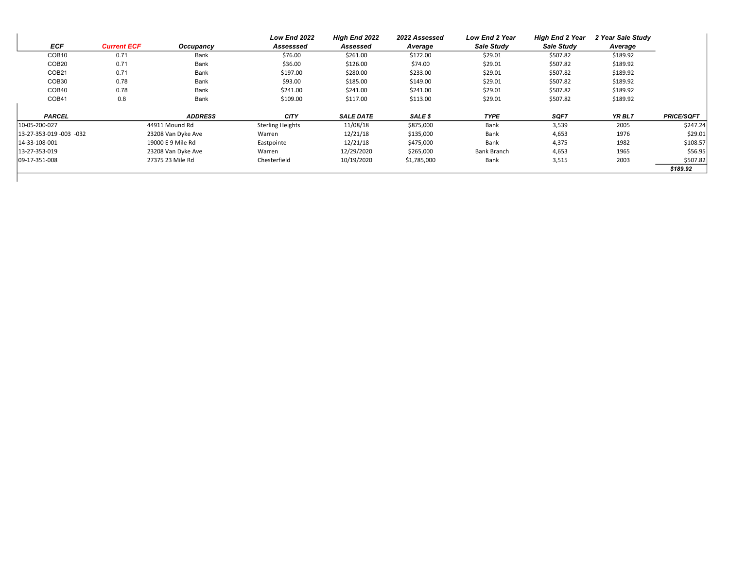| ECF | Current ECF | Occupancy | Low End 2022 Assesssed | High End 2022 Assessed | 2022 Assessed Average | Low End 2 Year Sale Study | High End 2 Year Sale Study | 2 Year Sale Study Average |
|---|---|---|---|---|---|---|---|---|
| COB10 | 0.71 | Bank | $76.00 | $261.00 | $172.00 | $29.01 | $507.82 | $189.92 |
| COB20 | 0.71 | Bank | $36.00 | $126.00 | $74.00 | $29.01 | $507.82 | $189.92 |
| COB21 | 0.71 | Bank | $197.00 | $280.00 | $233.00 | $29.01 | $507.82 | $189.92 |
| COB30 | 0.78 | Bank | $93.00 | $185.00 | $149.00 | $29.01 | $507.82 | $189.92 |
| COB40 | 0.78 | Bank | $241.00 | $241.00 | $241.00 | $29.01 | $507.82 | $189.92 |
| COB41 | 0.8 | Bank | $109.00 | $117.00 | $113.00 | $29.01 | $507.82 | $189.92 |

| PARCEL | ADDRESS | CITY | SALE DATE | SALE $ | TYPE | SQFT | YR BLT | PRICE/SQFT |
|---|---|---|---|---|---|---|---|---|
| 10-05-200-027 | 44911 Mound Rd | Sterling Heights | 11/08/18 | $875,000 | Bank | 3,539 | 2005 | $247.24 |
| 13-27-353-019 -003 -032 | 23208 Van Dyke Ave | Warren | 12/21/18 | $135,000 | Bank | 4,653 | 1976 | $29.01 |
| 14-33-108-001 | 19000 E 9 Mile Rd | Eastpointe | 12/21/18 | $475,000 | Bank | 4,375 | 1982 | $108.57 |
| 13-27-353-019 | 23208 Van Dyke Ave | Warren | 12/29/2020 | $265,000 | Bank Branch | 4,653 | 1965 | $56.95 |
| 09-17-351-008 | 27375 23 Mile Rd | Chesterfield | 10/19/2020 | $1,785,000 | Bank | 3,515 | 2003 | $507.82 |
| | | | | | | | | **$189.92** |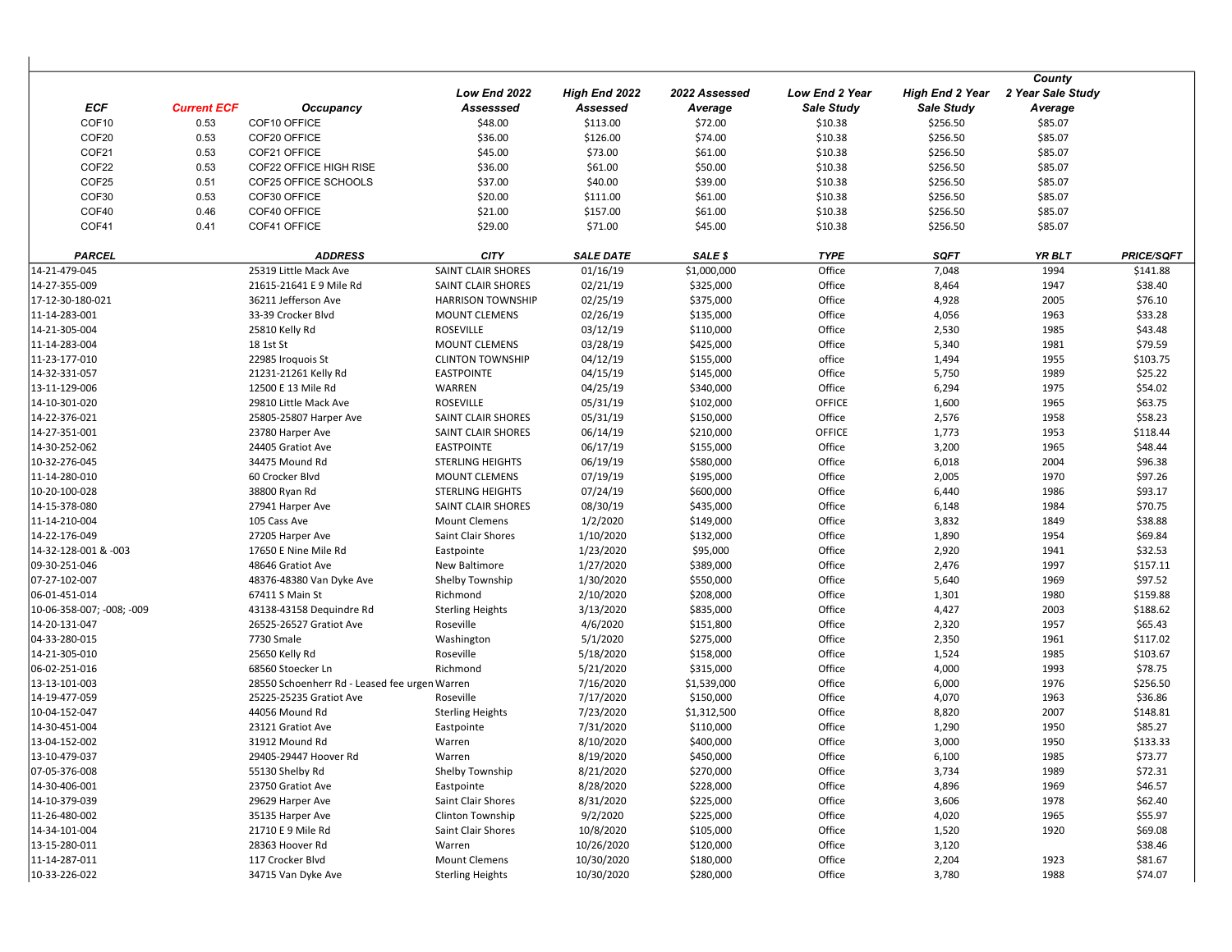| ECF | Current ECF | Occupancy | Low End 2022 Assesssed | High End 2022 Assessed | 2022 Assessed Average | Low End 2 Year Sale Study | High End 2 Year Sale Study | County 2 Year Sale Study Average |
|---|---|---|---|---|---|---|---|---|
| COF10 | 0.53 | COF10 OFFICE | $48.00 | $113.00 | $72.00 | $10.38 | $256.50 | $85.07 |
| COF20 | 0.53 | COF20 OFFICE | $36.00 | $126.00 | $74.00 | $10.38 | $256.50 | $85.07 |
| COF21 | 0.53 | COF21 OFFICE | $45.00 | $73.00 | $61.00 | $10.38 | $256.50 | $85.07 |
| COF22 | 0.53 | COF22 OFFICE HIGH RISE | $36.00 | $61.00 | $50.00 | $10.38 | $256.50 | $85.07 |
| COF25 | 0.51 | COF25 OFFICE SCHOOLS | $37.00 | $40.00 | $39.00 | $10.38 | $256.50 | $85.07 |
| COF30 | 0.53 | COF30 OFFICE | $20.00 | $111.00 | $61.00 | $10.38 | $256.50 | $85.07 |
| COF40 | 0.46 | COF40 OFFICE | $21.00 | $157.00 | $61.00 | $10.38 | $256.50 | $85.07 |
| COF41 | 0.41 | COF41 OFFICE | $29.00 | $71.00 | $45.00 | $10.38 | $256.50 | $85.07 |

| PARCEL | ADDRESS | CITY | SALE DATE | SALE $ | TYPE | SQFT | YR BLT | PRICE/SQFT |
|---|---|---|---|---|---|---|---|---|
| 14-21-479-045 | 25319 Little Mack Ave | SAINT CLAIR SHORES | 01/16/19 | $1,000,000 | Office | 7,048 | 1994 | $141.88 |
| 14-27-355-009 | 21615-21641 E 9 Mile Rd | SAINT CLAIR SHORES | 02/21/19 | $325,000 | Office | 8,464 | 1947 | $38.40 |
| 17-12-30-180-021 | 36211 Jefferson Ave | HARRISON TOWNSHIP | 02/25/19 | $375,000 | Office | 4,928 | 2005 | $76.10 |
| 11-14-283-001 | 33-39 Crocker Blvd | MOUNT CLEMENS | 02/26/19 | $135,000 | Office | 4,056 | 1963 | $33.28 |
| 14-21-305-004 | 25810 Kelly Rd | ROSEVILLE | 03/12/19 | $110,000 | Office | 2,530 | 1985 | $43.48 |
| 11-14-283-004 | 18 1st St | MOUNT CLEMENS | 03/28/19 | $425,000 | Office | 5,340 | 1981 | $79.59 |
| 11-23-177-010 | 22985 Iroquois St | CLINTON TOWNSHIP | 04/12/19 | $155,000 | office | 1,494 | 1955 | $103.75 |
| 14-32-331-057 | 21231-21261 Kelly Rd | EASTPOINTE | 04/15/19 | $145,000 | Office | 5,750 | 1989 | $25.22 |
| 13-11-129-006 | 12500 E 13 Mile Rd | WARREN | 04/25/19 | $340,000 | Office | 6,294 | 1975 | $54.02 |
| 14-10-301-020 | 29810 Little Mack Ave | ROSEVILLE | 05/31/19 | $102,000 | OFFICE | 1,600 | 1965 | $63.75 |
| 14-22-376-021 | 25805-25807 Harper Ave | SAINT CLAIR SHORES | 05/31/19 | $150,000 | Office | 2,576 | 1958 | $58.23 |
| 14-27-351-001 | 23780 Harper Ave | SAINT CLAIR SHORES | 06/14/19 | $210,000 | OFFICE | 1,773 | 1953 | $118.44 |
| 14-30-252-062 | 24405 Gratiot Ave | EASTPOINTE | 06/17/19 | $155,000 | Office | 3,200 | 1965 | $48.44 |
| 10-32-276-045 | 34475 Mound Rd | STERLING HEIGHTS | 06/19/19 | $580,000 | Office | 6,018 | 2004 | $96.38 |
| 11-14-280-010 | 60 Crocker Blvd | MOUNT CLEMENS | 07/19/19 | $195,000 | Office | 2,005 | 1970 | $97.26 |
| 10-20-100-028 | 38800 Ryan Rd | STERLING HEIGHTS | 07/24/19 | $600,000 | Office | 6,440 | 1986 | $93.17 |
| 14-15-378-080 | 27941 Harper Ave | SAINT CLAIR SHORES | 08/30/19 | $435,000 | Office | 6,148 | 1984 | $70.75 |
| 11-14-210-004 | 105 Cass Ave | Mount Clemens | 1/2/2020 | $149,000 | Office | 3,832 | 1849 | $38.88 |
| 14-22-176-049 | 27205 Harper Ave | Saint Clair Shores | 1/10/2020 | $132,000 | Office | 1,890 | 1954 | $69.84 |
| 14-32-128-001 & -003 | 17650 E Nine Mile Rd | Eastpointe | 1/23/2020 | $95,000 | Office | 2,920 | 1941 | $32.53 |
| 09-30-251-046 | 48646 Gratiot Ave | New Baltimore | 1/27/2020 | $389,000 | Office | 2,476 | 1997 | $157.11 |
| 07-27-102-007 | 48376-48380 Van Dyke Ave | Shelby Township | 1/30/2020 | $550,000 | Office | 5,640 | 1969 | $97.52 |
| 06-01-451-014 | 67411 S Main St | Richmond | 2/10/2020 | $208,000 | Office | 1,301 | 1980 | $159.88 |
| 10-06-358-007; -008; -009 | 43138-43158 Dequindre Rd | Sterling Heights | 3/13/2020 | $835,000 | Office | 4,427 | 2003 | $188.62 |
| 14-20-131-047 | 26525-26527 Gratiot Ave | Roseville | 4/6/2020 | $151,800 | Office | 2,320 | 1957 | $65.43 |
| 04-33-280-015 | 7730 Smale | Washington | 5/1/2020 | $275,000 | Office | 2,350 | 1961 | $117.02 |
| 14-21-305-010 | 25650 Kelly Rd | Roseville | 5/18/2020 | $158,000 | Office | 1,524 | 1985 | $103.67 |
| 06-02-251-016 | 68560 Stoecker Ln | Richmond | 5/21/2020 | $315,000 | Office | 4,000 | 1993 | $78.75 |
| 13-13-101-003 | 28550 Schoenherr Rd - Leased fee urgen | Warren | 7/16/2020 | $1,539,000 | Office | 6,000 | 1976 | $256.50 |
| 14-19-477-059 | 25225-25235 Gratiot Ave | Roseville | 7/17/2020 | $150,000 | Office | 4,070 | 1963 | $36.86 |
| 10-04-152-047 | 44056 Mound Rd | Sterling Heights | 7/23/2020 | $1,312,500 | Office | 8,820 | 2007 | $148.81 |
| 14-30-451-004 | 23121 Gratiot Ave | Eastpointe | 7/31/2020 | $110,000 | Office | 1,290 | 1950 | $85.27 |
| 13-04-152-002 | 31912 Mound Rd | Warren | 8/10/2020 | $400,000 | Office | 3,000 | 1950 | $133.33 |
| 13-10-479-037 | 29405-29447 Hoover Rd | Warren | 8/19/2020 | $450,000 | Office | 6,100 | 1985 | $73.77 |
| 07-05-376-008 | 55130 Shelby Rd | Shelby Township | 8/21/2020 | $270,000 | Office | 3,734 | 1989 | $72.31 |
| 14-30-406-001 | 23750 Gratiot Ave | Eastpointe | 8/28/2020 | $228,000 | Office | 4,896 | 1969 | $46.57 |
| 14-10-379-039 | 29629 Harper Ave | Saint Clair Shores | 8/31/2020 | $225,000 | Office | 3,606 | 1978 | $62.40 |
| 11-26-480-002 | 35135 Harper Ave | Clinton Township | 9/2/2020 | $225,000 | Office | 4,020 | 1965 | $55.97 |
| 14-34-101-004 | 21710 E 9 Mile Rd | Saint Clair Shores | 10/8/2020 | $105,000 | Office | 1,520 | 1920 | $69.08 |
| 13-15-280-011 | 28363 Hoover Rd | Warren | 10/26/2020 | $120,000 | Office | 3,120 | | $38.46 |
| 11-14-287-011 | 117 Crocker Blvd | Mount Clemens | 10/30/2020 | $180,000 | Office | 2,204 | 1923 | $81.67 |
| 10-33-226-022 | 34715 Van Dyke Ave | Sterling Heights | 10/30/2020 | $280,000 | Office | 3,780 | 1988 | $74.07 |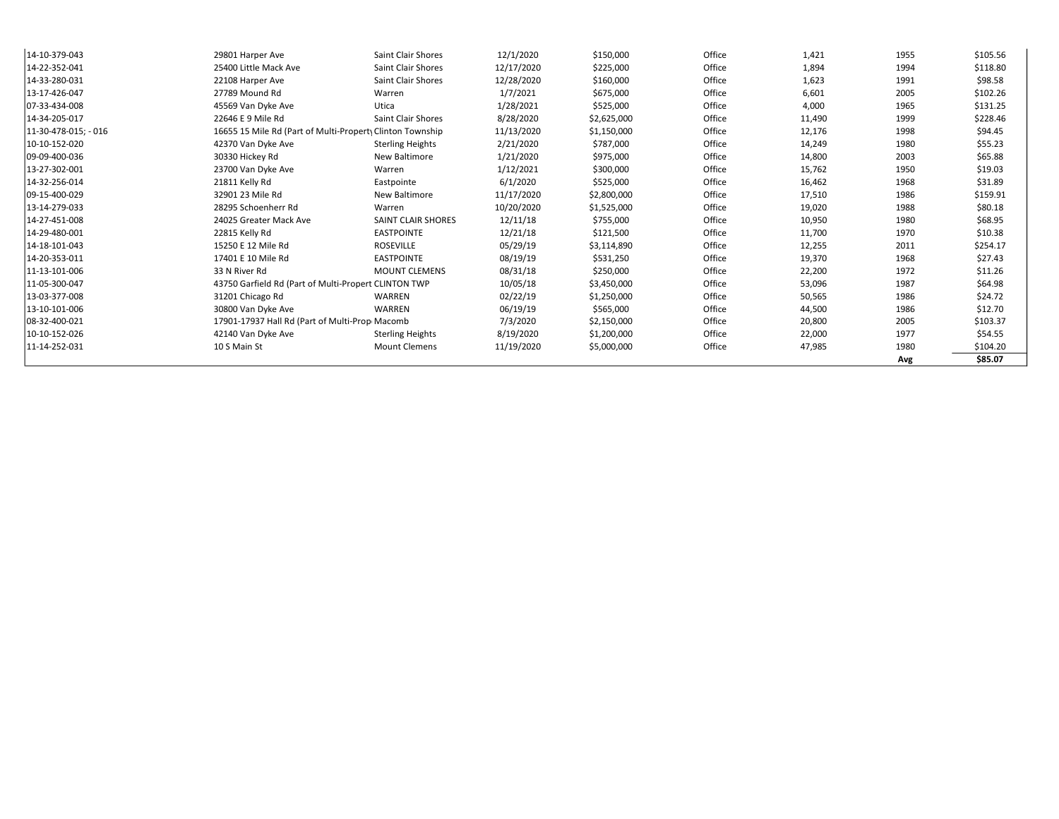| | | | | | | | | |
|---|---|---|---|---|---|---|---|---|
| 14-10-379-043 | 29801 Harper Ave | Saint Clair Shores | 12/1/2020 | $150,000 | Office | 1,421 | 1955 | $105.56 |
| 14-22-352-041 | 25400 Little Mack Ave | Saint Clair Shores | 12/17/2020 | $225,000 | Office | 1,894 | 1994 | $118.80 |
| 14-33-280-031 | 22108 Harper Ave | Saint Clair Shores | 12/28/2020 | $160,000 | Office | 1,623 | 1991 | $98.58 |
| 13-17-426-047 | 27789 Mound Rd | Warren | 1/7/2021 | $675,000 | Office | 6,601 | 2005 | $102.26 |
| 07-33-434-008 | 45569 Van Dyke Ave | Utica | 1/28/2021 | $525,000 | Office | 4,000 | 1965 | $131.25 |
| 14-34-205-017 | 22646 E 9 Mile Rd | Saint Clair Shores | 8/28/2020 | $2,625,000 | Office | 11,490 | 1999 | $228.46 |
| 11-30-478-015; - 016 | 16655 15 Mile Rd (Part of Multi-Property | Clinton Township | 11/13/2020 | $1,150,000 | Office | 12,176 | 1998 | $94.45 |
| 10-10-152-020 | 42370 Van Dyke Ave | Sterling Heights | 2/21/2020 | $787,000 | Office | 14,249 | 1980 | $55.23 |
| 09-09-400-036 | 30330 Hickey Rd | New Baltimore | 1/21/2020 | $975,000 | Office | 14,800 | 2003 | $65.88 |
| 13-27-302-001 | 23700 Van Dyke Ave | Warren | 1/12/2021 | $300,000 | Office | 15,762 | 1950 | $19.03 |
| 14-32-256-014 | 21811 Kelly Rd | Eastpointe | 6/1/2020 | $525,000 | Office | 16,462 | 1968 | $31.89 |
| 09-15-400-029 | 32901 23 Mile Rd | New Baltimore | 11/17/2020 | $2,800,000 | Office | 17,510 | 1986 | $159.91 |
| 13-14-279-033 | 28295 Schoenherr Rd | Warren | 10/20/2020 | $1,525,000 | Office | 19,020 | 1988 | $80.18 |
| 14-27-451-008 | 24025 Greater Mack Ave | SAINT CLAIR SHORES | 12/11/18 | $755,000 | Office | 10,950 | 1980 | $68.95 |
| 14-29-480-001 | 22815 Kelly Rd | EASTPOINTE | 12/21/18 | $121,500 | Office | 11,700 | 1970 | $10.38 |
| 14-18-101-043 | 15250 E 12 Mile Rd | ROSEVILLE | 05/29/19 | $3,114,890 | Office | 12,255 | 2011 | $254.17 |
| 14-20-353-011 | 17401 E 10 Mile Rd | EASTPOINTE | 08/19/19 | $531,250 | Office | 19,370 | 1968 | $27.43 |
| 11-13-101-006 | 33 N River Rd | MOUNT CLEMENS | 08/31/18 | $250,000 | Office | 22,200 | 1972 | $11.26 |
| 11-05-300-047 | 43750 Garfield Rd (Part of Multi-Propert | CLINTON TWP | 10/05/18 | $3,450,000 | Office | 53,096 | 1987 | $64.98 |
| 13-03-377-008 | 31201 Chicago Rd | WARREN | 02/22/19 | $1,250,000 | Office | 50,565 | 1986 | $24.72 |
| 13-10-101-006 | 30800 Van Dyke Ave | WARREN | 06/19/19 | $565,000 | Office | 44,500 | 1986 | $12.70 |
| 08-32-400-021 | 17901-17937 Hall Rd (Part of Multi-Prop | Macomb | 7/3/2020 | $2,150,000 | Office | 20,800 | 2005 | $103.37 |
| 10-10-152-026 | 42140 Van Dyke Ave | Sterling Heights | 8/19/2020 | $1,200,000 | Office | 22,000 | 1977 | $54.55 |
| 11-14-252-031 | 10 S Main St | Mount Clemens | 11/19/2020 | $5,000,000 | Office | 47,985 | 1980 | $104.20 |
| | | | | | | | **Avg** | **$85.07** |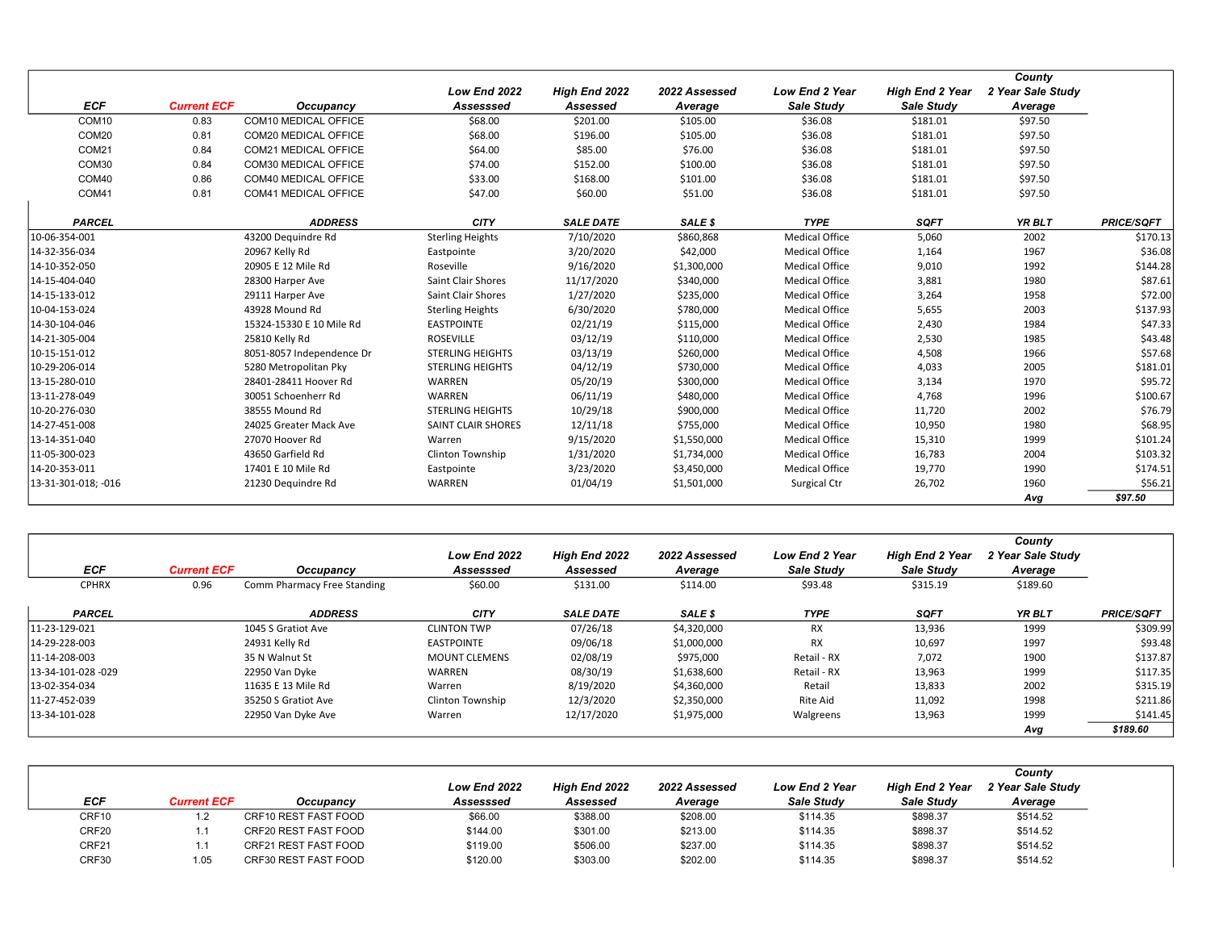| ECF | Current ECF | Occupancy | Low End 2022 Assesssed | High End 2022 Assessed | 2022 Assessed Average | Low End 2 Year Sale Study | High End 2 Year Sale Study | County 2 Year Sale Study Average | |
|---|---|---|---|---|---|---|---|---|---|
| COM10 | 0.83 | COM10 MEDICAL OFFICE | $68.00 | $201.00 | $105.00 | $36.08 | $181.01 | $97.50 | |
| COM20 | 0.81 | COM20 MEDICAL OFFICE | $68.00 | $196.00 | $105.00 | $36.08 | $181.01 | $97.50 | |
| COM21 | 0.84 | COM21 MEDICAL OFFICE | $64.00 | $85.00 | $76.00 | $36.08 | $181.01 | $97.50 | |
| COM30 | 0.84 | COM30 MEDICAL OFFICE | $74.00 | $152.00 | $100.00 | $36.08 | $181.01 | $97.50 | |
| COM40 | 0.86 | COM40 MEDICAL OFFICE | $33.00 | $168.00 | $101.00 | $36.08 | $181.01 | $97.50 | |
| COM41 | 0.81 | COM41 MEDICAL OFFICE | $47.00 | $60.00 | $51.00 | $36.08 | $181.01 | $97.50 | |
| **PARCEL** | | **ADDRESS** | **CITY** | **SALE DATE** | **SALE $** | **TYPE** | **SQFT** | **YR BLT** | **PRICE/SQFT** |
| 10-06-354-001 | | 43200 Dequindre Rd | Sterling Heights | 7/10/2020 | $860,868 | Medical Office | 5,060 | 2002 | $170.13 |
| 14-32-356-034 | | 20967 Kelly Rd | Eastpointe | 3/20/2020 | $42,000 | Medical Office | 1,164 | 1967 | $36.08 |
| 14-10-352-050 | | 20905 E 12 Mile Rd | Roseville | 9/16/2020 | $1,300,000 | Medical Office | 9,010 | 1992 | $144.28 |
| 14-15-404-040 | | 28300 Harper Ave | Saint Clair Shores | 11/17/2020 | $340,000 | Medical Office | 3,881 | 1980 | $87.61 |
| 14-15-133-012 | | 29111 Harper Ave | Saint Clair Shores | 1/27/2020 | $235,000 | Medical Office | 3,264 | 1958 | $72.00 |
| 10-04-153-024 | | 43928 Mound Rd | Sterling Heights | 6/30/2020 | $780,000 | Medical Office | 5,655 | 2003 | $137.93 |
| 14-30-104-046 | | 15324-15330 E 10 Mile Rd | EASTPOINTE | 02/21/19 | $115,000 | Medical Office | 2,430 | 1984 | $47.33 |
| 14-21-305-004 | | 25810 Kelly Rd | ROSEVILLE | 03/12/19 | $110,000 | Medical Office | 2,530 | 1985 | $43.48 |
| 10-15-151-012 | | 8051-8057 Independence Dr | STERLING HEIGHTS | 03/13/19 | $260,000 | Medical Office | 4,508 | 1966 | $57.68 |
| 10-29-206-014 | | 5280 Metropolitan Pky | STERLING HEIGHTS | 04/12/19 | $730,000 | Medical Office | 4,033 | 2005 | $181.01 |
| 13-15-280-010 | | 28401-28411 Hoover Rd | WARREN | 05/20/19 | $300,000 | Medical Office | 3,134 | 1970 | $95.72 |
| 13-11-278-049 | | 30051 Schoenherr Rd | WARREN | 06/11/19 | $480,000 | Medical Office | 4,768 | 1996 | $100.67 |
| 10-20-276-030 | | 38555 Mound Rd | STERLING HEIGHTS | 10/29/18 | $900,000 | Medical Office | 11,720 | 2002 | $76.79 |
| 14-27-451-008 | | 24025 Greater Mack Ave | SAINT CLAIR SHORES | 12/11/18 | $755,000 | Medical Office | 10,950 | 1980 | $68.95 |
| 13-14-351-040 | | 27070 Hoover Rd | Warren | 9/15/2020 | $1,550,000 | Medical Office | 15,310 | 1999 | $101.24 |
| 11-05-300-023 | | 43650 Garfield Rd | Clinton Township | 1/31/2020 | $1,734,000 | Medical Office | 16,783 | 2004 | $103.32 |
| 14-20-353-011 | | 17401 E 10 Mile Rd | Eastpointe | 3/23/2020 | $3,450,000 | Medical Office | 19,770 | 1990 | $174.51 |
| 13-31-301-018; -016 | | 21230 Dequindre Rd | WARREN | 01/04/19 | $1,501,000 | Surgical Ctr | 26,702 | 1960 | $56.21 |
| | | | | | | | | *Avg* | ***$97.50*** |

| ECF | Current ECF | Occupancy | Low End 2022 Assesssed | High End 2022 Assessed | 2022 Assessed Average | Low End 2 Year Sale Study | High End 2 Year Sale Study | County 2 Year Sale Study Average | |
|---|---|---|---|---|---|---|---|---|---|
| CPHRX | 0.96 | Comm Pharmacy Free Standing | $60.00 | $131.00 | $114.00 | $93.48 | $315.19 | $189.60 | |
| **PARCEL** | | **ADDRESS** | **CITY** | **SALE DATE** | **SALE $** | **TYPE** | **SQFT** | **YR BLT** | **PRICE/SQFT** |
| 11-23-129-021 | | 1045 S Gratiot Ave | CLINTON TWP | 07/26/18 | $4,320,000 | RX | 13,936 | 1999 | $309.99 |
| 14-29-228-003 | | 24931 Kelly Rd | EASTPOINTE | 09/06/18 | $1,000,000 | RX | 10,697 | 1997 | $93.48 |
| 11-14-208-003 | | 35 N Walnut St | MOUNT CLEMENS | 02/08/19 | $975,000 | Retail - RX | 7,072 | 1900 | $137.87 |
| 13-34-101-028 -029 | | 22950 Van Dyke | WARREN | 08/30/19 | $1,638,600 | Retail - RX | 13,963 | 1999 | $117.35 |
| 13-02-354-034 | | 11635 E 13 Mile Rd | Warren | 8/19/2020 | $4,360,000 | Retail | 13,833 | 2002 | $315.19 |
| 11-27-452-039 | | 35250 S Gratiot Ave | Clinton Township | 12/3/2020 | $2,350,000 | Rite Aid | 11,092 | 1998 | $211.86 |
| 13-34-101-028 | | 22950 Van Dyke Ave | Warren | 12/17/2020 | $1,975,000 | Walgreens | 13,963 | 1999 | $141.45 |
| | | | | | | | | *Avg* | ***$189.60*** |

| ECF | Current ECF | Occupancy | Low End 2022 Assesssed | High End 2022 Assessed | 2022 Assessed Average | Low End 2 Year Sale Study | High End 2 Year Sale Study | County 2 Year Sale Study Average |
|---|---|---|---|---|---|---|---|---|
| CRF10 | 1.2 | CRF10 REST FAST FOOD | $66.00 | $388.00 | $208.00 | $114.35 | $898.37 | $514.52 |
| CRF20 | 1.1 | CRF20 REST FAST FOOD | $144.00 | $301.00 | $213.00 | $114.35 | $898.37 | $514.52 |
| CRF21 | 1.1 | CRF21 REST FAST FOOD | $119.00 | $506.00 | $237.00 | $114.35 | $898.37 | $514.52 |
| CRF30 | 1.05 | CRF30 REST FAST FOOD | $120.00 | $303.00 | $202.00 | $114.35 | $898.37 | $514.52 |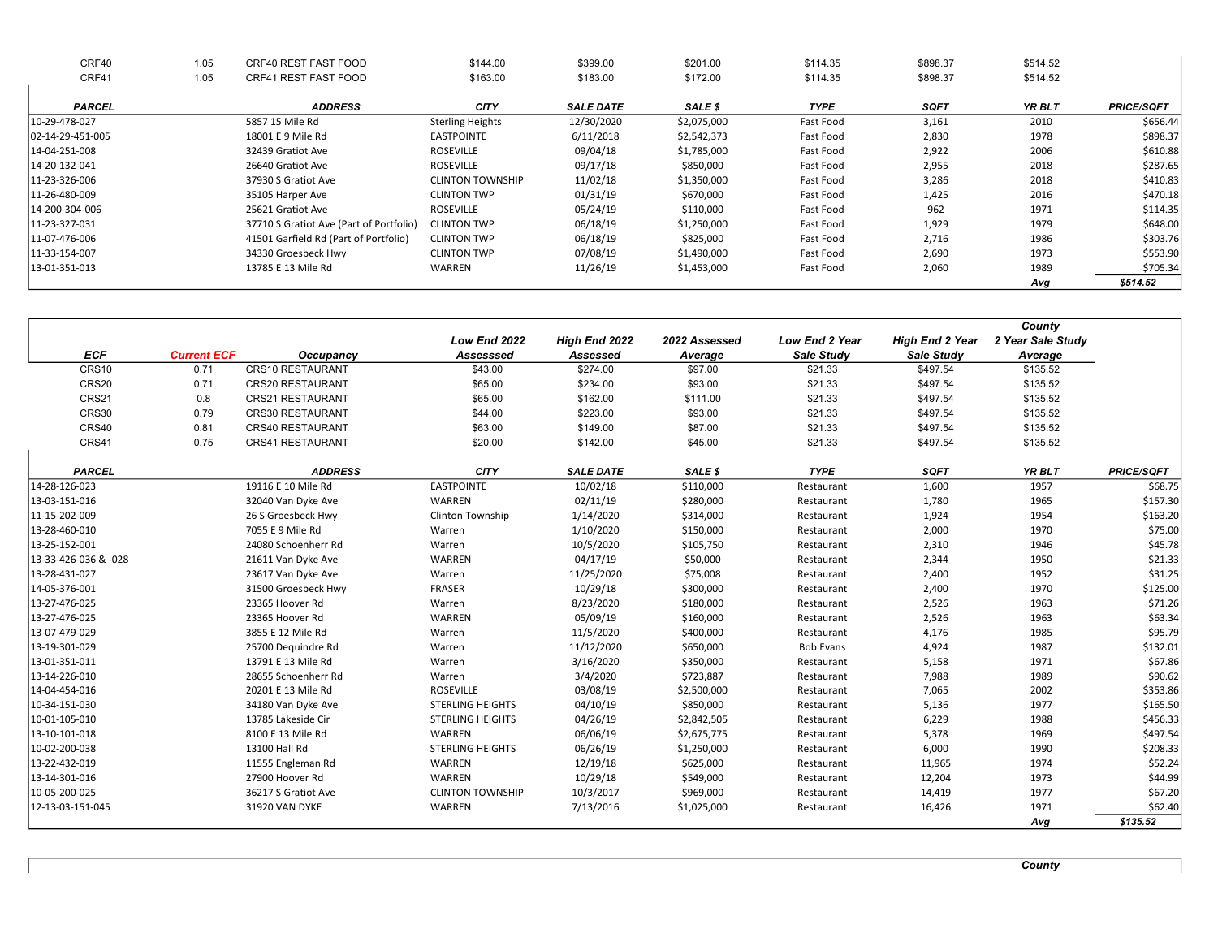| | | | | | | | | | |
|---|---|---|---|---|---|---|---|---|---|
| CRF40 | 1.05 | CRF40 REST FAST FOOD | $144.00 | $399.00 | $201.00 | $114.35 | $898.37 | $514.52 | |
| CRF41 | 1.05 | CRF41 REST FAST FOOD | $163.00 | $183.00 | $172.00 | $114.35 | $898.37 | $514.52 | |

| PARCEL | | ADDRESS | CITY | SALE DATE | SALE $ | TYPE | SQFT | YR BLT | PRICE/SQFT |
|---|---|---|---|---|---|---|---|---|---|
| 10-29-478-027 | | 5857 15 Mile Rd | Sterling Heights | 12/30/2020 | $2,075,000 | Fast Food | 3,161 | 2010 | $656.44 |
| 02-14-29-451-005 | | 18001 E 9 Mile Rd | EASTPOINTE | 6/11/2018 | $2,542,373 | Fast Food | 2,830 | 1978 | $898.37 |
| 14-04-251-008 | | 32439 Gratiot Ave | ROSEVILLE | 09/04/18 | $1,785,000 | Fast Food | 2,922 | 2006 | $610.88 |
| 14-20-132-041 | | 26640 Gratiot Ave | ROSEVILLE | 09/17/18 | $850,000 | Fast Food | 2,955 | 2018 | $287.65 |
| 11-23-326-006 | | 37930 S Gratiot Ave | CLINTON TOWNSHIP | 11/02/18 | $1,350,000 | Fast Food | 3,286 | 2018 | $410.83 |
| 11-26-480-009 | | 35105 Harper Ave | CLINTON TWP | 01/31/19 | $670,000 | Fast Food | 1,425 | 2016 | $470.18 |
| 14-200-304-006 | | 25621 Gratiot Ave | ROSEVILLE | 05/24/19 | $110,000 | Fast Food | 962 | 1971 | $114.35 |
| 11-23-327-031 | | 37710 S Gratiot Ave (Part of Portfolio) | CLINTON TWP | 06/18/19 | $1,250,000 | Fast Food | 1,929 | 1979 | $648.00 |
| 11-07-476-006 | | 41501 Garfield Rd (Part of Portfolio) | CLINTON TWP | 06/18/19 | $825,000 | Fast Food | 2,716 | 1986 | $303.76 |
| 11-33-154-007 | | 34330 Groesbeck Hwy | CLINTON TWP | 07/08/19 | $1,490,000 | Fast Food | 2,690 | 1973 | $553.90 |
| 13-01-351-013 | | 13785 E 13 Mile Rd | WARREN | 11/26/19 | $1,453,000 | Fast Food | 2,060 | 1989 | $705.34 |
| | | | | | | | | Avg | $514.52 |

| ECF | Current ECF | Occupancy | Low End 2022 Assesssed | High End 2022 Assessed | 2022 Assessed Average | Low End 2 Year Sale Study | High End 2 Year Sale Study | County 2 Year Sale Study Average | |
|---|---|---|---|---|---|---|---|---|---|
| CRS10 | 0.71 | CRS10 RESTAURANT | $43.00 | $274.00 | $97.00 | $21.33 | $497.54 | $135.52 | |
| CRS20 | 0.71 | CRS20 RESTAURANT | $65.00 | $234.00 | $93.00 | $21.33 | $497.54 | $135.52 | |
| CRS21 | 0.8 | CRS21 RESTAURANT | $65.00 | $162.00 | $111.00 | $21.33 | $497.54 | $135.52 | |
| CRS30 | 0.79 | CRS30 RESTAURANT | $44.00 | $223.00 | $93.00 | $21.33 | $497.54 | $135.52 | |
| CRS40 | 0.81 | CRS40 RESTAURANT | $63.00 | $149.00 | $87.00 | $21.33 | $497.54 | $135.52 | |
| CRS41 | 0.75 | CRS41 RESTAURANT | $20.00 | $142.00 | $45.00 | $21.33 | $497.54 | $135.52 | |

| PARCEL | | ADDRESS | CITY | SALE DATE | SALE $ | TYPE | SQFT | YR BLT | PRICE/SQFT |
|---|---|---|---|---|---|---|---|---|---|
| 14-28-126-023 | | 19116 E 10 Mile Rd | EASTPOINTE | 10/02/18 | $110,000 | Restaurant | 1,600 | 1957 | $68.75 |
| 13-03-151-016 | | 32040 Van Dyke Ave | WARREN | 02/11/19 | $280,000 | Restaurant | 1,780 | 1965 | $157.30 |
| 11-15-202-009 | | 26 S Groesbeck Hwy | Clinton Township | 1/14/2020 | $314,000 | Restaurant | 1,924 | 1954 | $163.20 |
| 13-28-460-010 | | 7055 E 9 Mile Rd | Warren | 1/10/2020 | $150,000 | Restaurant | 2,000 | 1970 | $75.00 |
| 13-25-152-001 | | 24080 Schoenherr Rd | Warren | 10/5/2020 | $105,750 | Restaurant | 2,310 | 1946 | $45.78 |
| 13-33-426-036 & -028 | | 21611 Van Dyke Ave | WARREN | 04/17/19 | $50,000 | Restaurant | 2,344 | 1950 | $21.33 |
| 13-28-431-027 | | 23617 Van Dyke Ave | Warren | 11/25/2020 | $75,008 | Restaurant | 2,400 | 1952 | $31.25 |
| 14-05-376-001 | | 31500 Groesbeck Hwy | FRASER | 10/29/18 | $300,000 | Restaurant | 2,400 | 1970 | $125.00 |
| 13-27-476-025 | | 23365 Hoover Rd | Warren | 8/23/2020 | $180,000 | Restaurant | 2,526 | 1963 | $71.26 |
| 13-27-476-025 | | 23365 Hoover Rd | WARREN | 05/09/19 | $160,000 | Restaurant | 2,526 | 1963 | $63.34 |
| 13-07-479-029 | | 3855 E 12 Mile Rd | Warren | 11/5/2020 | $400,000 | Restaurant | 4,176 | 1985 | $95.79 |
| 13-19-301-029 | | 25700 Dequindre Rd | Warren | 11/12/2020 | $650,000 | Bob Evans | 4,924 | 1987 | $132.01 |
| 13-01-351-011 | | 13791 E 13 Mile Rd | Warren | 3/16/2020 | $350,000 | Restaurant | 5,158 | 1971 | $67.86 |
| 13-14-226-010 | | 28655 Schoenherr Rd | Warren | 3/4/2020 | $723,887 | Restaurant | 7,988 | 1989 | $90.62 |
| 14-04-454-016 | | 20201 E 13 Mile Rd | ROSEVILLE | 03/08/19 | $2,500,000 | Restaurant | 7,065 | 2002 | $353.86 |
| 10-34-151-030 | | 34180 Van Dyke Ave | STERLING HEIGHTS | 04/10/19 | $850,000 | Restaurant | 5,136 | 1977 | $165.50 |
| 10-01-105-010 | | 13785 Lakeside Cir | STERLING HEIGHTS | 04/26/19 | $2,842,505 | Restaurant | 6,229 | 1988 | $456.33 |
| 13-10-101-018 | | 8100 E 13 Mile Rd | WARREN | 06/06/19 | $2,675,775 | Restaurant | 5,378 | 1969 | $497.54 |
| 10-02-200-038 | | 13100 Hall Rd | STERLING HEIGHTS | 06/26/19 | $1,250,000 | Restaurant | 6,000 | 1990 | $208.33 |
| 13-22-432-019 | | 11555 Engleman Rd | WARREN | 12/19/18 | $625,000 | Restaurant | 11,965 | 1974 | $52.24 |
| 13-14-301-016 | | 27900 Hoover Rd | WARREN | 10/29/18 | $549,000 | Restaurant | 12,204 | 1973 | $44.99 |
| 10-05-200-025 | | 36217 S Gratiot Ave | CLINTON TOWNSHIP | 10/3/2017 | $969,000 | Restaurant | 14,419 | 1977 | $67.20 |
| 12-13-03-151-045 | | 31920 VAN DYKE | WARREN | 7/13/2016 | $1,025,000 | Restaurant | 16,426 | 1971 | $62.40 |
| | | | | | | | | Avg | $135.52 |

County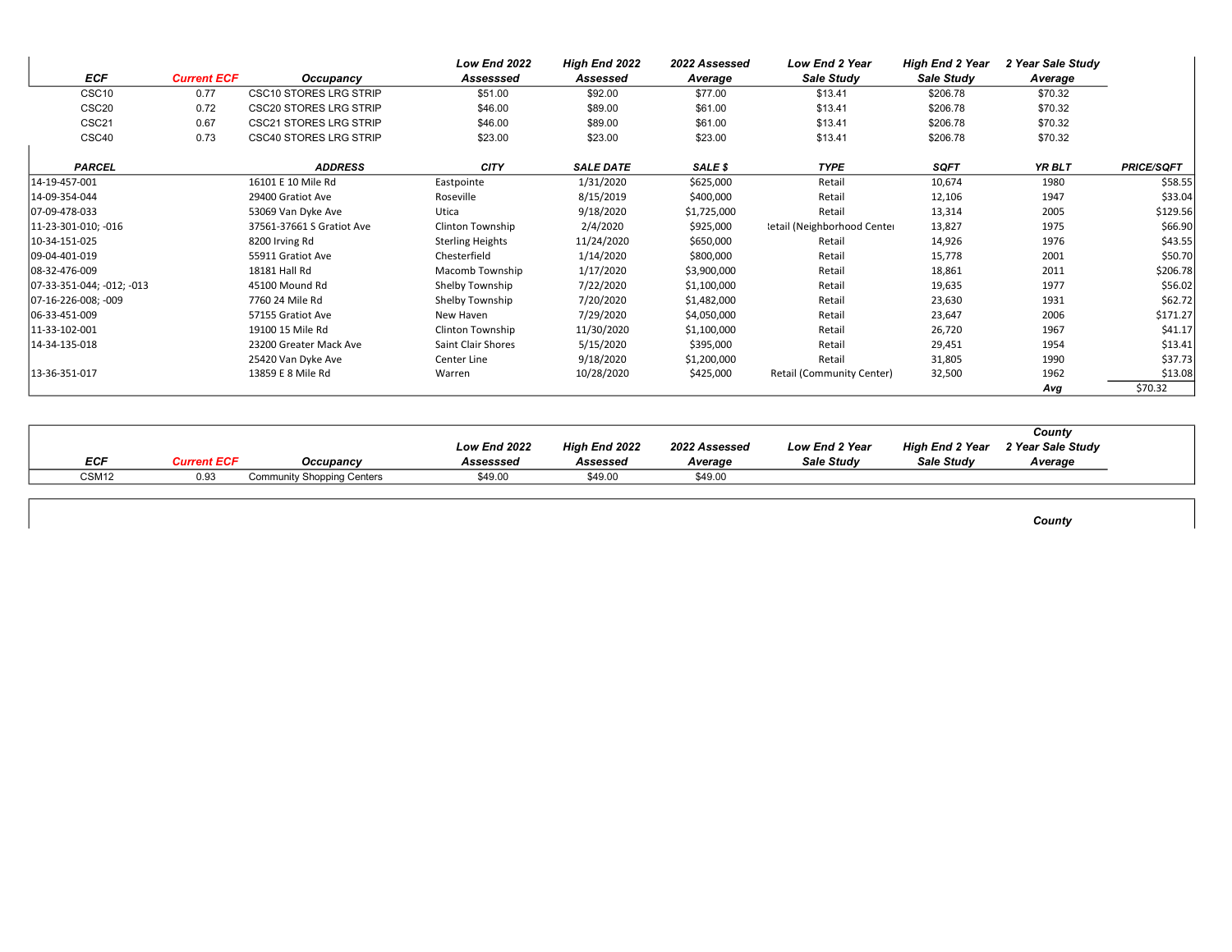| ECF | Current ECF | Occupancy | Low End 2022 Assesssed | High End 2022 Assessed | 2022 Assessed Average | Low End 2 Year Sale Study | High End 2 Year Sale Study | 2 Year Sale Study Average |
|---|---|---|---|---|---|---|---|---|
| CSC10 | 0.77 | CSC10 STORES LRG STRIP | $51.00 | $92.00 | $77.00 | $13.41 | $206.78 | $70.32 |
| CSC20 | 0.72 | CSC20 STORES LRG STRIP | $46.00 | $89.00 | $61.00 | $13.41 | $206.78 | $70.32 |
| CSC21 | 0.67 | CSC21 STORES LRG STRIP | $46.00 | $89.00 | $61.00 | $13.41 | $206.78 | $70.32 |
| CSC40 | 0.73 | CSC40 STORES LRG STRIP | $23.00 | $23.00 | $23.00 | $13.41 | $206.78 | $70.32 |

| PARCEL | ADDRESS | CITY | SALE DATE | SALE $ | TYPE | SQFT | YR BLT | PRICE/SQFT |
|---|---|---|---|---|---|---|---|---|
| 14-19-457-001 | 16101 E 10 Mile Rd | Eastpointe | 1/31/2020 | $625,000 | Retail | 10,674 | 1980 | $58.55 |
| 14-09-354-044 | 29400 Gratiot Ave | Roseville | 8/15/2019 | $400,000 | Retail | 12,106 | 1947 | $33.04 |
| 07-09-478-033 | 53069 Van Dyke Ave | Utica | 9/18/2020 | $1,725,000 | Retail | 13,314 | 2005 | $129.56 |
| 11-23-301-010; -016 | 37561-37661 S Gratiot Ave | Clinton Township | 2/4/2020 | $925,000 | Retail (Neighborhood Center | 13,827 | 1975 | $66.90 |
| 10-34-151-025 | 8200 Irving Rd | Sterling Heights | 11/24/2020 | $650,000 | Retail | 14,926 | 1976 | $43.55 |
| 09-04-401-019 | 55911 Gratiot Ave | Chesterfield | 1/14/2020 | $800,000 | Retail | 15,778 | 2001 | $50.70 |
| 08-32-476-009 | 18181 Hall Rd | Macomb Township | 1/17/2020 | $3,900,000 | Retail | 18,861 | 2011 | $206.78 |
| 07-33-351-044; -012; -013 | 45100 Mound Rd | Shelby Township | 7/22/2020 | $1,100,000 | Retail | 19,635 | 1977 | $56.02 |
| 07-16-226-008; -009 | 7760 24 Mile Rd | Shelby Township | 7/20/2020 | $1,482,000 | Retail | 23,630 | 1931 | $62.72 |
| 06-33-451-009 | 57155 Gratiot Ave | New Haven | 7/29/2020 | $4,050,000 | Retail | 23,647 | 2006 | $171.27 |
| 11-33-102-001 | 19100 15 Mile Rd | Clinton Township | 11/30/2020 | $1,100,000 | Retail | 26,720 | 1967 | $41.17 |
| 14-34-135-018 | 23200 Greater Mack Ave | Saint Clair Shores | 5/15/2020 | $395,000 | Retail | 29,451 | 1954 | $13.41 |
| | 25420 Van Dyke Ave | Center Line | 9/18/2020 | $1,200,000 | Retail | 31,805 | 1990 | $37.73 |
| 13-36-351-017 | 13859 E 8 Mile Rd | Warren | 10/28/2020 | $425,000 | Retail (Community Center) | 32,500 | 1962 | $13.08 |
| | | | | | | | Avg | $70.32 |

| ECF | Current ECF | Occupancy | Low End 2022 Assessed | High End 2022 Assessed | 2022 Assessed Average | Low End 2 Year Sale Study | High End 2 Year Sale Study | County 2 Year Sale Study Average |
|---|---|---|---|---|---|---|---|---|
| CSM12 | 0.93 | Community Shopping Centers | $49.00 | $49.00 | $49.00 | | | |

County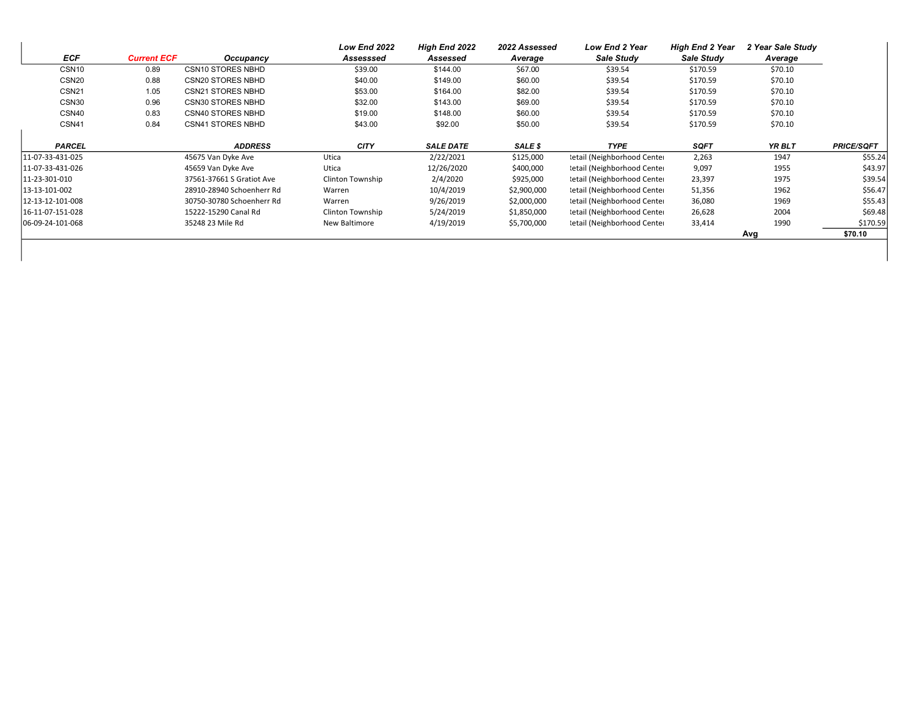| ECF | Current ECF | Occupancy | Low End 2022 Assesssed | High End 2022 Assessed | 2022 Assessed Average | Low End 2 Year Sale Study | High End 2 Year Sale Study | 2 Year Sale Study Average |
|---|---|---|---|---|---|---|---|---|
| CSN10 | 0.89 | CSN10 STORES NBHD | $39.00 | $144.00 | $67.00 | $39.54 | $170.59 | $70.10 |
| CSN20 | 0.88 | CSN20 STORES NBHD | $40.00 | $149.00 | $60.00 | $39.54 | $170.59 | $70.10 |
| CSN21 | 1.05 | CSN21 STORES NBHD | $53.00 | $164.00 | $82.00 | $39.54 | $170.59 | $70.10 |
| CSN30 | 0.96 | CSN30 STORES NBHD | $32.00 | $143.00 | $69.00 | $39.54 | $170.59 | $70.10 |
| CSN40 | 0.83 | CSN40 STORES NBHD | $19.00 | $148.00 | $60.00 | $39.54 | $170.59 | $70.10 |
| CSN41 | 0.84 | CSN41 STORES NBHD | $43.00 | $92.00 | $50.00 | $39.54 | $170.59 | $70.10 |

| PARCEL | ADDRESS | CITY | SALE DATE | SALE $ | TYPE | SQFT | YR BLT | PRICE/SQFT |
|---|---|---|---|---|---|---|---|---|
| 11-07-33-431-025 | 45675 Van Dyke Ave | Utica | 2/22/2021 | $125,000 | Retail (Neighborhood Center | 2,263 | 1947 | $55.24 |
| 11-07-33-431-026 | 45659 Van Dyke Ave | Utica | 12/26/2020 | $400,000 | Retail (Neighborhood Center | 9,097 | 1955 | $43.97 |
| 11-23-301-010 | 37561-37661 S Gratiot Ave | Clinton Township | 2/4/2020 | $925,000 | Retail (Neighborhood Center | 23,397 | 1975 | $39.54 |
| 13-13-101-002 | 28910-28940 Schoenherr Rd | Warren | 10/4/2019 | $2,900,000 | Retail (Neighborhood Center | 51,356 | 1962 | $56.47 |
| 12-13-12-101-008 | 30750-30780 Schoenherr Rd | Warren | 9/26/2019 | $2,000,000 | Retail (Neighborhood Center | 36,080 | 1969 | $55.43 |
| 16-11-07-151-028 | 15222-15290 Canal Rd | Clinton Township | 5/24/2019 | $1,850,000 | Retail (Neighborhood Center | 26,628 | 2004 | $69.48 |
| 06-09-24-101-068 | 35248 23 Mile Rd | New Baltimore | 4/19/2019 | $5,700,000 | Retail (Neighborhood Center | 33,414 | 1990 | $170.59 |
| | | | | | | | Avg | $70.10 |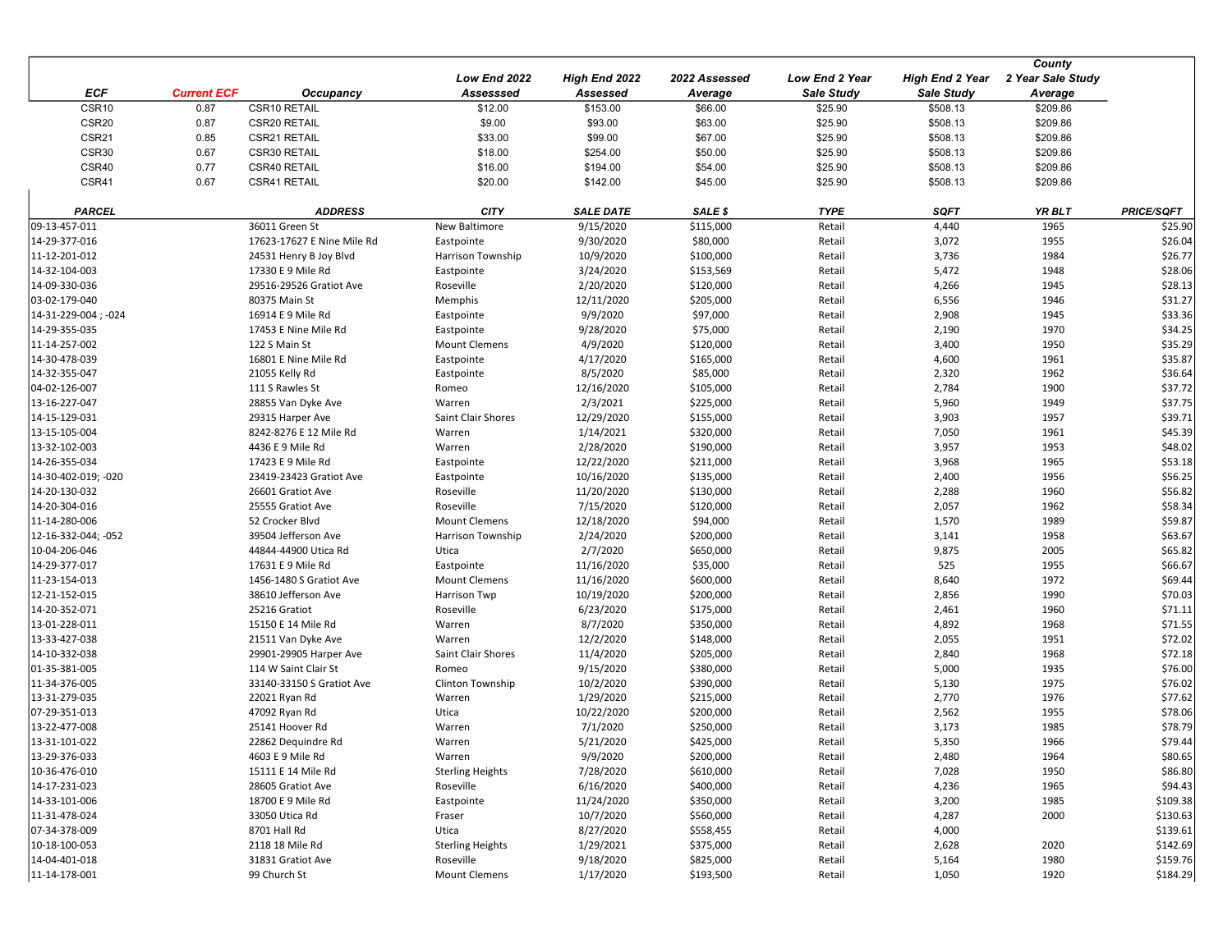| ECF | Current ECF | Occupancy | Low End 2022 Asssessed | High End 2022 Assessed | 2022 Assessed Average | Low End 2 Year Sale Study | High End 2 Year Sale Study | County 2 Year Sale Study Average |
|---|---|---|---|---|---|---|---|---|
| CSR10 | 0.87 | CSR10 RETAIL | $12.00 | $153.00 | $66.00 | $25.90 | $508.13 | $209.86 |
| CSR20 | 0.87 | CSR20 RETAIL | $9.00 | $93.00 | $63.00 | $25.90 | $508.13 | $209.86 |
| CSR21 | 0.85 | CSR21 RETAIL | $33.00 | $99.00 | $67.00 | $25.90 | $508.13 | $209.86 |
| CSR30 | 0.67 | CSR30 RETAIL | $18.00 | $254.00 | $50.00 | $25.90 | $508.13 | $209.86 |
| CSR40 | 0.77 | CSR40 RETAIL | $16.00 | $194.00 | $54.00 | $25.90 | $508.13 | $209.86 |
| CSR41 | 0.67 | CSR41 RETAIL | $20.00 | $142.00 | $45.00 | $25.90 | $508.13 | $209.86 |

| PARCEL | ADDRESS | CITY | SALE DATE | SALE $ | TYPE | SQFT | YR BLT | PRICE/SQFT |
|---|---|---|---|---|---|---|---|---|
| 09-13-457-011 | 36011 Green St | New Baltimore | 9/15/2020 | $115,000 | Retail | 4,440 | 1965 | $25.90 |
| 14-29-377-016 | 17623-17627 E Nine Mile Rd | Eastpointe | 9/30/2020 | $80,000 | Retail | 3,072 | 1955 | $26.04 |
| 11-12-201-012 | 24531 Henry B Joy Blvd | Harrison Township | 10/9/2020 | $100,000 | Retail | 3,736 | 1984 | $26.77 |
| 14-32-104-003 | 17330 E 9 Mile Rd | Eastpointe | 3/24/2020 | $153,569 | Retail | 5,472 | 1948 | $28.06 |
| 14-09-330-036 | 29516-29526 Gratiot Ave | Roseville | 2/20/2020 | $120,000 | Retail | 4,266 | 1945 | $28.13 |
| 03-02-179-040 | 80375 Main St | Memphis | 12/11/2020 | $205,000 | Retail | 6,556 | 1946 | $31.27 |
| 14-31-229-004 ; -024 | 16914 E 9 Mile Rd | Eastpointe | 9/9/2020 | $97,000 | Retail | 2,908 | 1945 | $33.36 |
| 14-29-355-035 | 17453 E Nine Mile Rd | Eastpointe | 9/28/2020 | $75,000 | Retail | 2,190 | 1970 | $34.25 |
| 11-14-257-002 | 122 S Main St | Mount Clemens | 4/9/2020 | $120,000 | Retail | 3,400 | 1950 | $35.29 |
| 14-30-478-039 | 16801 E Nine Mile Rd | Eastpointe | 4/17/2020 | $165,000 | Retail | 4,600 | 1961 | $35.87 |
| 14-32-355-047 | 21055 Kelly Rd | Eastpointe | 8/5/2020 | $85,000 | Retail | 2,320 | 1962 | $36.64 |
| 04-02-126-007 | 111 S Rawles St | Romeo | 12/16/2020 | $105,000 | Retail | 2,784 | 1900 | $37.72 |
| 13-16-227-047 | 28855 Van Dyke Ave | Warren | 2/3/2021 | $225,000 | Retail | 5,960 | 1949 | $37.75 |
| 14-15-129-031 | 29315 Harper Ave | Saint Clair Shores | 12/29/2020 | $155,000 | Retail | 3,903 | 1957 | $39.71 |
| 13-15-105-004 | 8242-8276 E 12 Mile Rd | Warren | 1/14/2021 | $320,000 | Retail | 7,050 | 1961 | $45.39 |
| 13-32-102-003 | 4436 E 9 Mile Rd | Warren | 2/28/2020 | $190,000 | Retail | 3,957 | 1953 | $48.02 |
| 14-26-355-034 | 17423 E 9 Mile Rd | Eastpointe | 12/22/2020 | $211,000 | Retail | 3,968 | 1965 | $53.18 |
| 14-30-402-019; -020 | 23419-23423 Gratiot Ave | Eastpointe | 10/16/2020 | $135,000 | Retail | 2,400 | 1956 | $56.25 |
| 14-20-130-032 | 26601 Gratiot Ave | Roseville | 11/20/2020 | $130,000 | Retail | 2,288 | 1960 | $56.82 |
| 14-20-304-016 | 25555 Gratiot Ave | Roseville | 7/15/2020 | $120,000 | Retail | 2,057 | 1962 | $58.34 |
| 11-14-280-006 | 52 Crocker Blvd | Mount Clemens | 12/18/2020 | $94,000 | Retail | 1,570 | 1989 | $59.87 |
| 12-16-332-044; -052 | 39504 Jefferson Ave | Harrison Township | 2/24/2020 | $200,000 | Retail | 3,141 | 1958 | $63.67 |
| 10-04-206-046 | 44844-44900 Utica Rd | Utica | 2/7/2020 | $650,000 | Retail | 9,875 | 2005 | $65.82 |
| 14-29-377-017 | 17631 E 9 Mile Rd | Eastpointe | 11/16/2020 | $35,000 | Retail | 525 | 1955 | $66.67 |
| 11-23-154-013 | 1456-1480 S Gratiot Ave | Mount Clemens | 11/16/2020 | $600,000 | Retail | 8,640 | 1972 | $69.44 |
| 12-21-152-015 | 38610 Jefferson Ave | Harrison Twp | 10/19/2020 | $200,000 | Retail | 2,856 | 1990 | $70.03 |
| 14-20-352-071 | 25216 Gratiot | Roseville | 6/23/2020 | $175,000 | Retail | 2,461 | 1960 | $71.11 |
| 13-01-228-011 | 15150 E 14 Mile Rd | Warren | 8/7/2020 | $350,000 | Retail | 4,892 | 1968 | $71.55 |
| 13-33-427-038 | 21511 Van Dyke Ave | Warren | 12/2/2020 | $148,000 | Retail | 2,055 | 1951 | $72.02 |
| 14-10-332-038 | 29901-29905 Harper Ave | Saint Clair Shores | 11/4/2020 | $205,000 | Retail | 2,840 | 1968 | $72.18 |
| 01-35-381-005 | 114 W Saint Clair St | Romeo | 9/15/2020 | $380,000 | Retail | 5,000 | 1935 | $76.00 |
| 11-34-376-005 | 33140-33150 S Gratiot Ave | Clinton Township | 10/2/2020 | $390,000 | Retail | 5,130 | 1975 | $76.02 |
| 13-31-279-035 | 22021 Ryan Rd | Warren | 1/29/2020 | $215,000 | Retail | 2,770 | 1976 | $77.62 |
| 07-29-351-013 | 47092 Ryan Rd | Utica | 10/22/2020 | $200,000 | Retail | 2,562 | 1955 | $78.06 |
| 13-22-477-008 | 25141 Hoover Rd | Warren | 7/1/2020 | $250,000 | Retail | 3,173 | 1985 | $78.79 |
| 13-31-101-022 | 22862 Dequindre Rd | Warren | 5/21/2020 | $425,000 | Retail | 5,350 | 1966 | $79.44 |
| 13-29-376-033 | 4603 E 9 Mile Rd | Warren | 9/9/2020 | $200,000 | Retail | 2,480 | 1964 | $80.65 |
| 10-36-476-010 | 15111 E 14 Mile Rd | Sterling Heights | 7/28/2020 | $610,000 | Retail | 7,028 | 1950 | $86.80 |
| 14-17-231-023 | 28605 Gratiot Ave | Roseville | 6/16/2020 | $400,000 | Retail | 4,236 | 1965 | $94.43 |
| 14-33-101-006 | 18700 E 9 Mile Rd | Eastpointe | 11/24/2020 | $350,000 | Retail | 3,200 | 1985 | $109.38 |
| 11-31-478-024 | 33050 Utica Rd | Fraser | 10/7/2020 | $560,000 | Retail | 4,287 | 2000 | $130.63 |
| 07-34-378-009 | 8701 Hall Rd | Utica | 8/27/2020 | $558,455 | Retail | 4,000 | | $139.61 |
| 10-18-100-053 | 2118 18 Mile Rd | Sterling Heights | 1/29/2021 | $375,000 | Retail | 2,628 | 2020 | $142.69 |
| 14-04-401-018 | 31831 Gratiot Ave | Roseville | 9/18/2020 | $825,000 | Retail | 5,164 | 1980 | $159.76 |
| 11-14-178-001 | 99 Church St | Mount Clemens | 1/17/2020 | $193,500 | Retail | 1,050 | 1920 | $184.29 |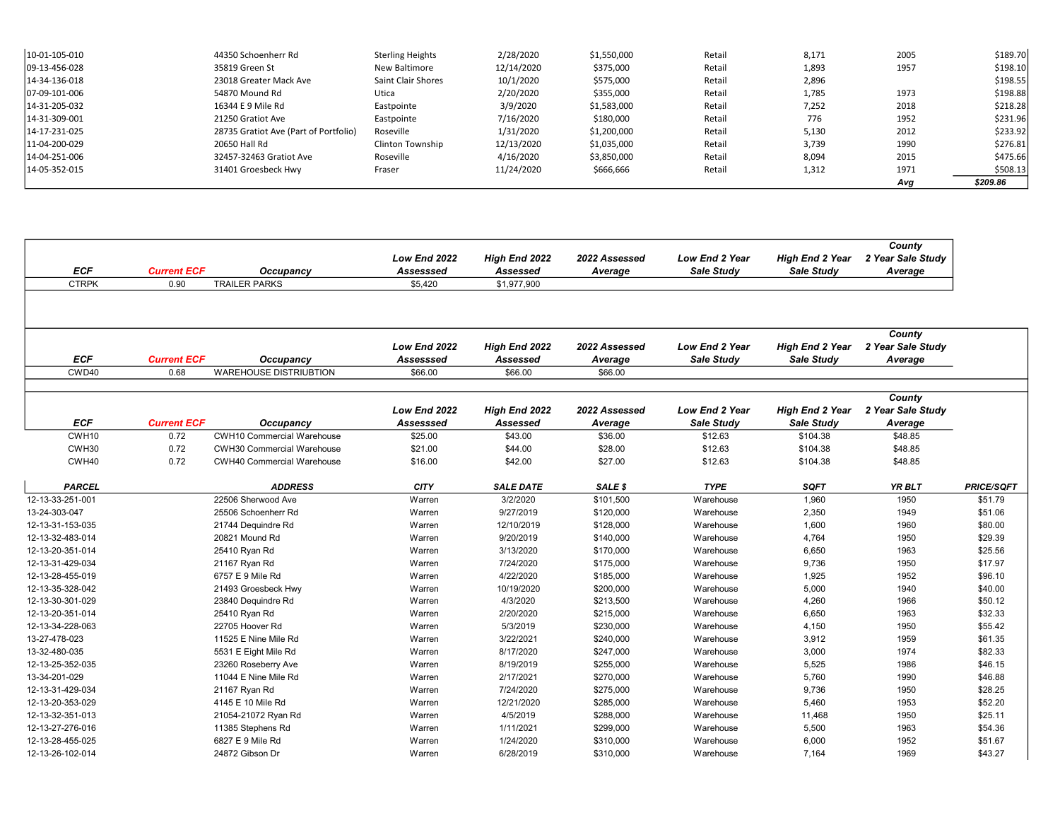| | | | | | | | | |
|---|---|---|---|---|---|---|---|---|
| 10-01-105-010 | 44350 Schoenherr Rd | Sterling Heights | 2/28/2020 | $1,550,000 | Retail | 8,171 | 2005 | $189.70 |
| 09-13-456-028 | 35819 Green St | New Baltimore | 12/14/2020 | $375,000 | Retail | 1,893 | 1957 | $198.10 |
| 14-34-136-018 | 23018 Greater Mack Ave | Saint Clair Shores | 10/1/2020 | $575,000 | Retail | 2,896 | | $198.55 |
| 07-09-101-006 | 54870 Mound Rd | Utica | 2/20/2020 | $355,000 | Retail | 1,785 | 1973 | $198.88 |
| 14-31-205-032 | 16344 E 9 Mile Rd | Eastpointe | 3/9/2020 | $1,583,000 | Retail | 7,252 | 2018 | $218.28 |
| 14-31-309-001 | 21250 Gratiot Ave | Eastpointe | 7/16/2020 | $180,000 | Retail | 776 | 1952 | $231.96 |
| 14-17-231-025 | 28735 Gratiot Ave (Part of Portfolio) | Roseville | 1/31/2020 | $1,200,000 | Retail | 5,130 | 2012 | $233.92 |
| 11-04-200-029 | 20650 Hall Rd | Clinton Township | 12/13/2020 | $1,035,000 | Retail | 3,739 | 1990 | $276.81 |
| 14-04-251-006 | 32457-32463 Gratiot Ave | Roseville | 4/16/2020 | $3,850,000 | Retail | 8,094 | 2015 | $475.66 |
| 14-05-352-015 | 31401 Groesbeck Hwy | Fraser | 11/24/2020 | $666,666 | Retail | 1,312 | 1971 | $508.13 |
| | | | | | | | *Avg* | ***$209.86*** |

| ECF | Current ECF | Occupancy | Low End 2022 Assesssed | High End 2022 Assessed | 2022 Assessed Average | Low End 2 Year Sale Study | High End 2 Year Sale Study | County 2 Year Sale Study Average |
|---|---|---|---|---|---|---|---|---|
| CTRPK | 0.90 | TRAILER PARKS | $5,420 | $1,977,900 | | | | |

| ECF | Current ECF | Occupancy | Low End 2022 Assesssed | High End 2022 Assessed | 2022 Assessed Average | Low End 2 Year Sale Study | High End 2 Year Sale Study | County 2 Year Sale Study Average |
|---|---|---|---|---|---|---|---|---|
| CWD40 | 0.68 | WAREHOUSE DISTRIUBTION | $66.00 | $66.00 | $66.00 | | | |

| ECF | Current ECF | Occupancy | Low End 2022 Assesssed | High End 2022 Assessed | 2022 Assessed Average | Low End 2 Year Sale Study | High End 2 Year Sale Study | County 2 Year Sale Study Average |
|---|---|---|---|---|---|---|---|---|
| CWH10 | 0.72 | CWH10 Commercial Warehouse | $25.00 | $43.00 | $36.00 | $12.63 | $104.38 | $48.85 |
| CWH30 | 0.72 | CWH30 Commercial Warehouse | $21.00 | $44.00 | $28.00 | $12.63 | $104.38 | $48.85 |
| CWH40 | 0.72 | CWH40 Commercial Warehouse | $16.00 | $42.00 | $27.00 | $12.63 | $104.38 | $48.85 |

| PARCEL | ADDRESS | CITY | SALE DATE | SALE $ | TYPE | SQFT | YR BLT | PRICE/SQFT |
|---|---|---|---|---|---|---|---|---|
| 12-13-33-251-001 | 22506 Sherwood Ave | Warren | 3/2/2020 | $101,500 | Warehouse | 1,960 | 1950 | $51.79 |
| 13-24-303-047 | 25506 Schoenherr Rd | Warren | 9/27/2019 | $120,000 | Warehouse | 2,350 | 1949 | $51.06 |
| 12-13-31-153-035 | 21744 Dequindre Rd | Warren | 12/10/2019 | $128,000 | Warehouse | 1,600 | 1960 | $80.00 |
| 12-13-32-483-014 | 20821 Mound Rd | Warren | 9/20/2019 | $140,000 | Warehouse | 4,764 | 1950 | $29.39 |
| 12-13-20-351-014 | 25410 Ryan Rd | Warren | 3/13/2020 | $170,000 | Warehouse | 6,650 | 1963 | $25.56 |
| 12-13-31-429-034 | 21167 Ryan Rd | Warren | 7/24/2020 | $175,000 | Warehouse | 9,736 | 1950 | $17.97 |
| 12-13-28-455-019 | 6757 E 9 Mile Rd | Warren | 4/22/2020 | $185,000 | Warehouse | 1,925 | 1952 | $96.10 |
| 12-13-35-328-042 | 21493 Groesbeck Hwy | Warren | 10/19/2020 | $200,000 | Warehouse | 5,000 | 1940 | $40.00 |
| 12-13-30-301-029 | 23840 Dequindre Rd | Warren | 4/3/2020 | $213,500 | Warehouse | 4,260 | 1966 | $50.12 |
| 12-13-20-351-014 | 25410 Ryan Rd | Warren | 2/20/2020 | $215,000 | Warehouse | 6,650 | 1963 | $32.33 |
| 12-13-34-228-063 | 22705 Hoover Rd | Warren | 5/3/2019 | $230,000 | Warehouse | 4,150 | 1950 | $55.42 |
| 13-27-478-023 | 11525 E Nine Mile Rd | Warren | 3/22/2021 | $240,000 | Warehouse | 3,912 | 1959 | $61.35 |
| 13-32-480-035 | 5531 E Eight Mile Rd | Warren | 8/17/2020 | $247,000 | Warehouse | 3,000 | 1974 | $82.33 |
| 12-13-25-352-035 | 23260 Roseberry Ave | Warren | 8/19/2019 | $255,000 | Warehouse | 5,525 | 1986 | $46.15 |
| 13-34-201-029 | 11044 E Nine Mile Rd | Warren | 2/17/2021 | $270,000 | Warehouse | 5,760 | 1990 | $46.88 |
| 12-13-31-429-034 | 21167 Ryan Rd | Warren | 7/24/2020 | $275,000 | Warehouse | 9,736 | 1950 | $28.25 |
| 12-13-20-353-029 | 4145 E 10 Mile Rd | Warren | 12/21/2020 | $285,000 | Warehouse | 5,460 | 1953 | $52.20 |
| 12-13-32-351-013 | 21054-21072 Ryan Rd | Warren | 4/5/2019 | $288,000 | Warehouse | 11,468 | 1950 | $25.11 |
| 12-13-27-276-016 | 11385 Stephens Rd | Warren | 1/11/2021 | $299,000 | Warehouse | 5,500 | 1963 | $54.36 |
| 12-13-28-455-025 | 6827 E 9 Mile Rd | Warren | 1/24/2020 | $310,000 | Warehouse | 6,000 | 1952 | $51.67 |
| 12-13-26-102-014 | 24872 Gibson Dr | Warren | 6/28/2019 | $310,000 | Warehouse | 7,164 | 1969 | $43.27 |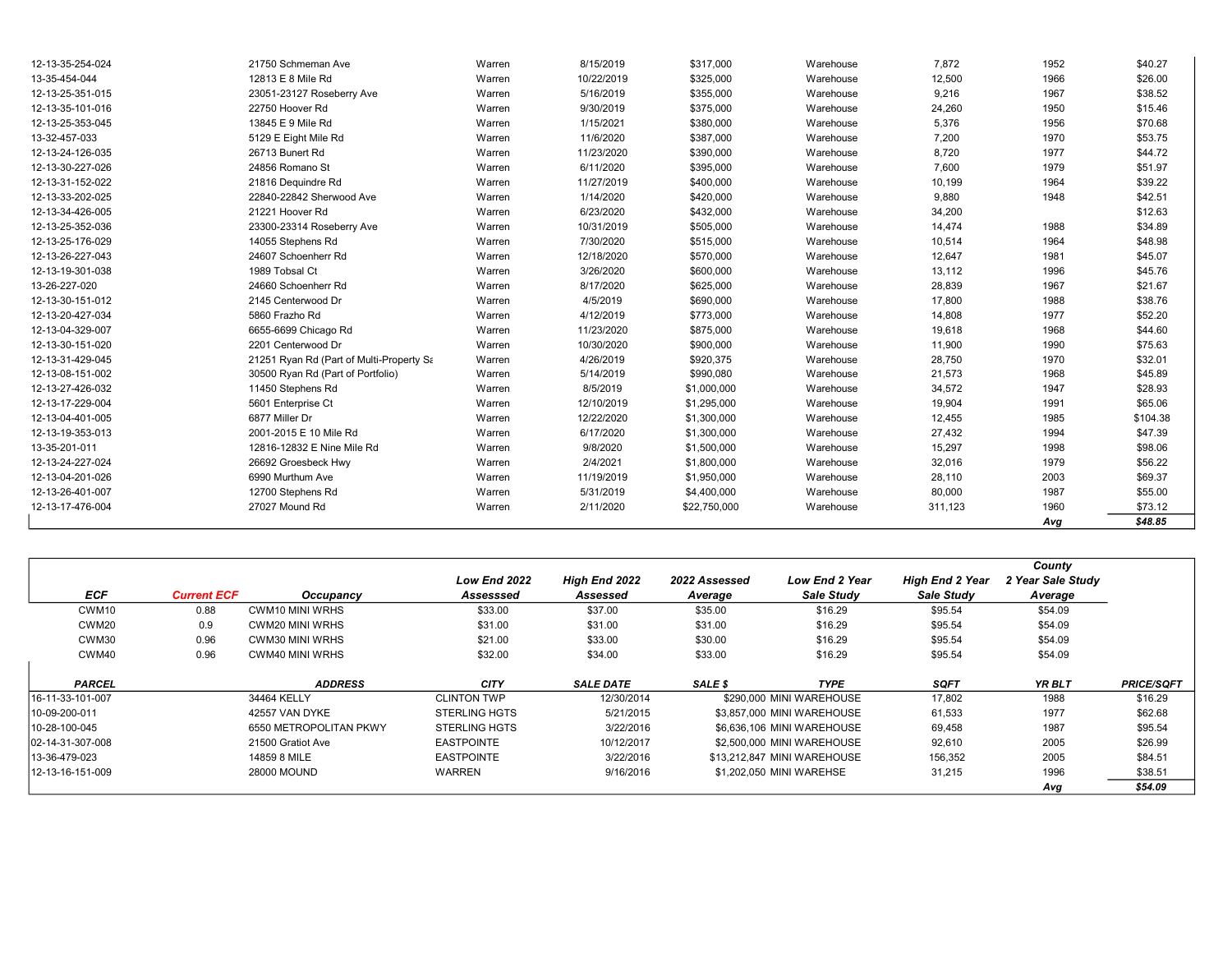| | | | | | | | | |
|---|---|---|---|---|---|---|---|---|
| 12-13-35-254-024 | 21750 Schmeman Ave | Warren | 8/15/2019 | $317,000 | Warehouse | 7,872 | 1952 | $40.27 |
| 13-35-454-044 | 12813 E 8 Mile Rd | Warren | 10/22/2019 | $325,000 | Warehouse | 12,500 | 1966 | $26.00 |
| 12-13-25-351-015 | 23051-23127 Roseberry Ave | Warren | 5/16/2019 | $355,000 | Warehouse | 9,216 | 1967 | $38.52 |
| 12-13-35-101-016 | 22750 Hoover Rd | Warren | 9/30/2019 | $375,000 | Warehouse | 24,260 | 1950 | $15.46 |
| 12-13-25-353-045 | 13845 E 9 Mile Rd | Warren | 1/15/2021 | $380,000 | Warehouse | 5,376 | 1956 | $70.68 |
| 13-32-457-033 | 5129 E Eight Mile Rd | Warren | 11/6/2020 | $387,000 | Warehouse | 7,200 | 1970 | $53.75 |
| 12-13-24-126-035 | 26713 Bunert Rd | Warren | 11/23/2020 | $390,000 | Warehouse | 8,720 | 1977 | $44.72 |
| 12-13-30-227-026 | 24856 Romano St | Warren | 6/11/2020 | $395,000 | Warehouse | 7,600 | 1979 | $51.97 |
| 12-13-31-152-022 | 21816 Dequindre Rd | Warren | 11/27/2019 | $400,000 | Warehouse | 10,199 | 1964 | $39.22 |
| 12-13-33-202-025 | 22840-22842 Sherwood Ave | Warren | 1/14/2020 | $420,000 | Warehouse | 9,880 | 1948 | $42.51 |
| 12-13-34-426-005 | 21221 Hoover Rd | Warren | 6/23/2020 | $432,000 | Warehouse | 34,200 | | $12.63 |
| 12-13-25-352-036 | 23300-23314 Roseberry Ave | Warren | 10/31/2019 | $505,000 | Warehouse | 14,474 | 1988 | $34.89 |
| 12-13-25-176-029 | 14055 Stephens Rd | Warren | 7/30/2020 | $515,000 | Warehouse | 10,514 | 1964 | $48.98 |
| 12-13-26-227-043 | 24607 Schoenherr Rd | Warren | 12/18/2020 | $570,000 | Warehouse | 12,647 | 1981 | $45.07 |
| 12-13-19-301-038 | 1989 Tobsal Ct | Warren | 3/26/2020 | $600,000 | Warehouse | 13,112 | 1996 | $45.76 |
| 13-26-227-020 | 24660 Schoenherr Rd | Warren | 8/17/2020 | $625,000 | Warehouse | 28,839 | 1967 | $21.67 |
| 12-13-30-151-012 | 2145 Centerwood Dr | Warren | 4/5/2019 | $690,000 | Warehouse | 17,800 | 1988 | $38.76 |
| 12-13-20-427-034 | 5860 Frazho Rd | Warren | 4/12/2019 | $773,000 | Warehouse | 14,808 | 1977 | $52.20 |
| 12-13-04-329-007 | 6655-6699 Chicago Rd | Warren | 11/23/2020 | $875,000 | Warehouse | 19,618 | 1968 | $44.60 |
| 12-13-30-151-020 | 2201 Centerwood Dr | Warren | 10/30/2020 | $900,000 | Warehouse | 11,900 | 1990 | $75.63 |
| 12-13-31-429-045 | 21251 Ryan Rd (Part of Multi-Property Sa | Warren | 4/26/2019 | $920,375 | Warehouse | 28,750 | 1970 | $32.01 |
| 12-13-08-151-002 | 30500 Ryan Rd (Part of Portfolio) | Warren | 5/14/2019 | $990,080 | Warehouse | 21,573 | 1968 | $45.89 |
| 12-13-27-426-032 | 11450 Stephens Rd | Warren | 8/5/2019 | $1,000,000 | Warehouse | 34,572 | 1947 | $28.93 |
| 12-13-17-229-004 | 5601 Enterprise Ct | Warren | 12/10/2019 | $1,295,000 | Warehouse | 19,904 | 1991 | $65.06 |
| 12-13-04-401-005 | 6877 Miller Dr | Warren | 12/22/2020 | $1,300,000 | Warehouse | 12,455 | 1985 | $104.38 |
| 12-13-19-353-013 | 2001-2015 E 10 Mile Rd | Warren | 6/17/2020 | $1,300,000 | Warehouse | 27,432 | 1994 | $47.39 |
| 13-35-201-011 | 12816-12832 E Nine Mile Rd | Warren | 9/8/2020 | $1,500,000 | Warehouse | 15,297 | 1998 | $98.06 |
| 12-13-24-227-024 | 26692 Groesbeck Hwy | Warren | 2/4/2021 | $1,800,000 | Warehouse | 32,016 | 1979 | $56.22 |
| 12-13-04-201-026 | 6990 Murthum Ave | Warren | 11/19/2019 | $1,950,000 | Warehouse | 28,110 | 2003 | $69.37 |
| 12-13-26-401-007 | 12700 Stephens Rd | Warren | 5/31/2019 | $4,400,000 | Warehouse | 80,000 | 1987 | $55.00 |
| 12-13-17-476-004 | 27027 Mound Rd | Warren | 2/11/2020 | $22,750,000 | Warehouse | 311,123 | 1960 | $73.12 |
| | | | | | | | *Avg* | ***$48.85*** |

| ECF | Current ECF | Occupancy | Low End 2022 Assesssed | High End 2022 Assessed | 2022 Assessed Average | Low End 2 Year Sale Study | High End 2 Year Sale Study | County 2 Year Sale Study Average |
|---|---|---|---|---|---|---|---|---|
| CWM10 | 0.88 | CWM10 MINI WRHS | $33.00 | $37.00 | $35.00 | $16.29 | $95.54 | $54.09 |
| CWM20 | 0.9 | CWM20 MINI WRHS | $31.00 | $31.00 | $31.00 | $16.29 | $95.54 | $54.09 |
| CWM30 | 0.96 | CWM30 MINI WRHS | $21.00 | $33.00 | $30.00 | $16.29 | $95.54 | $54.09 |
| CWM40 | 0.96 | CWM40 MINI WRHS | $32.00 | $34.00 | $33.00 | $16.29 | $95.54 | $54.09 |

| PARCEL | ADDRESS | CITY | SALE DATE | SALE $ | TYPE | SQFT | YR BLT | PRICE/SQFT |
|---|---|---|---|---|---|---|---|---|
| 16-11-33-101-007 | 34464 KELLY | CLINTON TWP | 12/30/2014 | $290,000 | MINI WAREHOUSE | 17,802 | 1988 | $16.29 |
| 10-09-200-011 | 42557 VAN DYKE | STERLING HGTS | 5/21/2015 | $3,857,000 | MINI WAREHOUSE | 61,533 | 1977 | $62.68 |
| 10-28-100-045 | 6550 METROPOLITAN PKWY | STERLING HGTS | 3/22/2016 | $6,636,106 | MINI WAREHOUSE | 69,458 | 1987 | $95.54 |
| 02-14-31-307-008 | 21500 Gratiot Ave | EASTPOINTE | 10/12/2017 | $2,500,000 | MINI WAREHOUSE | 92,610 | 2005 | $26.99 |
| 13-36-479-023 | 14859 8 MILE | EASTPOINTE | 3/22/2016 | $13,212,847 | MINI WAREHOUSE | 156,352 | 2005 | $84.51 |
| 12-13-16-151-009 | 28000 MOUND | WARREN | 9/16/2016 | $1,202,050 | MINI WAREHSE | 31,215 | 1996 | $38.51 |
| | | | | | | | *Avg* | ***$54.09*** |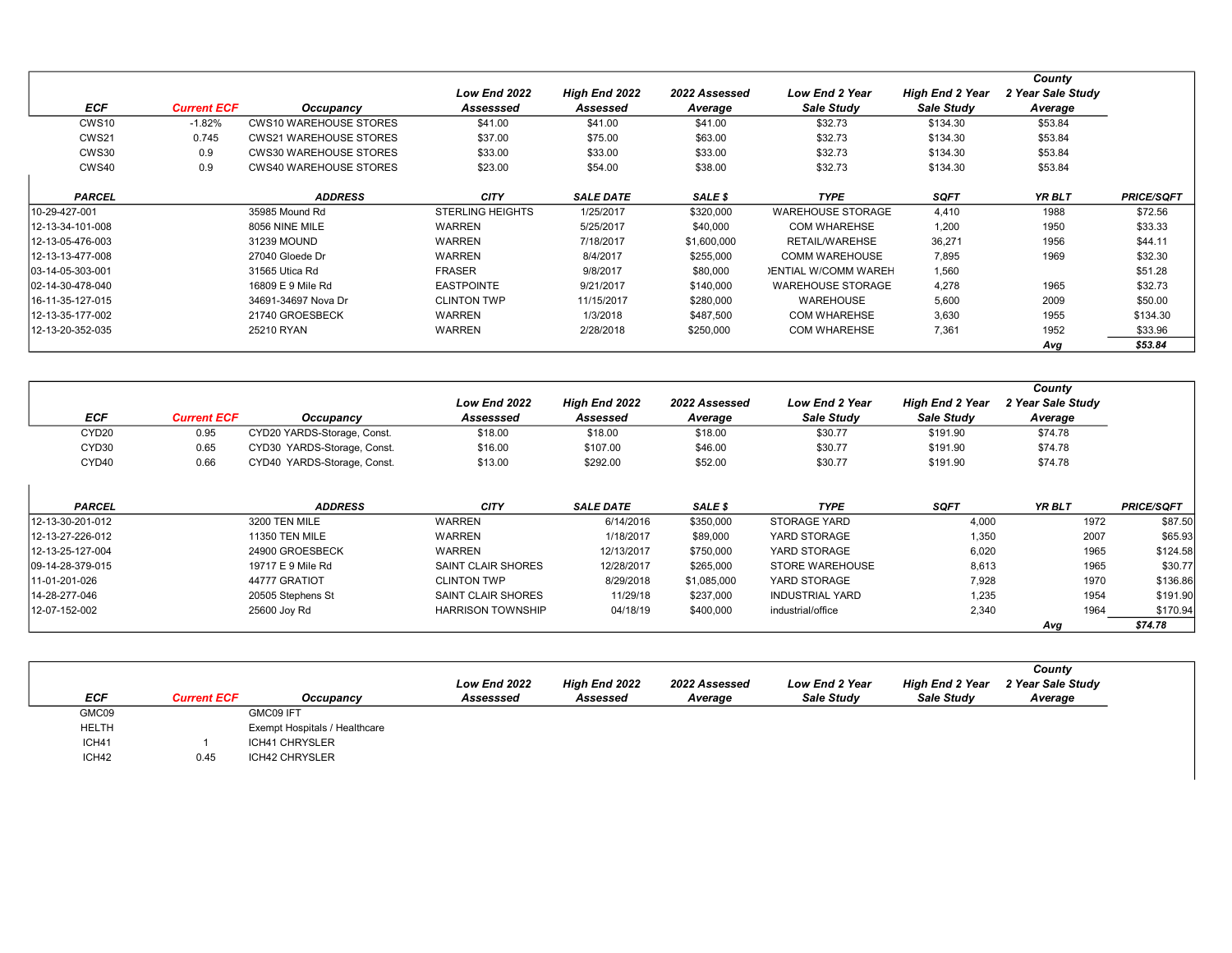| ECF | Current ECF | Occupancy | Low End 2022 Assesssed | High End 2022 Assessed | 2022 Assessed Average | Low End 2 Year Sale Study | High End 2 Year Sale Study | County 2 Year Sale Study Average | |
|---|---|---|---|---|---|---|---|---|---|
| CWS10 | -1.82% | CWS10 WAREHOUSE STORES | $41.00 | $41.00 | $41.00 | $32.73 | $134.30 | $53.84 | |
| CWS21 | 0.745 | CWS21 WAREHOUSE STORES | $37.00 | $75.00 | $63.00 | $32.73 | $134.30 | $53.84 | |
| CWS30 | 0.9 | CWS30 WAREHOUSE STORES | $33.00 | $33.00 | $33.00 | $32.73 | $134.30 | $53.84 | |
| CWS40 | 0.9 | CWS40 WAREHOUSE STORES | $23.00 | $54.00 | $38.00 | $32.73 | $134.30 | $53.84 | |
| **PARCEL** | | **ADDRESS** | **CITY** | **SALE DATE** | **SALE $** | **TYPE** | **SQFT** | **YR BLT** | **PRICE/SQFT** |
| 10-29-427-001 | | 35985 Mound Rd | STERLING HEIGHTS | 1/25/2017 | $320,000 | WAREHOUSE STORAGE | 4,410 | 1988 | $72.56 |
| 12-13-34-101-008 | | 8056 NINE MILE | WARREN | 5/25/2017 | $40,000 | COM WHAREHSE | 1,200 | 1950 | $33.33 |
| 12-13-05-476-003 | | 31239 MOUND | WARREN | 7/18/2017 | $1,600,000 | RETAIL/WAREHSE | 36,271 | 1956 | $44.11 |
| 12-13-13-477-008 | | 27040 Gloede Dr | WARREN | 8/4/2017 | $255,000 | COMM WAREHOUSE | 7,895 | 1969 | $32.30 |
| 03-14-05-303-001 | | 31565 Utica Rd | FRASER | 9/8/2017 | $80,000 | )ENTIAL W/COMM WAREH | 1,560 | | $51.28 |
| 02-14-30-478-040 | | 16809 E 9 Mile Rd | EASTPOINTE | 9/21/2017 | $140,000 | WAREHOUSE STORAGE | 4,278 | 1965 | $32.73 |
| 16-11-35-127-015 | | 34691-34697 Nova Dr | CLINTON TWP | 11/15/2017 | $280,000 | WAREHOUSE | 5,600 | 2009 | $50.00 |
| 12-13-35-177-002 | | 21740 GROESBECK | WARREN | 1/3/2018 | $487,500 | COM WHAREHSE | 3,630 | 1955 | $134.30 |
| 12-13-20-352-035 | | 25210 RYAN | WARREN | 2/28/2018 | $250,000 | COM WHAREHSE | 7,361 | 1952 | $33.96 |
| | | | | | | | | *Avg* | *$53.84* |

| ECF | Current ECF | Occupancy | Low End 2022 Assesssed | High End 2022 Assessed | 2022 Assessed Average | Low End 2 Year Sale Study | High End 2 Year Sale Study | County 2 Year Sale Study Average | |
|---|---|---|---|---|---|---|---|---|---|
| CYD20 | 0.95 | CYD20 YARDS-Storage, Const. | $18.00 | $18.00 | $18.00 | $30.77 | $191.90 | $74.78 | |
| CYD30 | 0.65 | CYD30 YARDS-Storage, Const. | $16.00 | $107.00 | $46.00 | $30.77 | $191.90 | $74.78 | |
| CYD40 | 0.66 | CYD40 YARDS-Storage, Const. | $13.00 | $292.00 | $52.00 | $30.77 | $191.90 | $74.78 | |
| **PARCEL** | | **ADDRESS** | **CITY** | **SALE DATE** | **SALE $** | **TYPE** | **SQFT** | **YR BLT** | **PRICE/SQFT** |
| 12-13-30-201-012 | | 3200 TEN MILE | WARREN | 6/14/2016 | $350,000 | STORAGE YARD | 4,000 | 1972 | $87.50 |
| 12-13-27-226-012 | | 11350 TEN MILE | WARREN | 1/18/2017 | $89,000 | YARD STORAGE | 1,350 | 2007 | $65.93 |
| 12-13-25-127-004 | | 24900 GROESBECK | WARREN | 12/13/2017 | $750,000 | YARD STORAGE | 6,020 | 1965 | $124.58 |
| 09-14-28-379-015 | | 19717 E 9 Mile Rd | SAINT CLAIR SHORES | 12/28/2017 | $265,000 | STORE WAREHOUSE | 8,613 | 1965 | $30.77 |
| 11-01-201-026 | | 44777 GRATIOT | CLINTON TWP | 8/29/2018 | $1,085,000 | YARD STORAGE | 7,928 | 1970 | $136.86 |
| 14-28-277-046 | | 20505 Stephens St | SAINT CLAIR SHORES | 11/29/18 | $237,000 | INDUSTRIAL YARD | 1,235 | 1954 | $191.90 |
| 12-07-152-002 | | 25600 Joy Rd | HARRISON TOWNSHIP | 04/18/19 | $400,000 | industrial/office | 2,340 | 1964 | $170.94 |
| | | | | | | | | *Avg* | *$74.78* |

| ECF | Current ECF | Occupancy | Low End 2022 Assesssed | High End 2022 Assessed | 2022 Assessed Average | Low End 2 Year Sale Study | High End 2 Year Sale Study | County 2 Year Sale Study Average |
|---|---|---|---|---|---|---|---|---|
| GMC09 | | GMC09 IFT | | | | | | |
| HELTH | | Exempt Hospitals / Healthcare | | | | | | |
| ICH41 | 1 | ICH41 CHRYSLER | | | | | | |
| ICH42 | 0.45 | ICH42 CHRYSLER | | | | | | |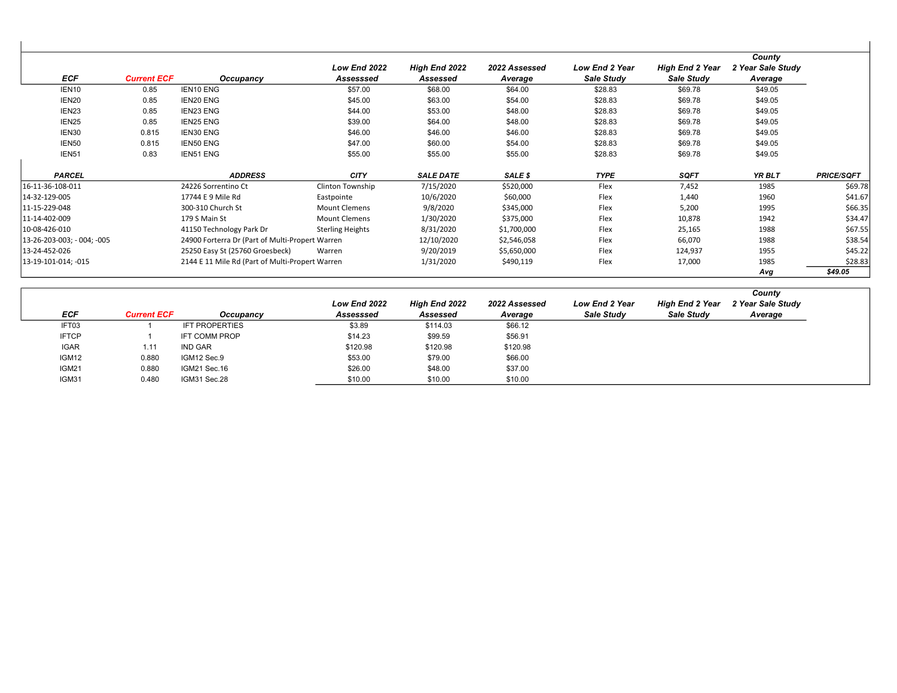| ECF | Current ECF | Occupancy | Low End 2022 Assesssed | High End 2022 Assessed | 2022 Assessed Average | Low End 2 Year Sale Study | High End 2 Year Sale Study | County 2 Year Sale Study Average |
|---|---|---|---|---|---|---|---|---|
| IEN10 | 0.85 | IEN10 ENG | $57.00 | $68.00 | $64.00 | $28.83 | $69.78 | $49.05 |
| IEN20 | 0.85 | IEN20 ENG | $45.00 | $63.00 | $54.00 | $28.83 | $69.78 | $49.05 |
| IEN23 | 0.85 | IEN23 ENG | $44.00 | $53.00 | $48.00 | $28.83 | $69.78 | $49.05 |
| IEN25 | 0.85 | IEN25 ENG | $39.00 | $64.00 | $48.00 | $28.83 | $69.78 | $49.05 |
| IEN30 | 0.815 | IEN30 ENG | $46.00 | $46.00 | $46.00 | $28.83 | $69.78 | $49.05 |
| IEN50 | 0.815 | IEN50 ENG | $47.00 | $60.00 | $54.00 | $28.83 | $69.78 | $49.05 |
| IEN51 | 0.83 | IEN51 ENG | $55.00 | $55.00 | $55.00 | $28.83 | $69.78 | $49.05 |

| PARCEL | ADDRESS | CITY | SALE DATE | SALE $ | TYPE | SQFT | YR BLT | PRICE/SQFT |
|---|---|---|---|---|---|---|---|---|
| 16-11-36-108-011 | 24226 Sorrentino Ct | Clinton Township | 7/15/2020 | $520,000 | Flex | 7,452 | 1985 | $69.78 |
| 14-32-129-005 | 17744 E 9 Mile Rd | Eastpointe | 10/6/2020 | $60,000 | Flex | 1,440 | 1960 | $41.67 |
| 11-15-229-048 | 300-310 Church St | Mount Clemens | 9/8/2020 | $345,000 | Flex | 5,200 | 1995 | $66.35 |
| 11-14-402-009 | 179 S Main St | Mount Clemens | 1/30/2020 | $375,000 | Flex | 10,878 | 1942 | $34.47 |
| 10-08-426-010 | 41150 Technology Park Dr | Sterling Heights | 8/31/2020 | $1,700,000 | Flex | 25,165 | 1988 | $67.55 |
| 13-26-203-003; - 004; -005 | 24900 Forterra Dr (Part of Multi-Propert | Warren | 12/10/2020 | $2,546,058 | Flex | 66,070 | 1988 | $38.54 |
| 13-24-452-026 | 25250 Easy St (25760 Groesbeck) | Warren | 9/20/2019 | $5,650,000 | Flex | 124,937 | 1955 | $45.22 |
| 13-19-101-014; -015 | 2144 E 11 Mile Rd (Part of Multi-Propert | Warren | 1/31/2020 | $490,119 | Flex | 17,000 | 1985 | $28.83 |
| | | | | | | | Avg | $49.05 |

| ECF | Current ECF | Occupancy | Low End 2022 Assesssed | High End 2022 Assessed | 2022 Assessed Average | Low End 2 Year Sale Study | High End 2 Year Sale Study | County 2 Year Sale Study Average |
|---|---|---|---|---|---|---|---|---|
| IFT03 | 1 | IFT PROPERTIES | $3.89 | $114.03 | $66.12 | | | |
| IFTCP | 1 | IFT COMM PROP | $14.23 | $99.59 | $56.91 | | | |
| IGAR | 1.11 | IND GAR | $120.98 | $120.98 | $120.98 | | | |
| IGM12 | 0.880 | IGM12 Sec.9 | $53.00 | $79.00 | $66.00 | | | |
| IGM21 | 0.880 | IGM21 Sec.16 | $26.00 | $48.00 | $37.00 | | | |
| IGM31 | 0.480 | IGM31 Sec.28 | $10.00 | $10.00 | $10.00 | | | |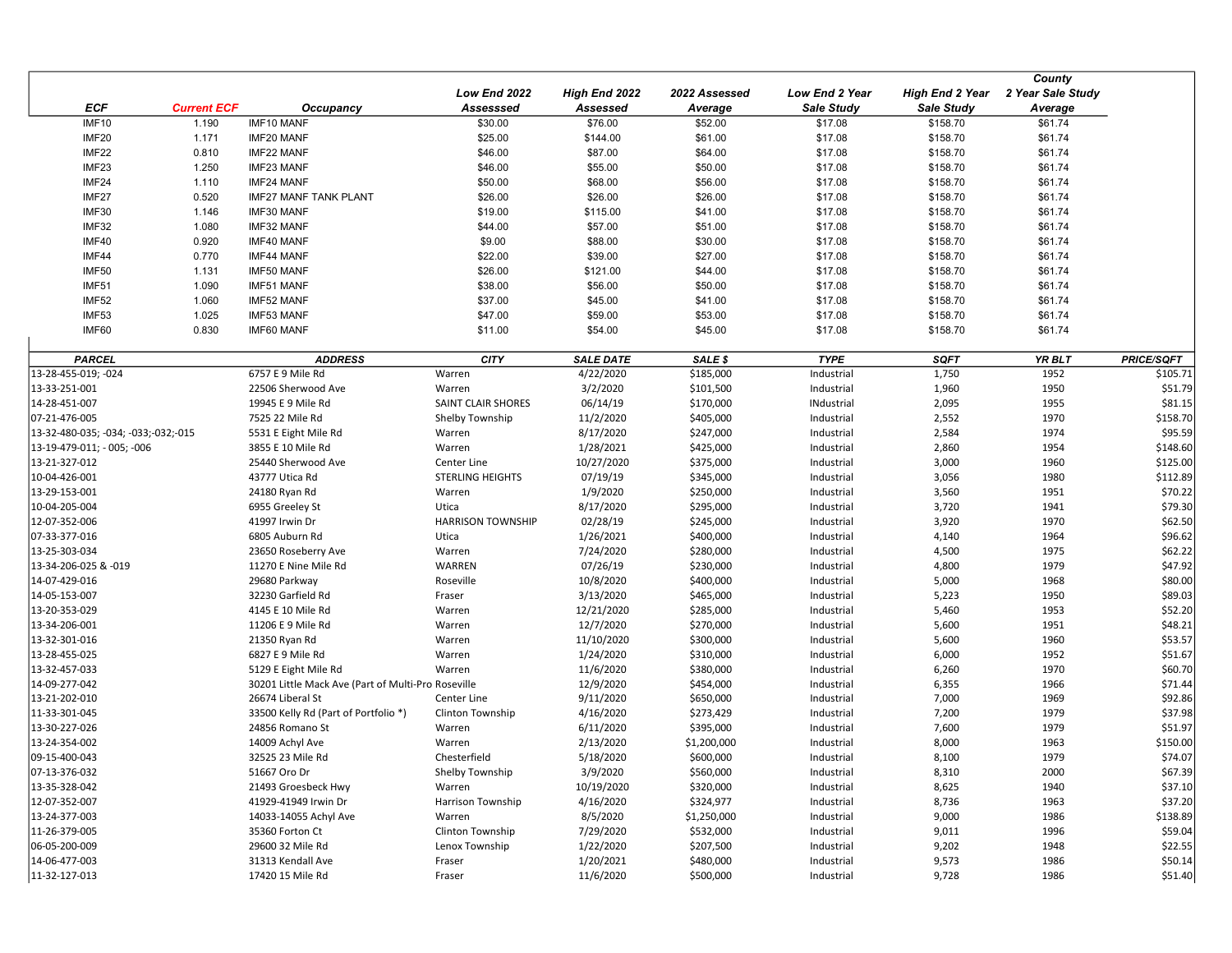| ECF | Current ECF | Occupancy | Low End 2022 Assesssed | High End 2022 Assessed | 2022 Assessed Average | Low End 2 Year Sale Study | High End 2 Year Sale Study | County 2 Year Sale Study Average |
|---|---|---|---|---|---|---|---|---|
| IMF10 | 1.190 | IMF10 MANF | $30.00 | $76.00 | $52.00 | $17.08 | $158.70 | $61.74 |
| IMF20 | 1.171 | IMF20 MANF | $25.00 | $144.00 | $61.00 | $17.08 | $158.70 | $61.74 |
| IMF22 | 0.810 | IMF22 MANF | $46.00 | $87.00 | $64.00 | $17.08 | $158.70 | $61.74 |
| IMF23 | 1.250 | IMF23 MANF | $46.00 | $55.00 | $50.00 | $17.08 | $158.70 | $61.74 |
| IMF24 | 1.110 | IMF24 MANF | $50.00 | $68.00 | $56.00 | $17.08 | $158.70 | $61.74 |
| IMF27 | 0.520 | IMF27 MANF TANK PLANT | $26.00 | $26.00 | $26.00 | $17.08 | $158.70 | $61.74 |
| IMF30 | 1.146 | IMF30 MANF | $19.00 | $115.00 | $41.00 | $17.08 | $158.70 | $61.74 |
| IMF32 | 1.080 | IMF32 MANF | $44.00 | $57.00 | $51.00 | $17.08 | $158.70 | $61.74 |
| IMF40 | 0.920 | IMF40 MANF | $9.00 | $88.00 | $30.00 | $17.08 | $158.70 | $61.74 |
| IMF44 | 0.770 | IMF44 MANF | $22.00 | $39.00 | $27.00 | $17.08 | $158.70 | $61.74 |
| IMF50 | 1.131 | IMF50 MANF | $26.00 | $121.00 | $44.00 | $17.08 | $158.70 | $61.74 |
| IMF51 | 1.090 | IMF51 MANF | $38.00 | $56.00 | $50.00 | $17.08 | $158.70 | $61.74 |
| IMF52 | 1.060 | IMF52 MANF | $37.00 | $45.00 | $41.00 | $17.08 | $158.70 | $61.74 |
| IMF53 | 1.025 | IMF53 MANF | $47.00 | $59.00 | $53.00 | $17.08 | $158.70 | $61.74 |
| IMF60 | 0.830 | IMF60 MANF | $11.00 | $54.00 | $45.00 | $17.08 | $158.70 | $61.74 |

| PARCEL | ADDRESS | CITY | SALE DATE | SALE $ | TYPE | SQFT | YR BLT | PRICE/SQFT |
|---|---|---|---|---|---|---|---|---|
| 13-28-455-019; -024 | 6757 E 9 Mile Rd | Warren | 4/22/2020 | $185,000 | Industrial | 1,750 | 1952 | $105.71 |
| 13-33-251-001 | 22506 Sherwood Ave | Warren | 3/2/2020 | $101,500 | Industrial | 1,960 | 1950 | $51.79 |
| 14-28-451-007 | 19945 E 9 Mile Rd | SAINT CLAIR SHORES | 06/14/19 | $170,000 | INdustrial | 2,095 | 1955 | $81.15 |
| 07-21-476-005 | 7525 22 Mile Rd | Shelby Township | 11/2/2020 | $405,000 | Industrial | 2,552 | 1970 | $158.70 |
| 13-32-480-035; -034; -033;-032;-015 | 5531 E Eight Mile Rd | Warren | 8/17/2020 | $247,000 | Industrial | 2,584 | 1974 | $95.59 |
| 13-19-479-011; - 005; -006 | 3855 E 10 Mile Rd | Warren | 1/28/2021 | $425,000 | Industrial | 2,860 | 1954 | $148.60 |
| 13-21-327-012 | 25440 Sherwood Ave | Center Line | 10/27/2020 | $375,000 | Industrial | 3,000 | 1960 | $125.00 |
| 10-04-426-001 | 43777 Utica Rd | STERLING HEIGHTS | 07/19/19 | $345,000 | Industrial | 3,056 | 1980 | $112.89 |
| 13-29-153-001 | 24180 Ryan Rd | Warren | 1/9/2020 | $250,000 | Industrial | 3,560 | 1951 | $70.22 |
| 10-04-205-004 | 6955 Greeley St | Utica | 8/17/2020 | $295,000 | Industrial | 3,720 | 1941 | $79.30 |
| 12-07-352-006 | 41997 Irwin Dr | HARRISON TOWNSHIP | 02/28/19 | $245,000 | Industrial | 3,920 | 1970 | $62.50 |
| 07-33-377-016 | 6805 Auburn Rd | Utica | 1/26/2021 | $400,000 | Industrial | 4,140 | 1964 | $96.62 |
| 13-25-303-034 | 23650 Roseberry Ave | Warren | 7/24/2020 | $280,000 | Industrial | 4,500 | 1975 | $62.22 |
| 13-34-206-025 & -019 | 11270 E Nine Mile Rd | WARREN | 07/26/19 | $230,000 | Industrial | 4,800 | 1979 | $47.92 |
| 14-07-429-016 | 29680 Parkway | Roseville | 10/8/2020 | $400,000 | Industrial | 5,000 | 1968 | $80.00 |
| 14-05-153-007 | 32230 Garfield Rd | Fraser | 3/13/2020 | $465,000 | Industrial | 5,223 | 1950 | $89.03 |
| 13-20-353-029 | 4145 E 10 Mile Rd | Warren | 12/21/2020 | $285,000 | Industrial | 5,460 | 1953 | $52.20 |
| 13-34-206-001 | 11206 E 9 Mile Rd | Warren | 12/7/2020 | $270,000 | Industrial | 5,600 | 1951 | $48.21 |
| 13-32-301-016 | 21350 Ryan Rd | Warren | 11/10/2020 | $300,000 | Industrial | 5,600 | 1960 | $53.57 |
| 13-28-455-025 | 6827 E 9 Mile Rd | Warren | 1/24/2020 | $310,000 | Industrial | 6,000 | 1952 | $51.67 |
| 13-32-457-033 | 5129 E Eight Mile Rd | Warren | 11/6/2020 | $380,000 | Industrial | 6,260 | 1970 | $60.70 |
| 14-09-277-042 | 30201 Little Mack Ave (Part of Multi-Pro | Roseville | 12/9/2020 | $454,000 | Industrial | 6,355 | 1966 | $71.44 |
| 13-21-202-010 | 26674 Liberal St | Center Line | 9/11/2020 | $650,000 | Industrial | 7,000 | 1969 | $92.86 |
| 11-33-301-045 | 33500 Kelly Rd (Part of Portfolio *) | Clinton Township | 4/16/2020 | $273,429 | Industrial | 7,200 | 1979 | $37.98 |
| 13-30-227-026 | 24856 Romano St | Warren | 6/11/2020 | $395,000 | Industrial | 7,600 | 1979 | $51.97 |
| 13-24-354-002 | 14009 Achyl Ave | Warren | 2/13/2020 | $1,200,000 | Industrial | 8,000 | 1963 | $150.00 |
| 09-15-400-043 | 32525 23 Mile Rd | Chesterfield | 5/18/2020 | $600,000 | Industrial | 8,100 | 1979 | $74.07 |
| 07-13-376-032 | 51667 Oro Dr | Shelby Township | 3/9/2020 | $560,000 | Industrial | 8,310 | 2000 | $67.39 |
| 13-35-328-042 | 21493 Groesbeck Hwy | Warren | 10/19/2020 | $320,000 | Industrial | 8,625 | 1940 | $37.10 |
| 12-07-352-007 | 41929-41949 Irwin Dr | Harrison Township | 4/16/2020 | $324,977 | Industrial | 8,736 | 1963 | $37.20 |
| 13-24-377-003 | 14033-14055 Achyl Ave | Warren | 8/5/2020 | $1,250,000 | Industrial | 9,000 | 1986 | $138.89 |
| 11-26-379-005 | 35360 Forton Ct | Clinton Township | 7/29/2020 | $532,000 | Industrial | 9,011 | 1996 | $59.04 |
| 06-05-200-009 | 29600 32 Mile Rd | Lenox Township | 1/22/2020 | $207,500 | Industrial | 9,202 | 1948 | $22.55 |
| 14-06-477-003 | 31313 Kendall Ave | Fraser | 1/20/2021 | $480,000 | Industrial | 9,573 | 1986 | $50.14 |
| 11-32-127-013 | 17420 15 Mile Rd | Fraser | 11/6/2020 | $500,000 | Industrial | 9,728 | 1986 | $51.40 |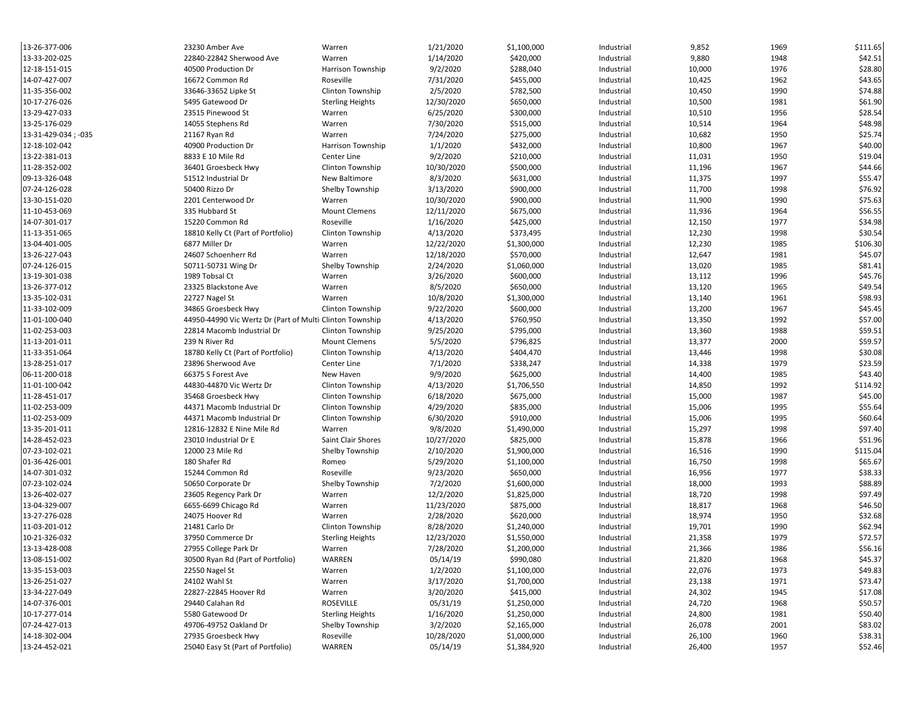| | | | | | | | | |
|---|---|---|---|---|---|---|---|---|
| 13-26-377-006 | 23230 Amber Ave | Warren | 1/21/2020 | $1,100,000 | Industrial | 9,852 | 1969 | $111.65 |
| 13-33-202-025 | 22840-22842 Sherwood Ave | Warren | 1/14/2020 | $420,000 | Industrial | 9,880 | 1948 | $42.51 |
| 12-18-151-015 | 40500 Production Dr | Harrison Township | 9/2/2020 | $288,040 | Industrial | 10,000 | 1976 | $28.80 |
| 14-07-427-007 | 16672 Common Rd | Roseville | 7/31/2020 | $455,000 | Industrial | 10,425 | 1962 | $43.65 |
| 11-35-356-002 | 33646-33652 Lipke St | Clinton Township | 2/5/2020 | $782,500 | Industrial | 10,450 | 1990 | $74.88 |
| 10-17-276-026 | 5495 Gatewood Dr | Sterling Heights | 12/30/2020 | $650,000 | Industrial | 10,500 | 1981 | $61.90 |
| 13-29-427-033 | 23515 Pinewood St | Warren | 6/25/2020 | $300,000 | Industrial | 10,510 | 1956 | $28.54 |
| 13-25-176-029 | 14055 Stephens Rd | Warren | 7/30/2020 | $515,000 | Industrial | 10,514 | 1964 | $48.98 |
| 13-31-429-034 ; -035 | 21167 Ryan Rd | Warren | 7/24/2020 | $275,000 | Industrial | 10,682 | 1950 | $25.74 |
| 12-18-102-042 | 40900 Production Dr | Harrison Township | 1/1/2020 | $432,000 | Industrial | 10,800 | 1967 | $40.00 |
| 13-22-381-013 | 8833 E 10 Mile Rd | Center Line | 9/2/2020 | $210,000 | Industrial | 11,031 | 1950 | $19.04 |
| 11-28-352-002 | 36401 Groesbeck Hwy | Clinton Township | 10/30/2020 | $500,000 | Industrial | 11,196 | 1967 | $44.66 |
| 09-13-326-048 | 51512 Industrial Dr | New Baltimore | 8/3/2020 | $631,000 | Industrial | 11,375 | 1997 | $55.47 |
| 07-24-126-028 | 50400 Rizzo Dr | Shelby Township | 3/13/2020 | $900,000 | Industrial | 11,700 | 1998 | $76.92 |
| 13-30-151-020 | 2201 Centerwood Dr | Warren | 10/30/2020 | $900,000 | Industrial | 11,900 | 1990 | $75.63 |
| 11-10-453-069 | 335 Hubbard St | Mount Clemens | 12/11/2020 | $675,000 | Industrial | 11,936 | 1964 | $56.55 |
| 14-07-301-017 | 15220 Common Rd | Roseville | 1/16/2020 | $425,000 | Industrial | 12,150 | 1977 | $34.98 |
| 11-13-351-065 | 18810 Kelly Ct (Part of Portfolio) | Clinton Township | 4/13/2020 | $373,495 | Industrial | 12,230 | 1998 | $30.54 |
| 13-04-401-005 | 6877 Miller Dr | Warren | 12/22/2020 | $1,300,000 | Industrial | 12,230 | 1985 | $106.30 |
| 13-26-227-043 | 24607 Schoenherr Rd | Warren | 12/18/2020 | $570,000 | Industrial | 12,647 | 1981 | $45.07 |
| 07-24-126-015 | 50711-50731 Wing Dr | Shelby Township | 2/24/2020 | $1,060,000 | Industrial | 13,020 | 1985 | $81.41 |
| 13-19-301-038 | 1989 Tobsal Ct | Warren | 3/26/2020 | $600,000 | Industrial | 13,112 | 1996 | $45.76 |
| 13-26-377-012 | 23325 Blackstone Ave | Warren | 8/5/2020 | $650,000 | Industrial | 13,120 | 1965 | $49.54 |
| 13-35-102-031 | 22727 Nagel St | Warren | 10/8/2020 | $1,300,000 | Industrial | 13,140 | 1961 | $98.93 |
| 11-33-102-009 | 34865 Groesbeck Hwy | Clinton Township | 9/22/2020 | $600,000 | Industrial | 13,200 | 1967 | $45.45 |
| 11-01-100-040 | 44950-44990 Vic Wertz Dr (Part of Multi | Clinton Township | 4/13/2020 | $760,950 | Industrial | 13,350 | 1992 | $57.00 |
| 11-02-253-003 | 22814 Macomb Industrial Dr | Clinton Township | 9/25/2020 | $795,000 | Industrial | 13,360 | 1988 | $59.51 |
| 11-13-201-011 | 239 N River Rd | Mount Clemens | 5/5/2020 | $796,825 | Industrial | 13,377 | 2000 | $59.57 |
| 11-33-351-064 | 18780 Kelly Ct (Part of Portfolio) | Clinton Township | 4/13/2020 | $404,470 | Industrial | 13,446 | 1998 | $30.08 |
| 13-28-251-017 | 23896 Sherwood Ave | Center Line | 7/1/2020 | $338,247 | Industrial | 14,338 | 1979 | $23.59 |
| 06-11-200-018 | 66375 S Forest Ave | New Haven | 9/9/2020 | $625,000 | Industrial | 14,400 | 1985 | $43.40 |
| 11-01-100-042 | 44830-44870 Vic Wertz Dr | Clinton Township | 4/13/2020 | $1,706,550 | Industrial | 14,850 | 1992 | $114.92 |
| 11-28-451-017 | 35468 Groesbeck Hwy | Clinton Township | 6/18/2020 | $675,000 | Industrial | 15,000 | 1987 | $45.00 |
| 11-02-253-009 | 44371 Macomb Industrial Dr | Clinton Township | 4/29/2020 | $835,000 | Industrial | 15,006 | 1995 | $55.64 |
| 11-02-253-009 | 44371 Macomb Industrial Dr | Clinton Township | 6/30/2020 | $910,000 | Industrial | 15,006 | 1995 | $60.64 |
| 13-35-201-011 | 12816-12832 E Nine Mile Rd | Warren | 9/8/2020 | $1,490,000 | Industrial | 15,297 | 1998 | $97.40 |
| 14-28-452-023 | 23010 Industrial Dr E | Saint Clair Shores | 10/27/2020 | $825,000 | Industrial | 15,878 | 1966 | $51.96 |
| 07-23-102-021 | 12000 23 Mile Rd | Shelby Township | 2/10/2020 | $1,900,000 | Industrial | 16,516 | 1990 | $115.04 |
| 01-36-426-001 | 180 Shafer Rd | Romeo | 5/29/2020 | $1,100,000 | Industrial | 16,750 | 1998 | $65.67 |
| 14-07-301-032 | 15244 Common Rd | Roseville | 9/23/2020 | $650,000 | Industrial | 16,956 | 1977 | $38.33 |
| 07-23-102-024 | 50650 Corporate Dr | Shelby Township | 7/2/2020 | $1,600,000 | Industrial | 18,000 | 1993 | $88.89 |
| 13-26-402-027 | 23605 Regency Park Dr | Warren | 12/2/2020 | $1,825,000 | Industrial | 18,720 | 1998 | $97.49 |
| 13-04-329-007 | 6655-6699 Chicago Rd | Warren | 11/23/2020 | $875,000 | Industrial | 18,817 | 1968 | $46.50 |
| 13-27-276-028 | 24075 Hoover Rd | Warren | 2/28/2020 | $620,000 | Industrial | 18,974 | 1950 | $32.68 |
| 11-03-201-012 | 21481 Carlo Dr | Clinton Township | 8/28/2020 | $1,240,000 | Industrial | 19,701 | 1990 | $62.94 |
| 10-21-326-032 | 37950 Commerce Dr | Sterling Heights | 12/23/2020 | $1,550,000 | Industrial | 21,358 | 1979 | $72.57 |
| 13-13-428-008 | 27955 College Park Dr | Warren | 7/28/2020 | $1,200,000 | Industrial | 21,366 | 1986 | $56.16 |
| 13-08-151-002 | 30500 Ryan Rd (Part of Portfolio) | WARREN | 05/14/19 | $990,080 | Industrial | 21,820 | 1968 | $45.37 |
| 13-35-153-003 | 22550 Nagel St | Warren | 1/2/2020 | $1,100,000 | Industrial | 22,076 | 1973 | $49.83 |
| 13-26-251-027 | 24102 Wahl St | Warren | 3/17/2020 | $1,700,000 | Industrial | 23,138 | 1971 | $73.47 |
| 13-34-227-049 | 22827-22845 Hoover Rd | Warren | 3/20/2020 | $415,000 | Industrial | 24,302 | 1945 | $17.08 |
| 14-07-376-001 | 29440 Calahan Rd | ROSEVILLE | 05/31/19 | $1,250,000 | Industrial | 24,720 | 1968 | $50.57 |
| 10-17-277-014 | 5580 Gatewood Dr | Sterling Heights | 1/16/2020 | $1,250,000 | Industrial | 24,800 | 1981 | $50.40 |
| 07-24-427-013 | 49706-49752 Oakland Dr | Shelby Township | 3/2/2020 | $2,165,000 | Industrial | 26,078 | 2001 | $83.02 |
| 14-18-302-004 | 27935 Groesbeck Hwy | Roseville | 10/28/2020 | $1,000,000 | Industrial | 26,100 | 1960 | $38.31 |
| 13-24-452-021 | 25040 Easy St (Part of Portfolio) | WARREN | 05/14/19 | $1,384,920 | Industrial | 26,400 | 1957 | $52.46 |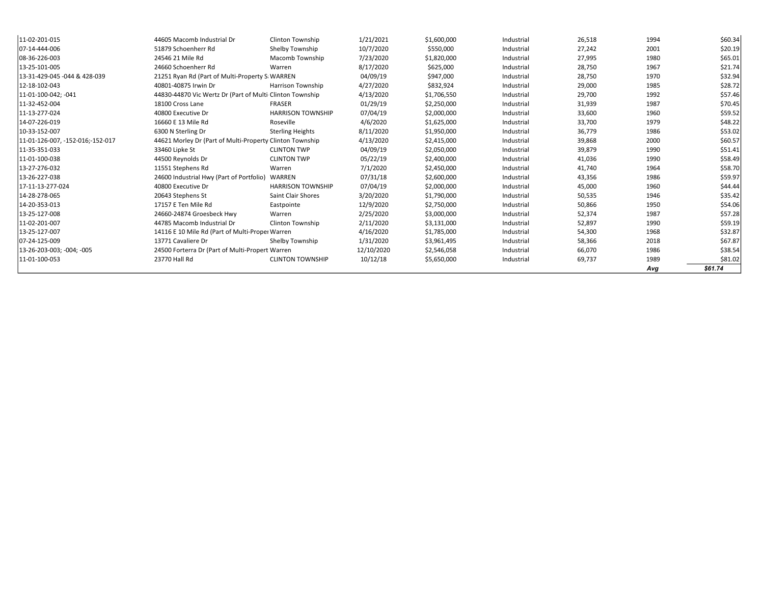| | | | | | | | | |
|---|---|---|---|---|---|---|---|---|
| 11-02-201-015 | 44605 Macomb Industrial Dr | Clinton Township | 1/21/2021 | $1,600,000 | Industrial | 26,518 | 1994 | $60.34 |
| 07-14-444-006 | 51879 Schoenherr Rd | Shelby Township | 10/7/2020 | $550,000 | Industrial | 27,242 | 2001 | $20.19 |
| 08-36-226-003 | 24546 21 Mile Rd | Macomb Township | 7/23/2020 | $1,820,000 | Industrial | 27,995 | 1980 | $65.01 |
| 13-25-101-005 | 24660 Schoenherr Rd | Warren | 8/17/2020 | $625,000 | Industrial | 28,750 | 1967 | $21.74 |
| 13-31-429-045 -044 & 428-039 | 21251 Ryan Rd (Part of Multi-Property S | WARREN | 04/09/19 | $947,000 | Industrial | 28,750 | 1970 | $32.94 |
| 12-18-102-043 | 40801-40875 Irwin Dr | Harrison Township | 4/27/2020 | $832,924 | Industrial | 29,000 | 1985 | $28.72 |
| 11-01-100-042; -041 | 44830-44870 Vic Wertz Dr (Part of Multi | Clinton Township | 4/13/2020 | $1,706,550 | Industrial | 29,700 | 1992 | $57.46 |
| 11-32-452-004 | 18100 Cross Lane | FRASER | 01/29/19 | $2,250,000 | Industrial | 31,939 | 1987 | $70.45 |
| 11-13-277-024 | 40800 Executive Dr | HARRISON TOWNSHIP | 07/04/19 | $2,000,000 | Industrial | 33,600 | 1960 | $59.52 |
| 14-07-226-019 | 16660 E 13 Mile Rd | Roseville | 4/6/2020 | $1,625,000 | Industrial | 33,700 | 1979 | $48.22 |
| 10-33-152-007 | 6300 N Sterling Dr | Sterling Heights | 8/11/2020 | $1,950,000 | Industrial | 36,779 | 1986 | $53.02 |
| 11-01-126-007, -152-016;-152-017 | 44621 Morley Dr (Part of Multi-Property | Clinton Township | 4/13/2020 | $2,415,000 | Industrial | 39,868 | 2000 | $60.57 |
| 11-35-351-033 | 33460 Lipke St | CLINTON TWP | 04/09/19 | $2,050,000 | Industrial | 39,879 | 1990 | $51.41 |
| 11-01-100-038 | 44500 Reynolds Dr | CLINTON TWP | 05/22/19 | $2,400,000 | Industrial | 41,036 | 1990 | $58.49 |
| 13-27-276-032 | 11551 Stephens Rd | Warren | 7/1/2020 | $2,450,000 | Industrial | 41,740 | 1964 | $58.70 |
| 13-26-227-038 | 24600 Industrial Hwy (Part of Portfolio) | WARREN | 07/31/18 | $2,600,000 | Industrial | 43,356 | 1986 | $59.97 |
| 17-11-13-277-024 | 40800 Executive Dr | HARRISON TOWNSHIP | 07/04/19 | $2,000,000 | Industrial | 45,000 | 1960 | $44.44 |
| 14-28-278-065 | 20643 Stephens St | Saint Clair Shores | 3/20/2020 | $1,790,000 | Industrial | 50,535 | 1946 | $35.42 |
| 14-20-353-013 | 17157 E Ten Mile Rd | Eastpointe | 12/9/2020 | $2,750,000 | Industrial | 50,866 | 1950 | $54.06 |
| 13-25-127-008 | 24660-24874 Groesbeck Hwy | Warren | 2/25/2020 | $3,000,000 | Industrial | 52,374 | 1987 | $57.28 |
| 11-02-201-007 | 44785 Macomb Industrial Dr | Clinton Township | 2/11/2020 | $3,131,000 | Industrial | 52,897 | 1990 | $59.19 |
| 13-25-127-007 | 14116 E 10 Mile Rd (Part of Multi-Proper | Warren | 4/16/2020 | $1,785,000 | Industrial | 54,300 | 1968 | $32.87 |
| 07-24-125-009 | 13771 Cavaliere Dr | Shelby Township | 1/31/2020 | $3,961,495 | Industrial | 58,366 | 2018 | $67.87 |
| 13-26-203-003; -004; -005 | 24500 Forterra Dr (Part of Multi-Propert | Warren | 12/10/2020 | $2,546,058 | Industrial | 66,070 | 1986 | $38.54 |
| 11-01-100-053 | 23770 Hall Rd | CLINTON TOWNSHIP | 10/12/18 | $5,650,000 | Industrial | 69,737 | 1989 | $81.02 |
| | | | | | | | *Avg* | ***$61.74*** |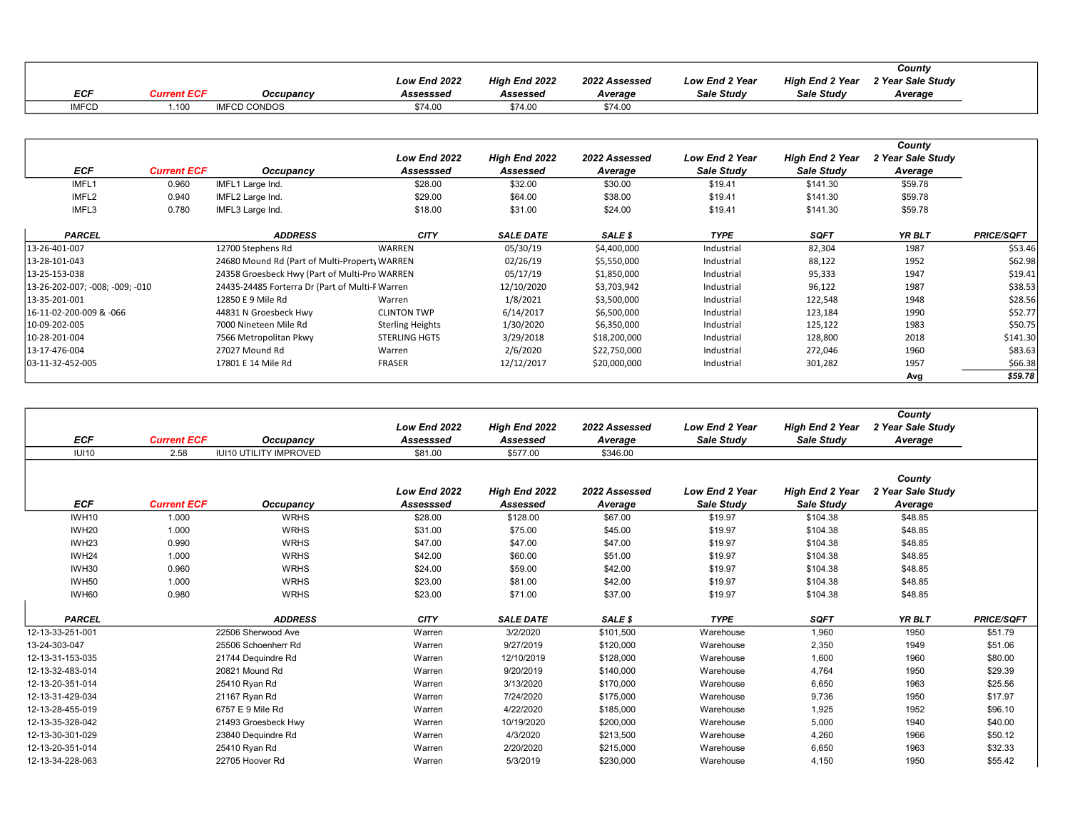| ECF | Current ECF | Occupancy | Low End 2022 Asssessed | High End 2022 Assessed | 2022 Assessed Average | Low End 2 Year Sale Study | High End 2 Year Sale Study | County 2 Year Sale Study Average |
|---|---|---|---|---|---|---|---|---|
| IMFCD | 1.100 | IMFCD CONDOS | $74.00 | $74.00 | $74.00 | | | |

| ECF | Current ECF | Occupancy | Low End 2022 Asssessed | High End 2022 Assessed | 2022 Assessed Average | Low End 2 Year Sale Study | High End 2 Year Sale Study | County 2 Year Sale Study Average |
|---|---|---|---|---|---|---|---|---|
| IMFL1 | 0.960 | IMFL1 Large Ind. | $28.00 | $32.00 | $30.00 | $19.41 | $141.30 | $59.78 |
| IMFL2 | 0.940 | IMFL2 Large Ind. | $29.00 | $64.00 | $38.00 | $19.41 | $141.30 | $59.78 |
| IMFL3 | 0.780 | IMFL3 Large Ind. | $18.00 | $31.00 | $24.00 | $19.41 | $141.30 | $59.78 |

| PARCEL | ADDRESS | CITY | SALE DATE | SALE $ | TYPE | SQFT | YR BLT | PRICE/SQFT |
|---|---|---|---|---|---|---|---|---|
| 13-26-401-007 | 12700 Stephens Rd | WARREN | 05/30/19 | $4,400,000 | Industrial | 82,304 | 1987 | $53.46 |
| 13-28-101-043 | 24680 Mound Rd (Part of Multi-Property | WARREN | 02/26/19 | $5,550,000 | Industrial | 88,122 | 1952 | $62.98 |
| 13-25-153-038 | 24358 Groesbeck Hwy (Part of Multi-Pro | WARREN | 05/17/19 | $1,850,000 | Industrial | 95,333 | 1947 | $19.41 |
| 13-26-202-007; -008; -009; -010 | 24435-24485 Forterra Dr (Part of Multi-F | Warren | 12/10/2020 | $3,703,942 | Industrial | 96,122 | 1987 | $38.53 |
| 13-35-201-001 | 12850 E 9 Mile Rd | Warren | 1/8/2021 | $3,500,000 | Industrial | 122,548 | 1948 | $28.56 |
| 16-11-02-200-009 & -066 | 44831 N Groesbeck Hwy | CLINTON TWP | 6/14/2017 | $6,500,000 | Industrial | 123,184 | 1990 | $52.77 |
| 10-09-202-005 | 7000 Nineteen Mile Rd | Sterling Heights | 1/30/2020 | $6,350,000 | Industrial | 125,122 | 1983 | $50.75 |
| 10-28-201-004 | 7566 Metropolitan Pkwy | STERLING HGTS | 3/29/2018 | $18,200,000 | Industrial | 128,800 | 2018 | $141.30 |
| 13-17-476-004 | 27027 Mound Rd | Warren | 2/6/2020 | $22,750,000 | Industrial | 272,046 | 1960 | $83.63 |
| 03-11-32-452-005 | 17801 E 14 Mile Rd | FRASER | 12/12/2017 | $20,000,000 | Industrial | 301,282 | 1957 | $66.38 |
| | | | | | | | Avg | **$59.78** |

| ECF | Current ECF | Occupancy | Low End 2022 Asssessed | High End 2022 Assessed | 2022 Assessed Average | Low End 2 Year Sale Study | High End 2 Year Sale Study | County 2 Year Sale Study Average |
|---|---|---|---|---|---|---|---|---|
| IUI10 | 2.58 | IUI10 UTILITY IMPROVED | $81.00 | $577.00 | $346.00 | | | |

| ECF | Current ECF | Occupancy | Low End 2022 Asssessed | High End 2022 Assessed | 2022 Assessed Average | Low End 2 Year Sale Study | High End 2 Year Sale Study | County 2 Year Sale Study Average |
|---|---|---|---|---|---|---|---|---|
| IWH10 | 1.000 | WRHS | $28.00 | $128.00 | $67.00 | $19.97 | $104.38 | $48.85 |
| IWH20 | 1.000 | WRHS | $31.00 | $75.00 | $45.00 | $19.97 | $104.38 | $48.85 |
| IWH23 | 0.990 | WRHS | $47.00 | $47.00 | $47.00 | $19.97 | $104.38 | $48.85 |
| IWH24 | 1.000 | WRHS | $42.00 | $60.00 | $51.00 | $19.97 | $104.38 | $48.85 |
| IWH30 | 0.960 | WRHS | $24.00 | $59.00 | $42.00 | $19.97 | $104.38 | $48.85 |
| IWH50 | 1.000 | WRHS | $23.00 | $81.00 | $42.00 | $19.97 | $104.38 | $48.85 |
| IWH60 | 0.980 | WRHS | $23.00 | $71.00 | $37.00 | $19.97 | $104.38 | $48.85 |

| PARCEL | ADDRESS | CITY | SALE DATE | SALE $ | TYPE | SQFT | YR BLT | PRICE/SQFT |
|---|---|---|---|---|---|---|---|---|
| 12-13-33-251-001 | 22506 Sherwood Ave | Warren | 3/2/2020 | $101,500 | Warehouse | 1,960 | 1950 | $51.79 |
| 13-24-303-047 | 25506 Schoenherr Rd | Warren | 9/27/2019 | $120,000 | Warehouse | 2,350 | 1949 | $51.06 |
| 12-13-31-153-035 | 21744 Dequindre Rd | Warren | 12/10/2019 | $128,000 | Warehouse | 1,600 | 1960 | $80.00 |
| 12-13-32-483-014 | 20821 Mound Rd | Warren | 9/20/2019 | $140,000 | Warehouse | 4,764 | 1950 | $29.39 |
| 12-13-20-351-014 | 25410 Ryan Rd | Warren | 3/13/2020 | $170,000 | Warehouse | 6,650 | 1963 | $25.56 |
| 12-13-31-429-034 | 21167 Ryan Rd | Warren | 7/24/2020 | $175,000 | Warehouse | 9,736 | 1950 | $17.97 |
| 12-13-28-455-019 | 6757 E 9 Mile Rd | Warren | 4/22/2020 | $185,000 | Warehouse | 1,925 | 1952 | $96.10 |
| 12-13-35-328-042 | 21493 Groesbeck Hwy | Warren | 10/19/2020 | $200,000 | Warehouse | 5,000 | 1940 | $40.00 |
| 12-13-30-301-029 | 23840 Dequindre Rd | Warren | 4/3/2020 | $213,500 | Warehouse | 4,260 | 1966 | $50.12 |
| 12-13-20-351-014 | 25410 Ryan Rd | Warren | 2/20/2020 | $215,000 | Warehouse | 6,650 | 1963 | $32.33 |
| 12-13-34-228-063 | 22705 Hoover Rd | Warren | 5/3/2019 | $230,000 | Warehouse | 4,150 | 1950 | $55.42 |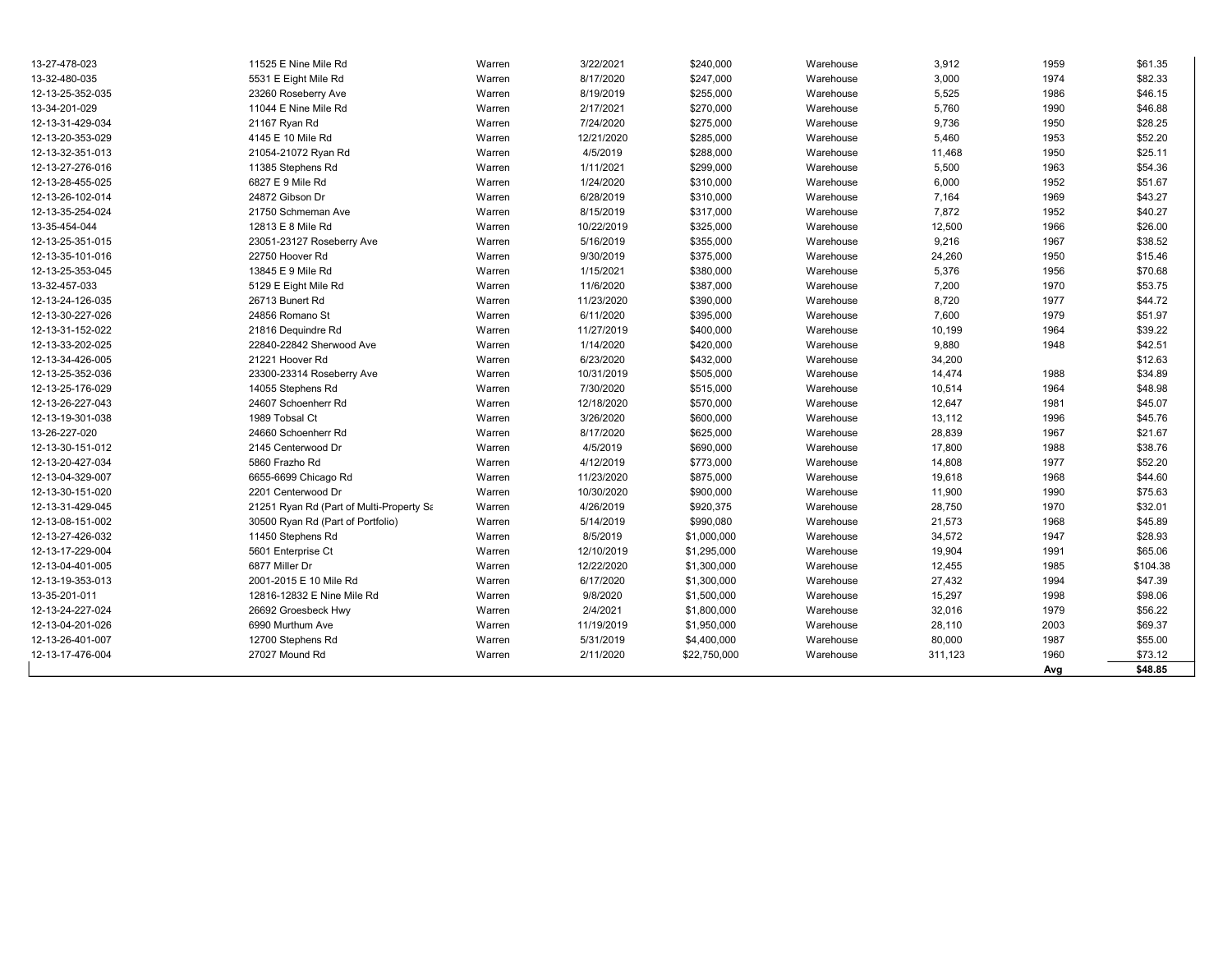| | | | | | | | | |
|---|---|---|---|---|---|---|---|---|
| 13-27-478-023 | 11525 E Nine Mile Rd | Warren | 3/22/2021 | $240,000 | Warehouse | 3,912 | 1959 | $61.35 |
| 13-32-480-035 | 5531 E Eight Mile Rd | Warren | 8/17/2020 | $247,000 | Warehouse | 3,000 | 1974 | $82.33 |
| 12-13-25-352-035 | 23260 Roseberry Ave | Warren | 8/19/2019 | $255,000 | Warehouse | 5,525 | 1986 | $46.15 |
| 13-34-201-029 | 11044 E Nine Mile Rd | Warren | 2/17/2021 | $270,000 | Warehouse | 5,760 | 1990 | $46.88 |
| 12-13-31-429-034 | 21167 Ryan Rd | Warren | 7/24/2020 | $275,000 | Warehouse | 9,736 | 1950 | $28.25 |
| 12-13-20-353-029 | 4145 E 10 Mile Rd | Warren | 12/21/2020 | $285,000 | Warehouse | 5,460 | 1953 | $52.20 |
| 12-13-32-351-013 | 21054-21072 Ryan Rd | Warren | 4/5/2019 | $288,000 | Warehouse | 11,468 | 1950 | $25.11 |
| 12-13-27-276-016 | 11385 Stephens Rd | Warren | 1/11/2021 | $299,000 | Warehouse | 5,500 | 1963 | $54.36 |
| 12-13-28-455-025 | 6827 E 9 Mile Rd | Warren | 1/24/2020 | $310,000 | Warehouse | 6,000 | 1952 | $51.67 |
| 12-13-26-102-014 | 24872 Gibson Dr | Warren | 6/28/2019 | $310,000 | Warehouse | 7,164 | 1969 | $43.27 |
| 12-13-35-254-024 | 21750 Schmeman Ave | Warren | 8/15/2019 | $317,000 | Warehouse | 7,872 | 1952 | $40.27 |
| 13-35-454-044 | 12813 E 8 Mile Rd | Warren | 10/22/2019 | $325,000 | Warehouse | 12,500 | 1966 | $26.00 |
| 12-13-25-351-015 | 23051-23127 Roseberry Ave | Warren | 5/16/2019 | $355,000 | Warehouse | 9,216 | 1967 | $38.52 |
| 12-13-35-101-016 | 22750 Hoover Rd | Warren | 9/30/2019 | $375,000 | Warehouse | 24,260 | 1950 | $15.46 |
| 12-13-25-353-045 | 13845 E 9 Mile Rd | Warren | 1/15/2021 | $380,000 | Warehouse | 5,376 | 1956 | $70.68 |
| 13-32-457-033 | 5129 E Eight Mile Rd | Warren | 11/6/2020 | $387,000 | Warehouse | 7,200 | 1970 | $53.75 |
| 12-13-24-126-035 | 26713 Bunert Rd | Warren | 11/23/2020 | $390,000 | Warehouse | 8,720 | 1977 | $44.72 |
| 12-13-30-227-026 | 24856 Romano St | Warren | 6/11/2020 | $395,000 | Warehouse | 7,600 | 1979 | $51.97 |
| 12-13-31-152-022 | 21816 Dequindre Rd | Warren | 11/27/2019 | $400,000 | Warehouse | 10,199 | 1964 | $39.22 |
| 12-13-33-202-025 | 22840-22842 Sherwood Ave | Warren | 1/14/2020 | $420,000 | Warehouse | 9,880 | 1948 | $42.51 |
| 12-13-34-426-005 | 21221 Hoover Rd | Warren | 6/23/2020 | $432,000 | Warehouse | 34,200 | | $12.63 |
| 12-13-25-352-036 | 23300-23314 Roseberry Ave | Warren | 10/31/2019 | $505,000 | Warehouse | 14,474 | 1988 | $34.89 |
| 12-13-25-176-029 | 14055 Stephens Rd | Warren | 7/30/2020 | $515,000 | Warehouse | 10,514 | 1964 | $48.98 |
| 12-13-26-227-043 | 24607 Schoenherr Rd | Warren | 12/18/2020 | $570,000 | Warehouse | 12,647 | 1981 | $45.07 |
| 12-13-19-301-038 | 1989 Tobsal Ct | Warren | 3/26/2020 | $600,000 | Warehouse | 13,112 | 1996 | $45.76 |
| 13-26-227-020 | 24660 Schoenherr Rd | Warren | 8/17/2020 | $625,000 | Warehouse | 28,839 | 1967 | $21.67 |
| 12-13-30-151-012 | 2145 Centerwood Dr | Warren | 4/5/2019 | $690,000 | Warehouse | 17,800 | 1988 | $38.76 |
| 12-13-20-427-034 | 5860 Frazho Rd | Warren | 4/12/2019 | $773,000 | Warehouse | 14,808 | 1977 | $52.20 |
| 12-13-04-329-007 | 6655-6699 Chicago Rd | Warren | 11/23/2020 | $875,000 | Warehouse | 19,618 | 1968 | $44.60 |
| 12-13-30-151-020 | 2201 Centerwood Dr | Warren | 10/30/2020 | $900,000 | Warehouse | 11,900 | 1990 | $75.63 |
| 12-13-31-429-045 | 21251 Ryan Rd (Part of Multi-Property Sa | Warren | 4/26/2019 | $920,375 | Warehouse | 28,750 | 1970 | $32.01 |
| 12-13-08-151-002 | 30500 Ryan Rd (Part of Portfolio) | Warren | 5/14/2019 | $990,080 | Warehouse | 21,573 | 1968 | $45.89 |
| 12-13-27-426-032 | 11450 Stephens Rd | Warren | 8/5/2019 | $1,000,000 | Warehouse | 34,572 | 1947 | $28.93 |
| 12-13-17-229-004 | 5601 Enterprise Ct | Warren | 12/10/2019 | $1,295,000 | Warehouse | 19,904 | 1991 | $65.06 |
| 12-13-04-401-005 | 6877 Miller Dr | Warren | 12/22/2020 | $1,300,000 | Warehouse | 12,455 | 1985 | $104.38 |
| 12-13-19-353-013 | 2001-2015 E 10 Mile Rd | Warren | 6/17/2020 | $1,300,000 | Warehouse | 27,432 | 1994 | $47.39 |
| 13-35-201-011 | 12816-12832 E Nine Mile Rd | Warren | 9/8/2020 | $1,500,000 | Warehouse | 15,297 | 1998 | $98.06 |
| 12-13-24-227-024 | 26692 Groesbeck Hwy | Warren | 2/4/2021 | $1,800,000 | Warehouse | 32,016 | 1979 | $56.22 |
| 12-13-04-201-026 | 6990 Murthum Ave | Warren | 11/19/2019 | $1,950,000 | Warehouse | 28,110 | 2003 | $69.37 |
| 12-13-26-401-007 | 12700 Stephens Rd | Warren | 5/31/2019 | $4,400,000 | Warehouse | 80,000 | 1987 | $55.00 |
| 12-13-17-476-004 | 27027 Mound Rd | Warren | 2/11/2020 | $22,750,000 | Warehouse | 311,123 | 1960 | $73.12 |
| | | | | | | | **Avg** | **$48.85** |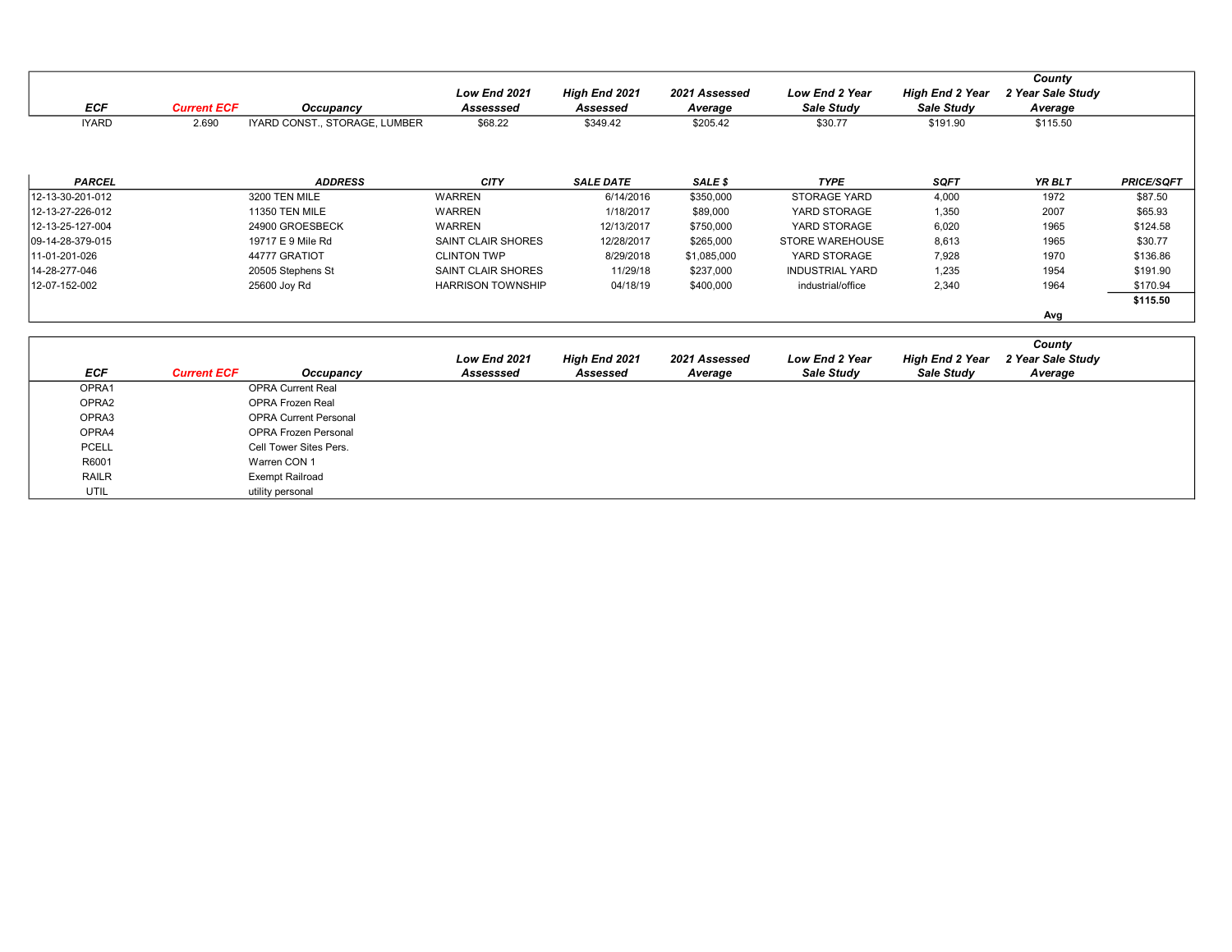| ECF | Current ECF | Occupancy | Low End 2021 Assesssed | High End 2021 Assessed | 2021 Assessed Average | Low End 2 Year Sale Study | High End 2 Year Sale Study | County 2 Year Sale Study Average |
|---|---|---|---|---|---|---|---|---|
| IYARD | 2.690 | IYARD CONST., STORAGE, LUMBER | $68.22 | $349.42 | $205.42 | $30.77 | $191.90 | $115.50 |

| PARCEL | ADDRESS | CITY | SALE DATE | SALE $ | TYPE | SQFT | YR BLT | PRICE/SQFT |
|---|---|---|---|---|---|---|---|---|
| 12-13-30-201-012 | 3200 TEN MILE | WARREN | 6/14/2016 | $350,000 | STORAGE YARD | 4,000 | 1972 | $87.50 |
| 12-13-27-226-012 | 11350 TEN MILE | WARREN | 1/18/2017 | $89,000 | YARD STORAGE | 1,350 | 2007 | $65.93 |
| 12-13-25-127-004 | 24900 GROESBECK | WARREN | 12/13/2017 | $750,000 | YARD STORAGE | 6,020 | 1965 | $124.58 |
| 09-14-28-379-015 | 19717 E 9 Mile Rd | SAINT CLAIR SHORES | 12/28/2017 | $265,000 | STORE WAREHOUSE | 8,613 | 1965 | $30.77 |
| 11-01-201-026 | 44777 GRATIOT | CLINTON TWP | 8/29/2018 | $1,085,000 | YARD STORAGE | 7,928 | 1970 | $136.86 |
| 14-28-277-046 | 20505 Stephens St | SAINT CLAIR SHORES | 11/29/18 | $237,000 | INDUSTRIAL YARD | 1,235 | 1954 | $191.90 |
| 12-07-152-002 | 25600 Joy Rd | HARRISON TOWNSHIP | 04/18/19 | $400,000 | industrial/office | 2,340 | 1964 | $170.94 |
| | | | | | | | Avg | $115.50 |

| ECF | Current ECF | Occupancy | Low End 2021 Assesssed | High End 2021 Assessed | 2021 Assessed Average | Low End 2 Year Sale Study | High End 2 Year Sale Study | County 2 Year Sale Study Average |
|---|---|---|---|---|---|---|---|---|
| OPRA1 | | OPRA Current Real | | | | | | |
| OPRA2 | | OPRA Frozen Real | | | | | | |
| OPRA3 | | OPRA Current Personal | | | | | | |
| OPRA4 | | OPRA Frozen Personal | | | | | | |
| PCELL | | Cell Tower Sites Pers. | | | | | | |
| R6001 | | Warren CON 1 | | | | | | |
| RAILR | | Exempt Railroad | | | | | | |
| UTIL | | utility personal | | | | | | |